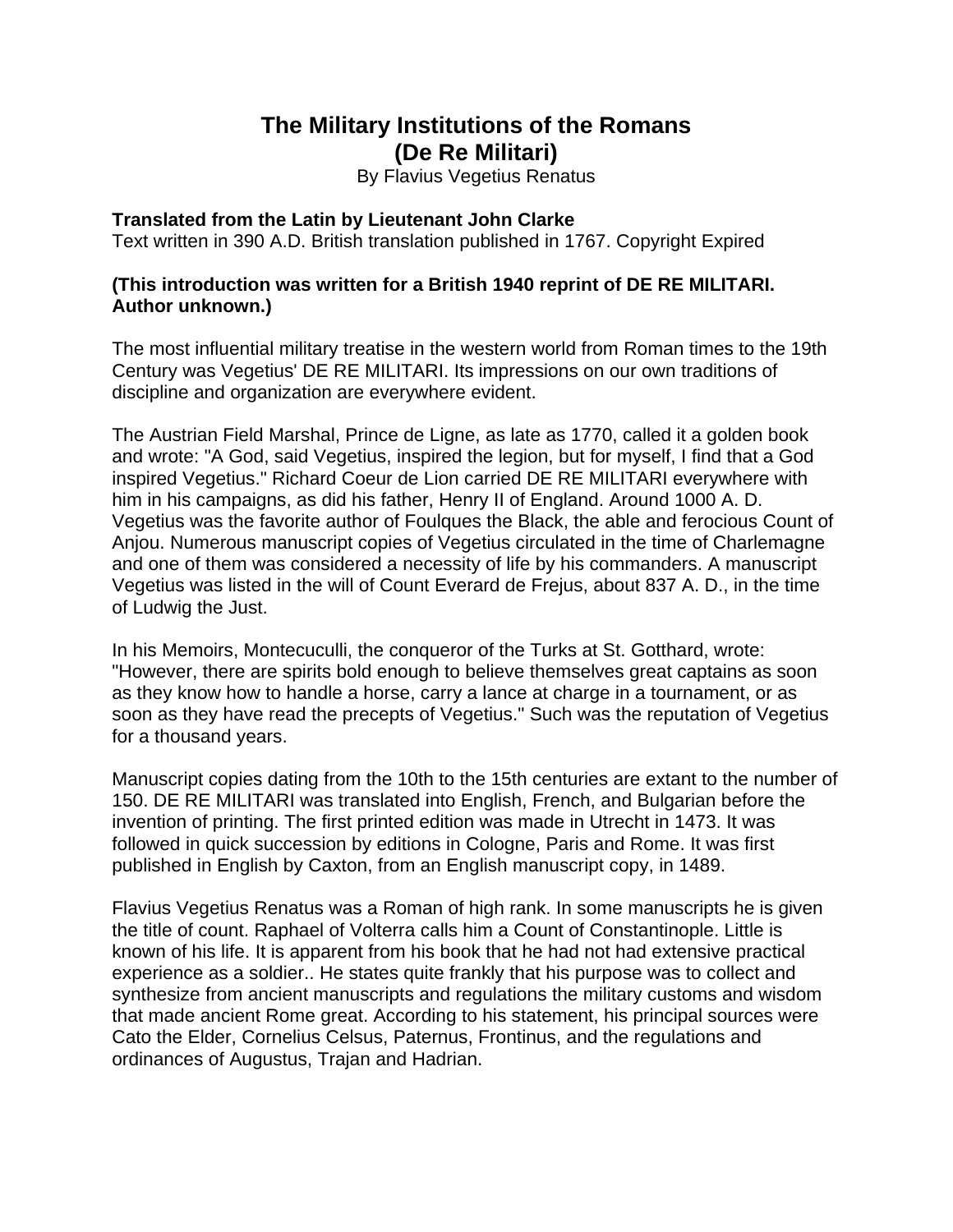# The Military Institutions of the Romans (De Re Militari)

By Flavius Vegetius Renatus

**Translated from the Latin by Lieutenant John Clarke**
Text written in 390 A.D. British translation published in 1767. Copyright Expired

**(This introduction was written for a British 1940 reprint of DE RE MILITARI. Author unknown.)**

The most influential military treatise in the western world from Roman times to the 19th Century was Vegetius' DE RE MILITARI. Its impressions on our own traditions of discipline and organization are everywhere evident.

The Austrian Field Marshal, Prince de Ligne, as late as 1770, called it a golden book and wrote: "A God, said Vegetius, inspired the legion, but for myself, I find that a God inspired Vegetius." Richard Coeur de Lion carried DE RE MILITARI everywhere with him in his campaigns, as did his father, Henry II of England. Around 1000 A. D. Vegetius was the favorite author of Foulques the Black, the able and ferocious Count of Anjou. Numerous manuscript copies of Vegetius circulated in the time of Charlemagne and one of them was considered a necessity of life by his commanders. A manuscript Vegetius was listed in the will of Count Everard de Frejus, about 837 A. D., in the time of Ludwig the Just.

In his Memoirs, Montecuculli, the conqueror of the Turks at St. Gotthard, wrote: "However, there are spirits bold enough to believe themselves great captains as soon as they know how to handle a horse, carry a lance at charge in a tournament, or as soon as they have read the precepts of Vegetius." Such was the reputation of Vegetius for a thousand years.

Manuscript copies dating from the 10th to the 15th centuries are extant to the number of 150. DE RE MILITARI was translated into English, French, and Bulgarian before the invention of printing. The first printed edition was made in Utrecht in 1473. It was followed in quick succession by editions in Cologne, Paris and Rome. It was first published in English by Caxton, from an English manuscript copy, in 1489.

Flavius Vegetius Renatus was a Roman of high rank. In some manuscripts he is given the title of count. Raphael of Volterra calls him a Count of Constantinople. Little is known of his life. It is apparent from his book that he had not had extensive practical experience as a soldier.. He states quite frankly that his purpose was to collect and synthesize from ancient manuscripts and regulations the military customs and wisdom that made ancient Rome great. According to his statement, his principal sources were Cato the Elder, Cornelius Celsus, Paternus, Frontinus, and the regulations and ordinances of Augustus, Trajan and Hadrian.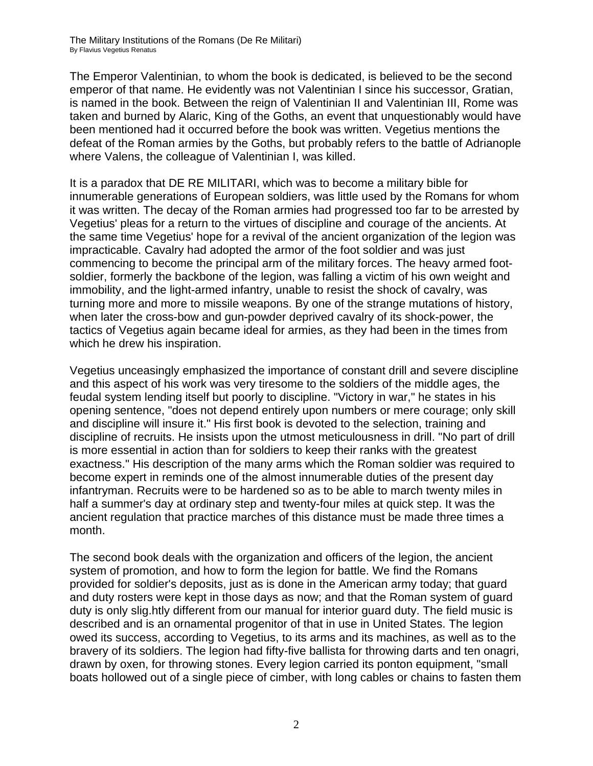The Emperor Valentinian, to whom the book is dedicated, is believed to be the second emperor of that name. He evidently was not Valentinian I since his successor, Gratian, is named in the book. Between the reign of Valentinian II and Valentinian III, Rome was taken and burned by Alaric, King of the Goths, an event that unquestionably would have been mentioned had it occurred before the book was written. Vegetius mentions the defeat of the Roman armies by the Goths, but probably refers to the battle of Adrianople where Valens, the colleague of Valentinian I, was killed.

It is a paradox that DE RE MILITARI, which was to become a military bible for innumerable generations of European soldiers, was little used by the Romans for whom it was written. The decay of the Roman armies had progressed too far to be arrested by Vegetius' pleas for a return to the virtues of discipline and courage of the ancients. At the same time Vegetius' hope for a revival of the ancient organization of the legion was impracticable. Cavalry had adopted the armor of the foot soldier and was just commencing to become the principal arm of the military forces. The heavy armed foot-soldier, formerly the backbone of the legion, was falling a victim of his own weight and immobility, and the light-armed infantry, unable to resist the shock of cavalry, was turning more and more to missile weapons. By one of the strange mutations of history, when later the cross-bow and gun-powder deprived cavalry of its shock-power, the tactics of Vegetius again became ideal for armies, as they had been in the times from which he drew his inspiration.

Vegetius unceasingly emphasized the importance of constant drill and severe discipline and this aspect of his work was very tiresome to the soldiers of the middle ages, the feudal system lending itself but poorly to discipline. "Victory in war," he states in his opening sentence, "does not depend entirely upon numbers or mere courage; only skill and discipline will insure it." His first book is devoted to the selection, training and discipline of recruits. He insists upon the utmost meticulousness in drill. "No part of drill is more essential in action than for soldiers to keep their ranks with the greatest exactness." His description of the many arms which the Roman soldier was required to become expert in reminds one of the almost innumerable duties of the present day infantryman. Recruits were to be hardened so as to be able to march twenty miles in half a summer's day at ordinary step and twenty-four miles at quick step. It was the ancient regulation that practice marches of this distance must be made three times a month.

The second book deals with the organization and officers of the legion, the ancient system of promotion, and how to form the legion for battle. We find the Romans provided for soldier's deposits, just as is done in the American army today; that guard and duty rosters were kept in those days as now; and that the Roman system of guard duty is only slig.htly different from our manual for interior guard duty. The field music is described and is an ornamental progenitor of that in use in United States. The legion owed its success, according to Vegetius, to its arms and its machines, as well as to the bravery of its soldiers. The legion had fifty-five ballista for throwing darts and ten onagri, drawn by oxen, for throwing stones. Every legion carried its ponton equipment, "small boats hollowed out of a single piece of cimber, with long cables or chains to fasten them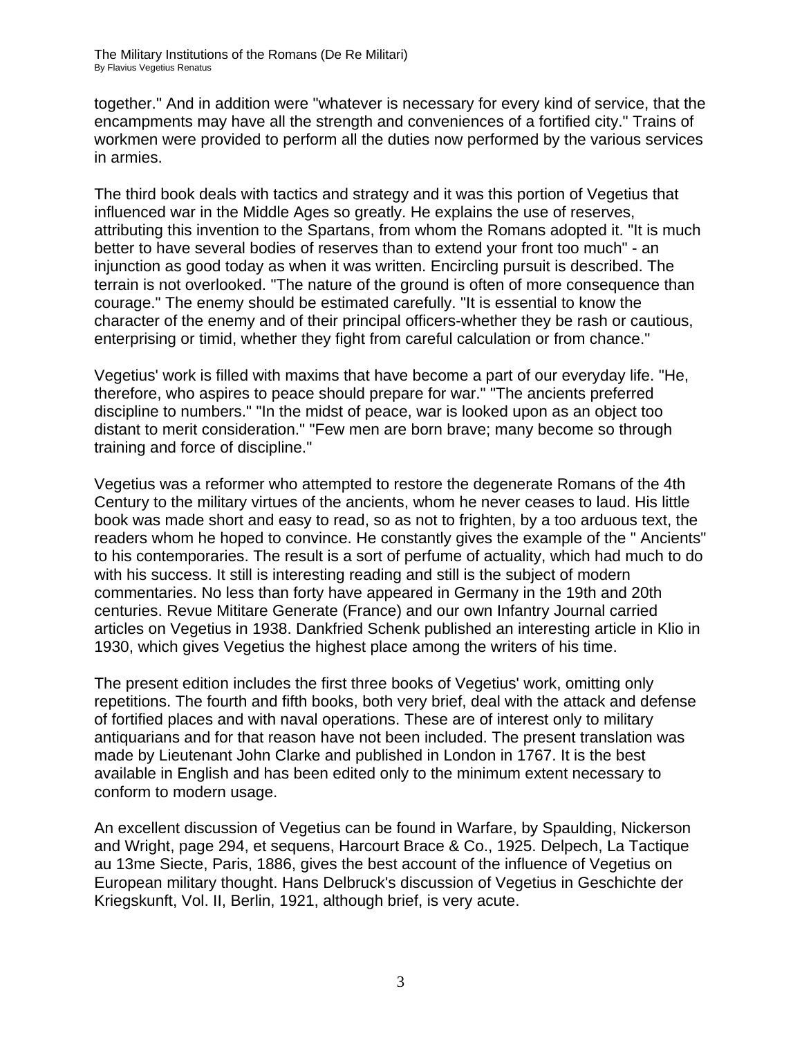together." And in addition were "whatever is necessary for every kind of service, that the encampments may have all the strength and conveniences of a fortified city." Trains of workmen were provided to perform all the duties now performed by the various services in armies.

The third book deals with tactics and strategy and it was this portion of Vegetius that influenced war in the Middle Ages so greatly. He explains the use of reserves, attributing this invention to the Spartans, from whom the Romans adopted it. "It is much better to have several bodies of reserves than to extend your front too much" - an injunction as good today as when it was written. Encircling pursuit is described. The terrain is not overlooked. "The nature of the ground is often of more consequence than courage." The enemy should be estimated carefully. "It is essential to know the character of the enemy and of their principal officers-whether they be rash or cautious, enterprising or timid, whether they fight from careful calculation or from chance."

Vegetius' work is filled with maxims that have become a part of our everyday life. "He, therefore, who aspires to peace should prepare for war." "The ancients preferred discipline to numbers." "In the midst of peace, war is looked upon as an object too distant to merit consideration." "Few men are born brave; many become so through training and force of discipline."

Vegetius was a reformer who attempted to restore the degenerate Romans of the 4th Century to the military virtues of the ancients, whom he never ceases to laud. His little book was made short and easy to read, so as not to frighten, by a too arduous text, the readers whom he hoped to convince. He constantly gives the example of the " Ancients" to his contemporaries. The result is a sort of perfume of actuality, which had much to do with his success. It still is interesting reading and still is the subject of modern commentaries. No less than forty have appeared in Germany in the 19th and 20th centuries. Revue Mititare Generate (France) and our own Infantry Journal carried articles on Vegetius in 1938. Dankfried Schenk published an interesting article in Klio in 1930, which gives Vegetius the highest place among the writers of his time.

The present edition includes the first three books of Vegetius' work, omitting only repetitions. The fourth and fifth books, both very brief, deal with the attack and defense of fortified places and with naval operations. These are of interest only to military antiquarians and for that reason have not been included. The present translation was made by Lieutenant John Clarke and published in London in 1767. It is the best available in English and has been edited only to the minimum extent necessary to conform to modern usage.

An excellent discussion of Vegetius can be found in Warfare, by Spaulding, Nickerson and Wright, page 294, et sequens, Harcourt Brace & Co., 1925. Delpech, La Tactique au 13me Siecte, Paris, 1886, gives the best account of the influence of Vegetius on European military thought. Hans Delbruck's discussion of Vegetius in Geschichte der Kriegskunft, Vol. II, Berlin, 1921, although brief, is very acute.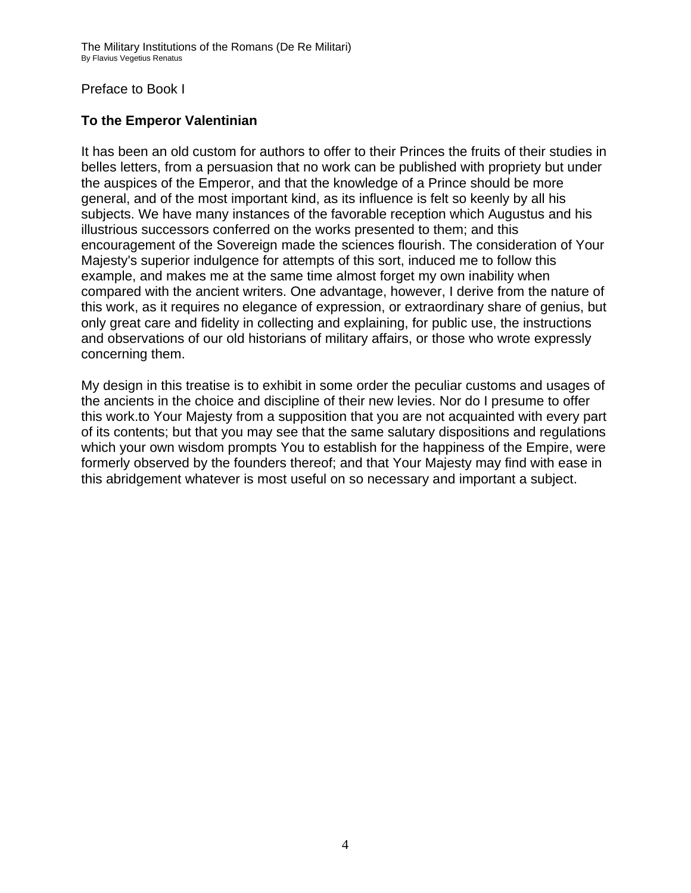Preface to Book I

## To the Emperor Valentinian

It has been an old custom for authors to offer to their Princes the fruits of their studies in belles letters, from a persuasion that no work can be published with propriety but under the auspices of the Emperor, and that the knowledge of a Prince should be more general, and of the most important kind, as its influence is felt so keenly by all his subjects. We have many instances of the favorable reception which Augustus and his illustrious successors conferred on the works presented to them; and this encouragement of the Sovereign made the sciences flourish. The consideration of Your Majesty's superior indulgence for attempts of this sort, induced me to follow this example, and makes me at the same time almost forget my own inability when compared with the ancient writers. One advantage, however, I derive from the nature of this work, as it requires no elegance of expression, or extraordinary share of genius, but only great care and fidelity in collecting and explaining, for public use, the instructions and observations of our old historians of military affairs, or those who wrote expressly concerning them.

My design in this treatise is to exhibit in some order the peculiar customs and usages of the ancients in the choice and discipline of their new levies. Nor do I presume to offer this work.to Your Majesty from a supposition that you are not acquainted with every part of its contents; but that you may see that the same salutary dispositions and regulations which your own wisdom prompts You to establish for the happiness of the Empire, were formerly observed by the founders thereof; and that Your Majesty may find with ease in this abridgement whatever is most useful on so necessary and important a subject.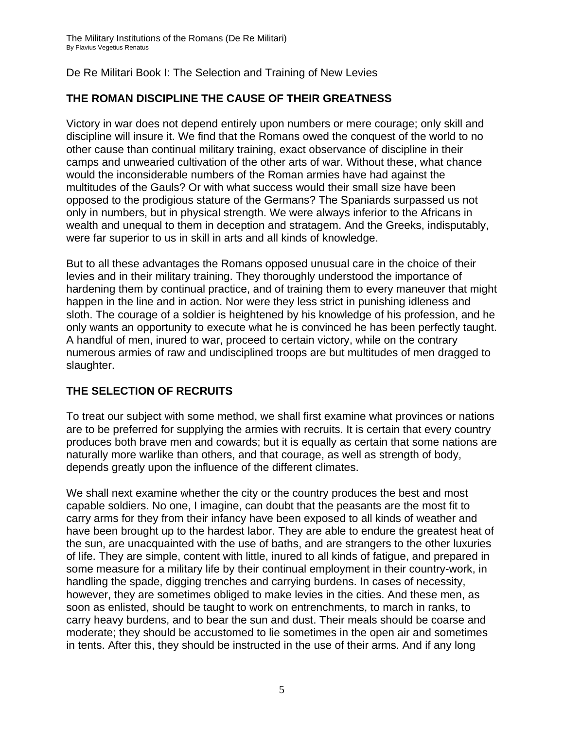De Re Militari Book I: The Selection and Training of New Levies

## THE ROMAN DISCIPLINE THE CAUSE OF THEIR GREATNESS

Victory in war does not depend entirely upon numbers or mere courage; only skill and discipline will insure it. We find that the Romans owed the conquest of the world to no other cause than continual military training, exact observance of discipline in their camps and unwearied cultivation of the other arts of war. Without these, what chance would the inconsiderable numbers of the Roman armies have had against the multitudes of the Gauls? Or with what success would their small size have been opposed to the prodigious stature of the Germans? The Spaniards surpassed us not only in numbers, but in physical strength. We were always inferior to the Africans in wealth and unequal to them in deception and stratagem. And the Greeks, indisputably, were far superior to us in skill in arts and all kinds of knowledge.

But to all these advantages the Romans opposed unusual care in the choice of their levies and in their military training. They thoroughly understood the importance of hardening them by continual practice, and of training them to every maneuver that might happen in the line and in action. Nor were they less strict in punishing idleness and sloth. The courage of a soldier is heightened by his knowledge of his profession, and he only wants an opportunity to execute what he is convinced he has been perfectly taught. A handful of men, inured to war, proceed to certain victory, while on the contrary numerous armies of raw and undisciplined troops are but multitudes of men dragged to slaughter.

## THE SELECTION OF RECRUITS

To treat our subject with some method, we shall first examine what provinces or nations are to be preferred for supplying the armies with recruits. It is certain that every country produces both brave men and cowards; but it is equally as certain that some nations are naturally more warlike than others, and that courage, as well as strength of body, depends greatly upon the influence of the different climates.

We shall next examine whether the city or the country produces the best and most capable soldiers. No one, I imagine, can doubt that the peasants are the most fit to carry arms for they from their infancy have been exposed to all kinds of weather and have been brought up to the hardest labor. They are able to endure the greatest heat of the sun, are unacquainted with the use of baths, and are strangers to the other luxuries of life. They are simple, content with little, inured to all kinds of fatigue, and prepared in some measure for a military life by their continual employment in their country-work, in handling the spade, digging trenches and carrying burdens. In cases of necessity, however, they are sometimes obliged to make levies in the cities. And these men, as soon as enlisted, should be taught to work on entrenchments, to march in ranks, to carry heavy burdens, and to bear the sun and dust. Their meals should be coarse and moderate; they should be accustomed to lie sometimes in the open air and sometimes in tents. After this, they should be instructed in the use of their arms. And if any long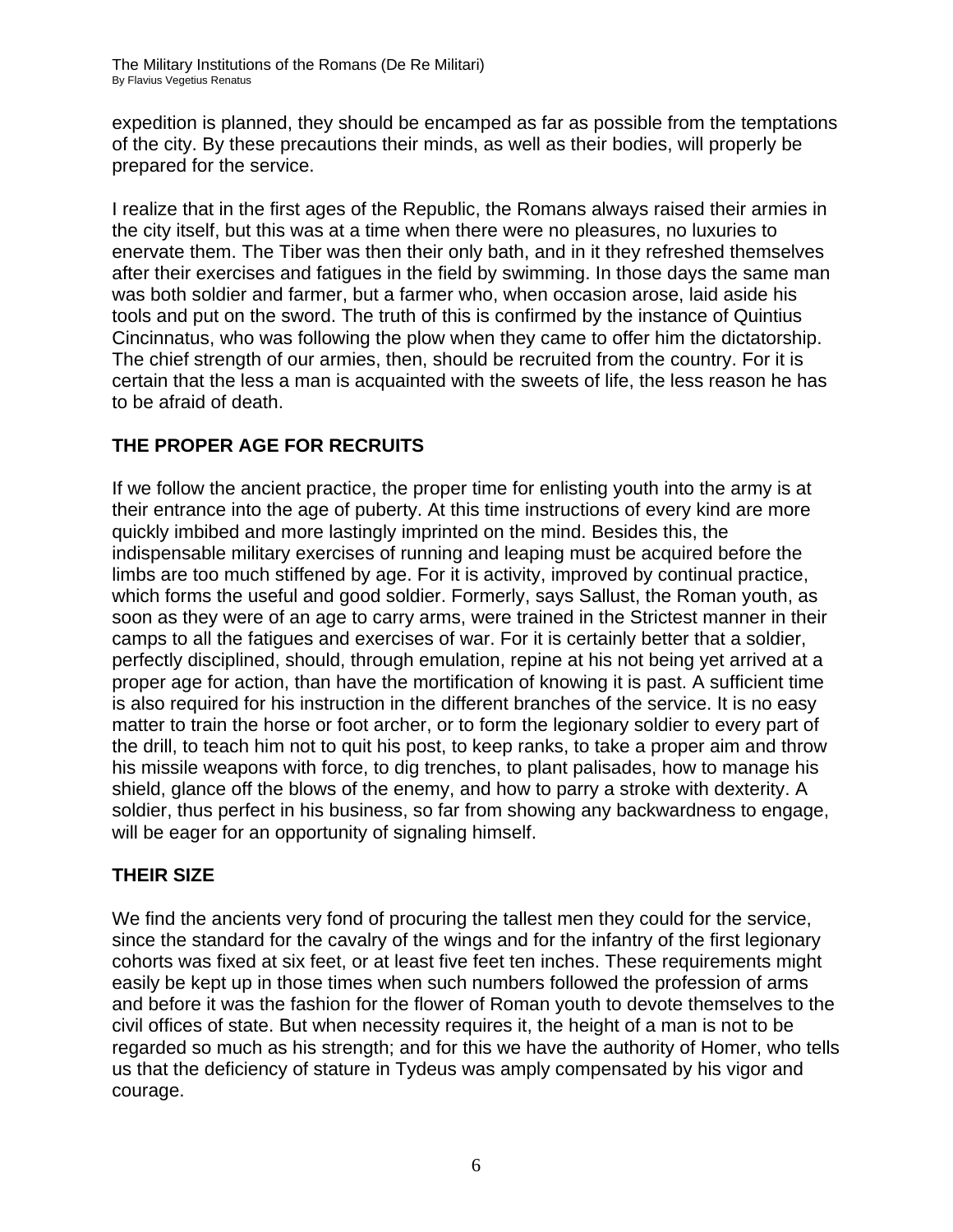expedition is planned, they should be encamped as far as possible from the temptations of the city. By these precautions their minds, as well as their bodies, will properly be prepared for the service.

I realize that in the first ages of the Republic, the Romans always raised their armies in the city itself, but this was at a time when there were no pleasures, no luxuries to enervate them. The Tiber was then their only bath, and in it they refreshed themselves after their exercises and fatigues in the field by swimming. In those days the same man was both soldier and farmer, but a farmer who, when occasion arose, laid aside his tools and put on the sword. The truth of this is confirmed by the instance of Quintius Cincinnatus, who was following the plow when they came to offer him the dictatorship. The chief strength of our armies, then, should be recruited from the country. For it is certain that the less a man is acquainted with the sweets of life, the less reason he has to be afraid of death.

## THE PROPER AGE FOR RECRUITS

If we follow the ancient practice, the proper time for enlisting youth into the army is at their entrance into the age of puberty. At this time instructions of every kind are more quickly imbibed and more lastingly imprinted on the mind. Besides this, the indispensable military exercises of running and leaping must be acquired before the limbs are too much stiffened by age. For it is activity, improved by continual practice, which forms the useful and good soldier. Formerly, says Sallust, the Roman youth, as soon as they were of an age to carry arms, were trained in the Strictest manner in their camps to all the fatigues and exercises of war. For it is certainly better that a soldier, perfectly disciplined, should, through emulation, repine at his not being yet arrived at a proper age for action, than have the mortification of knowing it is past. A sufficient time is also required for his instruction in the different branches of the service. It is no easy matter to train the horse or foot archer, or to form the legionary soldier to every part of the drill, to teach him not to quit his post, to keep ranks, to take a proper aim and throw his missile weapons with force, to dig trenches, to plant palisades, how to manage his shield, glance off the blows of the enemy, and how to parry a stroke with dexterity. A soldier, thus perfect in his business, so far from showing any backwardness to engage, will be eager for an opportunity of signaling himself.

## THEIR SIZE

We find the ancients very fond of procuring the tallest men they could for the service, since the standard for the cavalry of the wings and for the infantry of the first legionary cohorts was fixed at six feet, or at least five feet ten inches. These requirements might easily be kept up in those times when such numbers followed the profession of arms and before it was the fashion for the flower of Roman youth to devote themselves to the civil offices of state. But when necessity requires it, the height of a man is not to be regarded so much as his strength; and for this we have the authority of Homer, who tells us that the deficiency of stature in Tydeus was amply compensated by his vigor and courage.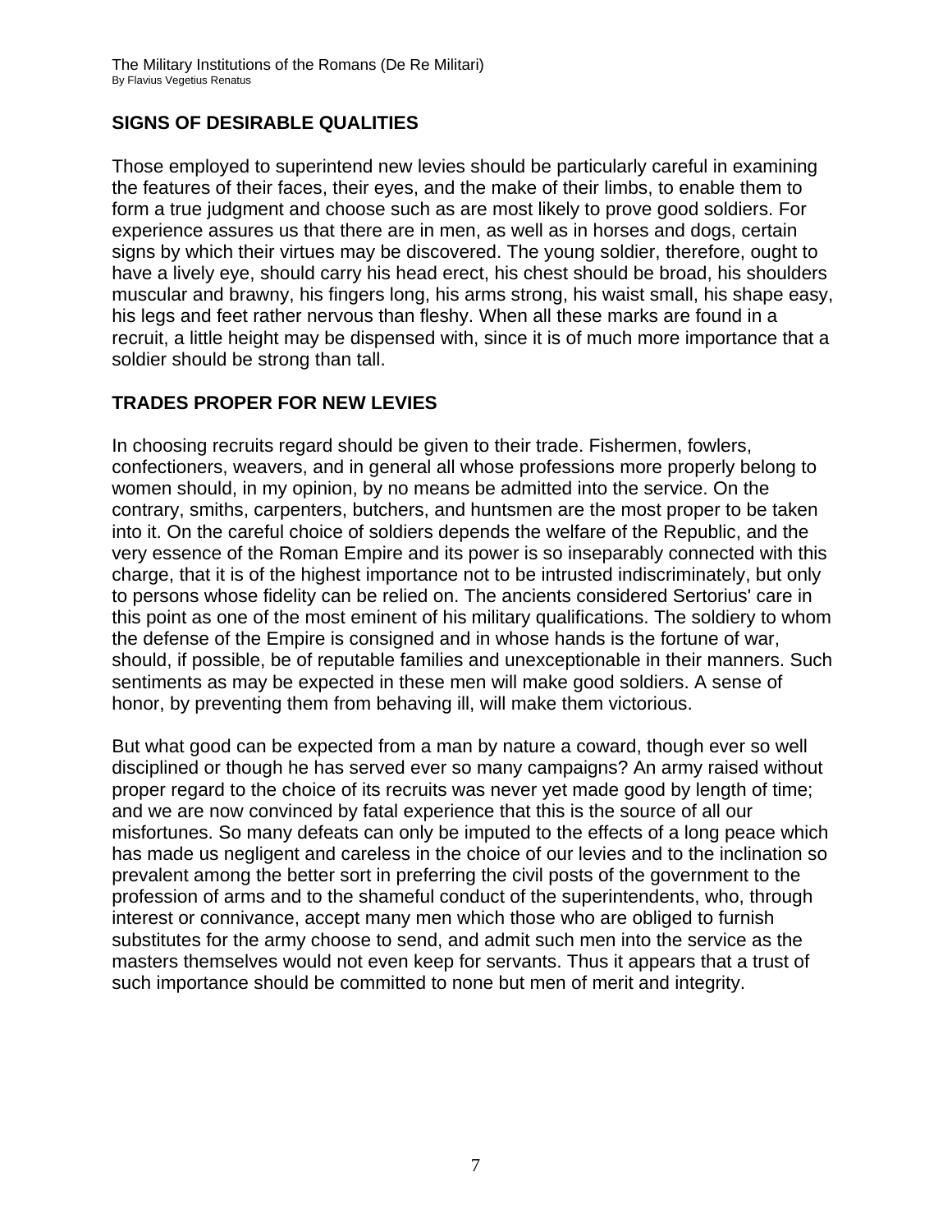## SIGNS OF DESIRABLE QUALITIES

Those employed to superintend new levies should be particularly careful in examining the features of their faces, their eyes, and the make of their limbs, to enable them to form a true judgment and choose such as are most likely to prove good soldiers. For experience assures us that there are in men, as well as in horses and dogs, certain signs by which their virtues may be discovered. The young soldier, therefore, ought to have a lively eye, should carry his head erect, his chest should be broad, his shoulders muscular and brawny, his fingers long, his arms strong, his waist small, his shape easy, his legs and feet rather nervous than fleshy. When all these marks are found in a recruit, a little height may be dispensed with, since it is of much more importance that a soldier should be strong than tall.

## TRADES PROPER FOR NEW LEVIES

In choosing recruits regard should be given to their trade. Fishermen, fowlers, confectioners, weavers, and in general all whose professions more properly belong to women should, in my opinion, by no means be admitted into the service. On the contrary, smiths, carpenters, butchers, and huntsmen are the most proper to be taken into it. On the careful choice of soldiers depends the welfare of the Republic, and the very essence of the Roman Empire and its power is so inseparably connected with this charge, that it is of the highest importance not to be intrusted indiscriminately, but only to persons whose fidelity can be relied on. The ancients considered Sertorius' care in this point as one of the most eminent of his military qualifications. The soldiery to whom the defense of the Empire is consigned and in whose hands is the fortune of war, should, if possible, be of reputable families and unexceptionable in their manners. Such sentiments as may be expected in these men will make good soldiers. A sense of honor, by preventing them from behaving ill, will make them victorious.

But what good can be expected from a man by nature a coward, though ever so well disciplined or though he has served ever so many campaigns? An army raised without proper regard to the choice of its recruits was never yet made good by length of time; and we are now convinced by fatal experience that this is the source of all our misfortunes. So many defeats can only be imputed to the effects of a long peace which has made us negligent and careless in the choice of our levies and to the inclination so prevalent among the better sort in preferring the civil posts of the government to the profession of arms and to the shameful conduct of the superintendents, who, through interest or connivance, accept many men which those who are obliged to furnish substitutes for the army choose to send, and admit such men into the service as the masters themselves would not even keep for servants. Thus it appears that a trust of such importance should be committed to none but men of merit and integrity.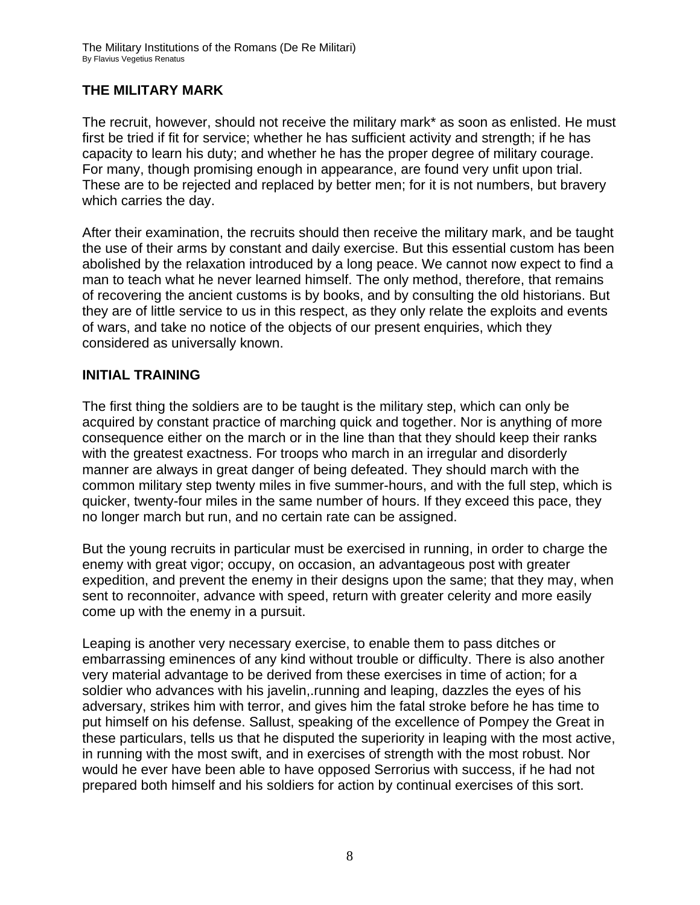## THE MILITARY MARK

The recruit, however, should not receive the military mark* as soon as enlisted. He must first be tried if fit for service; whether he has sufficient activity and strength; if he has capacity to learn his duty; and whether he has the proper degree of military courage. For many, though promising enough in appearance, are found very unfit upon trial. These are to be rejected and replaced by better men; for it is not numbers, but bravery which carries the day.

After their examination, the recruits should then receive the military mark, and be taught the use of their arms by constant and daily exercise. But this essential custom has been abolished by the relaxation introduced by a long peace. We cannot now expect to find a man to teach what he never learned himself. The only method, therefore, that remains of recovering the ancient customs is by books, and by consulting the old historians. But they are of little service to us in this respect, as they only relate the exploits and events of wars, and take no notice of the objects of our present enquiries, which they considered as universally known.

## INITIAL TRAINING

The first thing the soldiers are to be taught is the military step, which can only be acquired by constant practice of marching quick and together. Nor is anything of more consequence either on the march or in the line than that they should keep their ranks with the greatest exactness. For troops who march in an irregular and disorderly manner are always in great danger of being defeated. They should march with the common military step twenty miles in five summer-hours, and with the full step, which is quicker, twenty-four miles in the same number of hours. If they exceed this pace, they no longer march but run, and no certain rate can be assigned.

But the young recruits in particular must be exercised in running, in order to charge the enemy with great vigor; occupy, on occasion, an advantageous post with greater expedition, and prevent the enemy in their designs upon the same; that they may, when sent to reconnoiter, advance with speed, return with greater celerity and more easily come up with the enemy in a pursuit.

Leaping is another very necessary exercise, to enable them to pass ditches or embarrassing eminences of any kind without trouble or difficulty. There is also another very material advantage to be derived from these exercises in time of action; for a soldier who advances with his javelin,.running and leaping, dazzles the eyes of his adversary, strikes him with terror, and gives him the fatal stroke before he has time to put himself on his defense. Sallust, speaking of the excellence of Pompey the Great in these particulars, tells us that he disputed the superiority in leaping with the most active, in running with the most swift, and in exercises of strength with the most robust. Nor would he ever have been able to have opposed Serrorius with success, if he had not prepared both himself and his soldiers for action by continual exercises of this sort.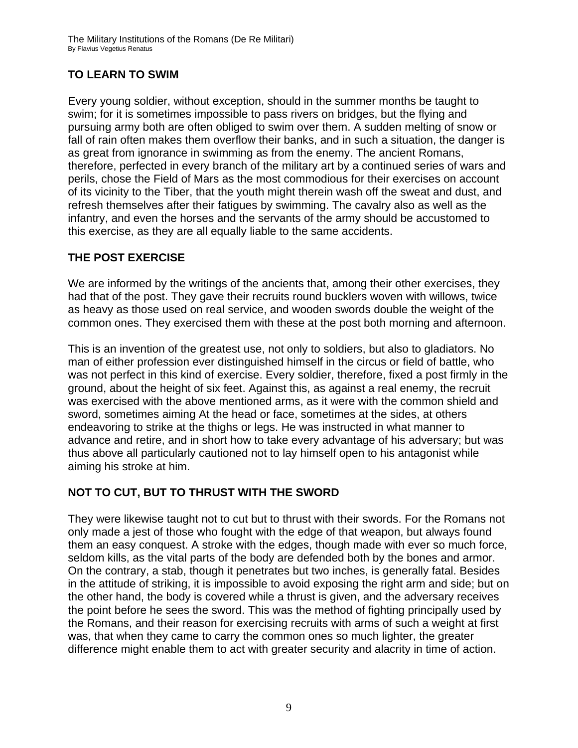## TO LEARN TO SWIM

Every young soldier, without exception, should in the summer months be taught to swim; for it is sometimes impossible to pass rivers on bridges, but the flying and pursuing army both are often obliged to swim over them. A sudden melting of snow or fall of rain often makes them overflow their banks, and in such a situation, the danger is as great from ignorance in swimming as from the enemy. The ancient Romans, therefore, perfected in every branch of the military art by a continued series of wars and perils, chose the Field of Mars as the most commodious for their exercises on account of its vicinity to the Tiber, that the youth might therein wash off the sweat and dust, and refresh themselves after their fatigues by swimming. The cavalry also as well as the infantry, and even the horses and the servants of the army should be accustomed to this exercise, as they are all equally liable to the same accidents.

## THE POST EXERCISE

We are informed by the writings of the ancients that, among their other exercises, they had that of the post. They gave their recruits round bucklers woven with willows, twice as heavy as those used on real service, and wooden swords double the weight of the common ones. They exercised them with these at the post both morning and afternoon.

This is an invention of the greatest use, not only to soldiers, but also to gladiators. No man of either profession ever distinguished himself in the circus or field of battle, who was not perfect in this kind of exercise. Every soldier, therefore, fixed a post firmly in the ground, about the height of six feet. Against this, as against a real enemy, the recruit was exercised with the above mentioned arms, as it were with the common shield and sword, sometimes aiming At the head or face, sometimes at the sides, at others endeavoring to strike at the thighs or legs. He was instructed in what manner to advance and retire, and in short how to take every advantage of his adversary; but was thus above all particularly cautioned not to lay himself open to his antagonist while aiming his stroke at him.

## NOT TO CUT, BUT TO THRUST WITH THE SWORD

They were likewise taught not to cut but to thrust with their swords. For the Romans not only made a jest of those who fought with the edge of that weapon, but always found them an easy conquest. A stroke with the edges, though made with ever so much force, seldom kills, as the vital parts of the body are defended both by the bones and armor. On the contrary, a stab, though it penetrates but two inches, is generally fatal. Besides in the attitude of striking, it is impossible to avoid exposing the right arm and side; but on the other hand, the body is covered while a thrust is given, and the adversary receives the point before he sees the sword. This was the method of fighting principally used by the Romans, and their reason for exercising recruits with arms of such a weight at first was, that when they came to carry the common ones so much lighter, the greater difference might enable them to act with greater security and alacrity in time of action.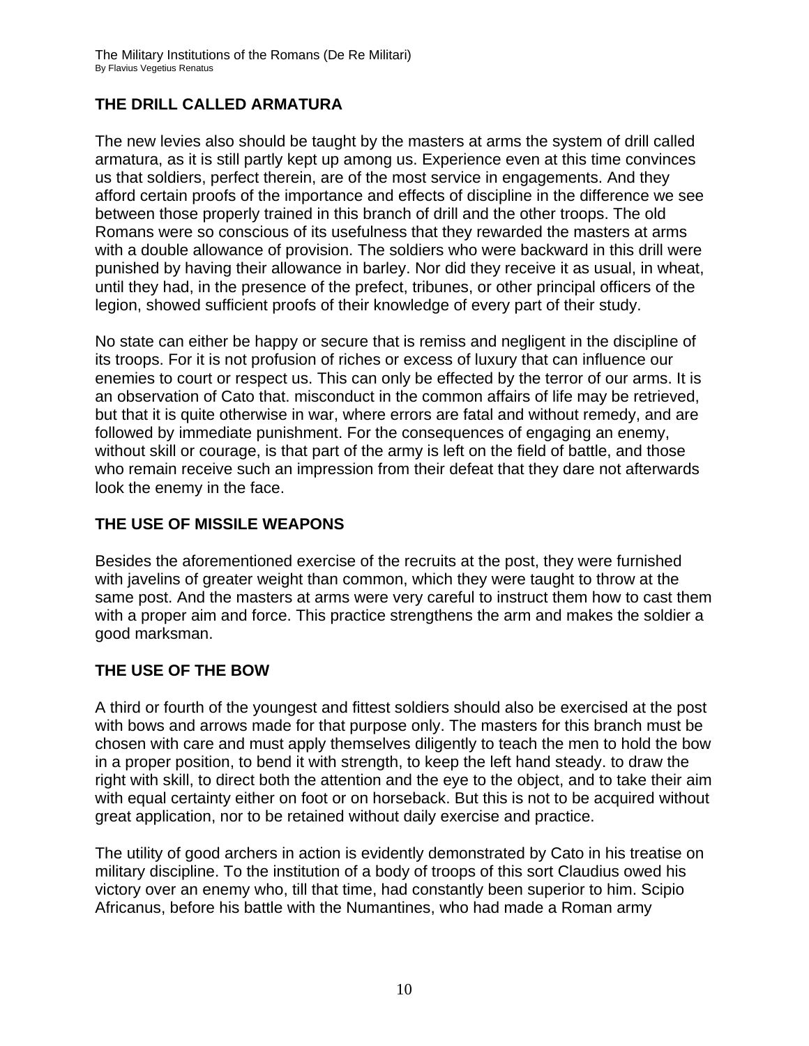## THE DRILL CALLED ARMATURA

The new levies also should be taught by the masters at arms the system of drill called armatura, as it is still partly kept up among us. Experience even at this time convinces us that soldiers, perfect therein, are of the most service in engagements. And they afford certain proofs of the importance and effects of discipline in the difference we see between those properly trained in this branch of drill and the other troops. The old Romans were so conscious of its usefulness that they rewarded the masters at arms with a double allowance of provision. The soldiers who were backward in this drill were punished by having their allowance in barley. Nor did they receive it as usual, in wheat, until they had, in the presence of the prefect, tribunes, or other principal officers of the legion, showed sufficient proofs of their knowledge of every part of their study.

No state can either be happy or secure that is remiss and negligent in the discipline of its troops. For it is not profusion of riches or excess of luxury that can influence our enemies to court or respect us. This can only be effected by the terror of our arms. It is an observation of Cato that. misconduct in the common affairs of life may be retrieved, but that it is quite otherwise in war, where errors are fatal and without remedy, and are followed by immediate punishment. For the consequences of engaging an enemy, without skill or courage, is that part of the army is left on the field of battle, and those who remain receive such an impression from their defeat that they dare not afterwards look the enemy in the face.

## THE USE OF MISSILE WEAPONS

Besides the aforementioned exercise of the recruits at the post, they were furnished with javelins of greater weight than common, which they were taught to throw at the same post. And the masters at arms were very careful to instruct them how to cast them with a proper aim and force. This practice strengthens the arm and makes the soldier a good marksman.

## THE USE OF THE BOW

A third or fourth of the youngest and fittest soldiers should also be exercised at the post with bows and arrows made for that purpose only. The masters for this branch must be chosen with care and must apply themselves diligently to teach the men to hold the bow in a proper position, to bend it with strength, to keep the left hand steady. to draw the right with skill, to direct both the attention and the eye to the object, and to take their aim with equal certainty either on foot or on horseback. But this is not to be acquired without great application, nor to be retained without daily exercise and practice.

The utility of good archers in action is evidently demonstrated by Cato in his treatise on military discipline. To the institution of a body of troops of this sort Claudius owed his victory over an enemy who, till that time, had constantly been superior to him. Scipio Africanus, before his battle with the Numantines, who had made a Roman army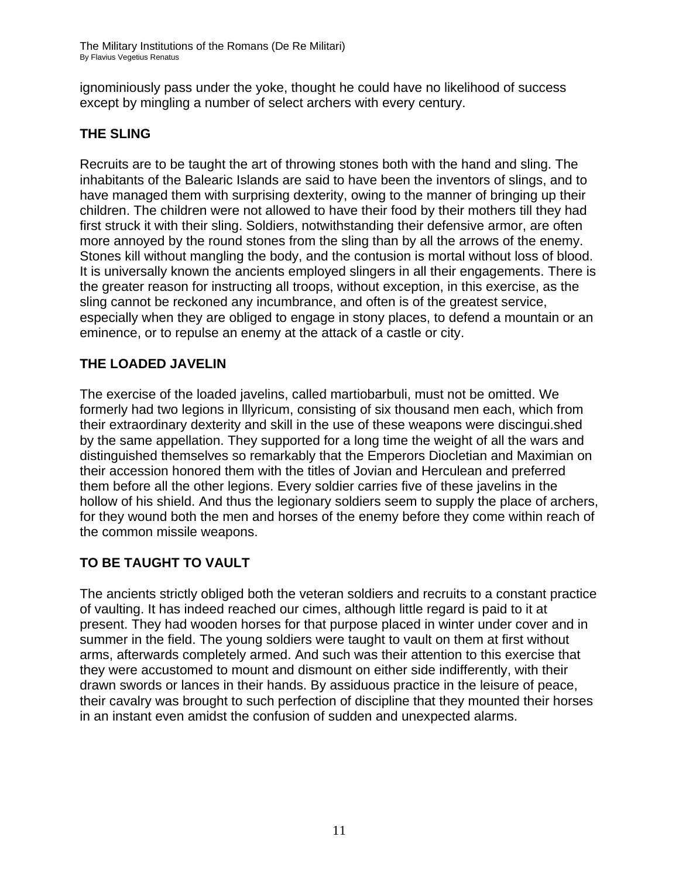ignominiously pass under the yoke, thought he could have no likelihood of success except by mingling a number of select archers with every century.

## THE SLING

Recruits are to be taught the art of throwing stones both with the hand and sling. The inhabitants of the Balearic Islands are said to have been the inventors of slings, and to have managed them with surprising dexterity, owing to the manner of bringing up their children. The children were not allowed to have their food by their mothers till they had first struck it with their sling. Soldiers, notwithstanding their defensive armor, are often more annoyed by the round stones from the sling than by all the arrows of the enemy. Stones kill without mangling the body, and the contusion is mortal without loss of blood. It is universally known the ancients employed slingers in all their engagements. There is the greater reason for instructing all troops, without exception, in this exercise, as the sling cannot be reckoned any incumbrance, and often is of the greatest service, especially when they are obliged to engage in stony places, to defend a mountain or an eminence, or to repulse an enemy at the attack of a castle or city.

## THE LOADED JAVELIN

The exercise of the loaded javelins, called martiobarbuli, must not be omitted. We formerly had two legions in lllyricum, consisting of six thousand men each, which from their extraordinary dexterity and skill in the use of these weapons were discingui.shed by the same appellation. They supported for a long time the weight of all the wars and distinguished themselves so remarkably that the Emperors Diocletian and Maximian on their accession honored them with the titles of Jovian and Herculean and preferred them before all the other legions. Every soldier carries five of these javelins in the hollow of his shield. And thus the legionary soldiers seem to supply the place of archers, for they wound both the men and horses of the enemy before they come within reach of the common missile weapons.

## TO BE TAUGHT TO VAULT

The ancients strictly obliged both the veteran soldiers and recruits to a constant practice of vaulting. It has indeed reached our cimes, although little regard is paid to it at present. They had wooden horses for that purpose placed in winter under cover and in summer in the field. The young soldiers were taught to vault on them at first without arms, afterwards completely armed. And such was their attention to this exercise that they were accustomed to mount and dismount on either side indifferently, with their drawn swords or lances in their hands. By assiduous practice in the leisure of peace, their cavalry was brought to such perfection of discipline that they mounted their horses in an instant even amidst the confusion of sudden and unexpected alarms.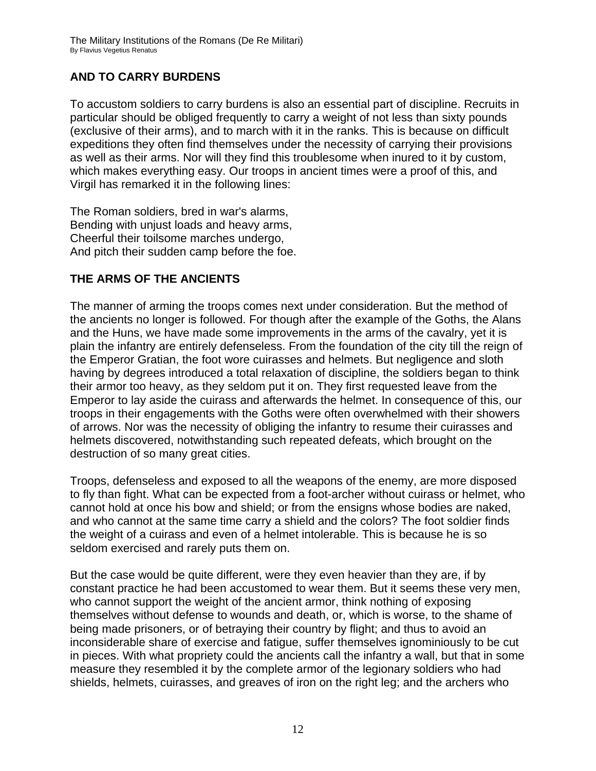## AND TO CARRY BURDENS

To accustom soldiers to carry burdens is also an essential part of discipline. Recruits in particular should be obliged frequently to carry a weight of not less than sixty pounds (exclusive of their arms), and to march with it in the ranks. This is because on difficult expeditions they often find themselves under the necessity of carrying their provisions as well as their arms. Nor will they find this troublesome when inured to it by custom, which makes everything easy. Our troops in ancient times were a proof of this, and Virgil has remarked it in the following lines:

The Roman soldiers, bred in war's alarms,  
Bending with unjust loads and heavy arms,  
Cheerful their toilsome marches undergo,  
And pitch their sudden camp before the foe.

## THE ARMS OF THE ANCIENTS

The manner of arming the troops comes next under consideration. But the method of the ancients no longer is followed. For though after the example of the Goths, the Alans and the Huns, we have made some improvements in the arms of the cavalry, yet it is plain the infantry are entirely defenseless. From the foundation of the city till the reign of the Emperor Gratian, the foot wore cuirasses and helmets. But negligence and sloth having by degrees introduced a total relaxation of discipline, the soldiers began to think their armor too heavy, as they seldom put it on. They first requested leave from the Emperor to lay aside the cuirass and afterwards the helmet. In consequence of this, our troops in their engagements with the Goths were often overwhelmed with their showers of arrows. Nor was the necessity of obliging the infantry to resume their cuirasses and helmets discovered, notwithstanding such repeated defeats, which brought on the destruction of so many great cities.

Troops, defenseless and exposed to all the weapons of the enemy, are more disposed to fly than fight. What can be expected from a foot-archer without cuirass or helmet, who cannot hold at once his bow and shield; or from the ensigns whose bodies are naked, and who cannot at the same time carry a shield and the colors? The foot soldier finds the weight of a cuirass and even of a helmet intolerable. This is because he is so seldom exercised and rarely puts them on.

But the case would be quite different, were they even heavier than they are, if by constant practice he had been accustomed to wear them. But it seems these very men, who cannot support the weight of the ancient armor, think nothing of exposing themselves without defense to wounds and death, or, which is worse, to the shame of being made prisoners, or of betraying their country by flight; and thus to avoid an inconsiderable share of exercise and fatigue, suffer themselves ignominiously to be cut in pieces. With what propriety could the ancients call the infantry a wall, but that in some measure they resembled it by the complete armor of the legionary soldiers who had shields, helmets, cuirasses, and greaves of iron on the right leg; and the archers who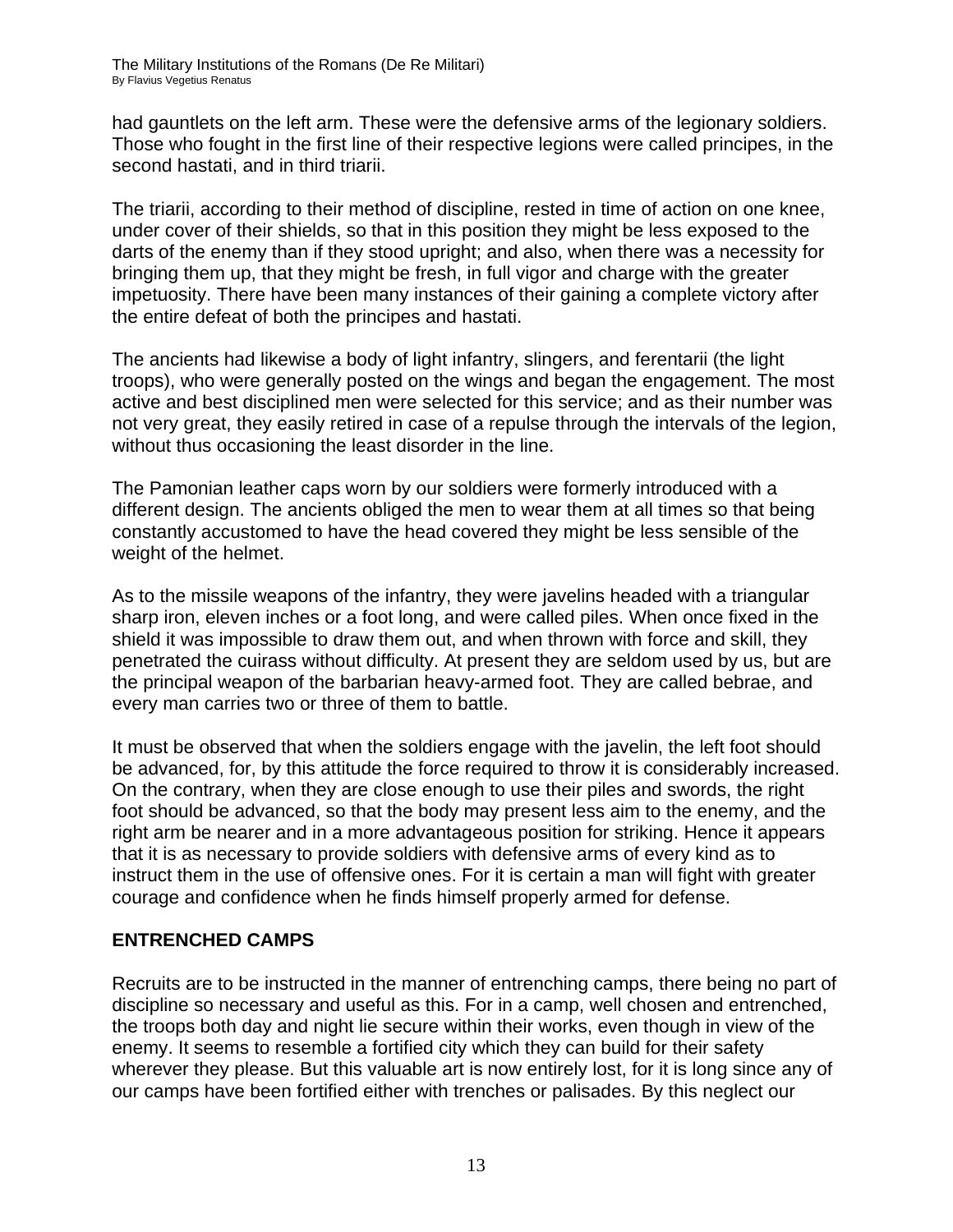had gauntlets on the left arm. These were the defensive arms of the legionary soldiers. Those who fought in the first line of their respective legions were called principes, in the second hastati, and in third triarii.

The triarii, according to their method of discipline, rested in time of action on one knee, under cover of their shields, so that in this position they might be less exposed to the darts of the enemy than if they stood upright; and also, when there was a necessity for bringing them up, that they might be fresh, in full vigor and charge with the greater impetuosity. There have been many instances of their gaining a complete victory after the entire defeat of both the principes and hastati.

The ancients had likewise a body of light infantry, slingers, and ferentarii (the light troops), who were generally posted on the wings and began the engagement. The most active and best disciplined men were selected for this service; and as their number was not very great, they easily retired in case of a repulse through the intervals of the legion, without thus occasioning the least disorder in the line.

The Pamonian leather caps worn by our soldiers were formerly introduced with a different design. The ancients obliged the men to wear them at all times so that being constantly accustomed to have the head covered they might be less sensible of the weight of the helmet.

As to the missile weapons of the infantry, they were javelins headed with a triangular sharp iron, eleven inches or a foot long, and were called piles. When once fixed in the shield it was impossible to draw them out, and when thrown with force and skill, they penetrated the cuirass without difficulty. At present they are seldom used by us, but are the principal weapon of the barbarian heavy-armed foot. They are called bebrae, and every man carries two or three of them to battle.

It must be observed that when the soldiers engage with the javelin, the left foot should be advanced, for, by this attitude the force required to throw it is considerably increased. On the contrary, when they are close enough to use their piles and swords, the right foot should be advanced, so that the body may present less aim to the enemy, and the right arm be nearer and in a more advantageous position for striking. Hence it appears that it is as necessary to provide soldiers with defensive arms of every kind as to instruct them in the use of offensive ones. For it is certain a man will fight with greater courage and confidence when he finds himself properly armed for defense.

## ENTRENCHED CAMPS

Recruits are to be instructed in the manner of entrenching camps, there being no part of discipline so necessary and useful as this. For in a camp, well chosen and entrenched, the troops both day and night lie secure within their works, even though in view of the enemy. It seems to resemble a fortified city which they can build for their safety wherever they please. But this valuable art is now entirely lost, for it is long since any of our camps have been fortified either with trenches or palisades. By this neglect our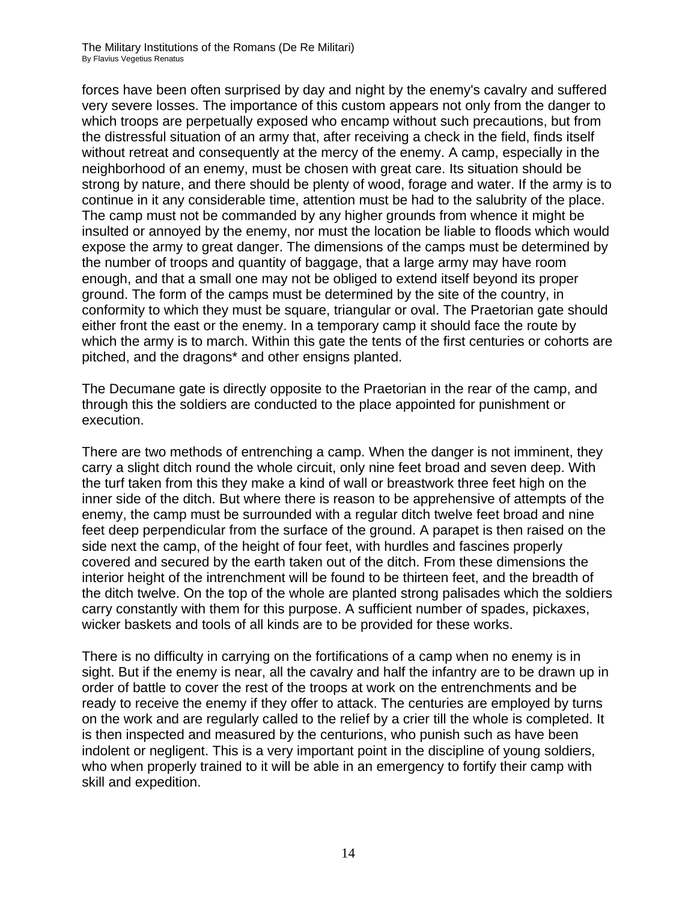forces have been often surprised by day and night by the enemy's cavalry and suffered very severe losses. The importance of this custom appears not only from the danger to which troops are perpetually exposed who encamp without such precautions, but from the distressful situation of an army that, after receiving a check in the field, finds itself without retreat and consequently at the mercy of the enemy. A camp, especially in the neighborhood of an enemy, must be chosen with great care. Its situation should be strong by nature, and there should be plenty of wood, forage and water. If the army is to continue in it any considerable time, attention must be had to the salubrity of the place. The camp must not be commanded by any higher grounds from whence it might be insulted or annoyed by the enemy, nor must the location be liable to floods which would expose the army to great danger. The dimensions of the camps must be determined by the number of troops and quantity of baggage, that a large army may have room enough, and that a small one may not be obliged to extend itself beyond its proper ground. The form of the camps must be determined by the site of the country, in conformity to which they must be square, triangular or oval. The Praetorian gate should either front the east or the enemy. In a temporary camp it should face the route by which the army is to march. Within this gate the tents of the first centuries or cohorts are pitched, and the dragons* and other ensigns planted.

The Decumane gate is directly opposite to the Praetorian in the rear of the camp, and through this the soldiers are conducted to the place appointed for punishment or execution.

There are two methods of entrenching a camp. When the danger is not imminent, they carry a slight ditch round the whole circuit, only nine feet broad and seven deep. With the turf taken from this they make a kind of wall or breastwork three feet high on the inner side of the ditch. But where there is reason to be apprehensive of attempts of the enemy, the camp must be surrounded with a regular ditch twelve feet broad and nine feet deep perpendicular from the surface of the ground. A parapet is then raised on the side next the camp, of the height of four feet, with hurdles and fascines properly covered and secured by the earth taken out of the ditch. From these dimensions the interior height of the intrenchment will be found to be thirteen feet, and the breadth of the ditch twelve. On the top of the whole are planted strong palisades which the soldiers carry constantly with them for this purpose. A sufficient number of spades, pickaxes, wicker baskets and tools of all kinds are to be provided for these works.

There is no difficulty in carrying on the fortifications of a camp when no enemy is in sight. But if the enemy is near, all the cavalry and half the infantry are to be drawn up in order of battle to cover the rest of the troops at work on the entrenchments and be ready to receive the enemy if they offer to attack. The centuries are employed by turns on the work and are regularly called to the relief by a crier till the whole is completed. It is then inspected and measured by the centurions, who punish such as have been indolent or negligent. This is a very important point in the discipline of young soldiers, who when properly trained to it will be able in an emergency to fortify their camp with skill and expedition.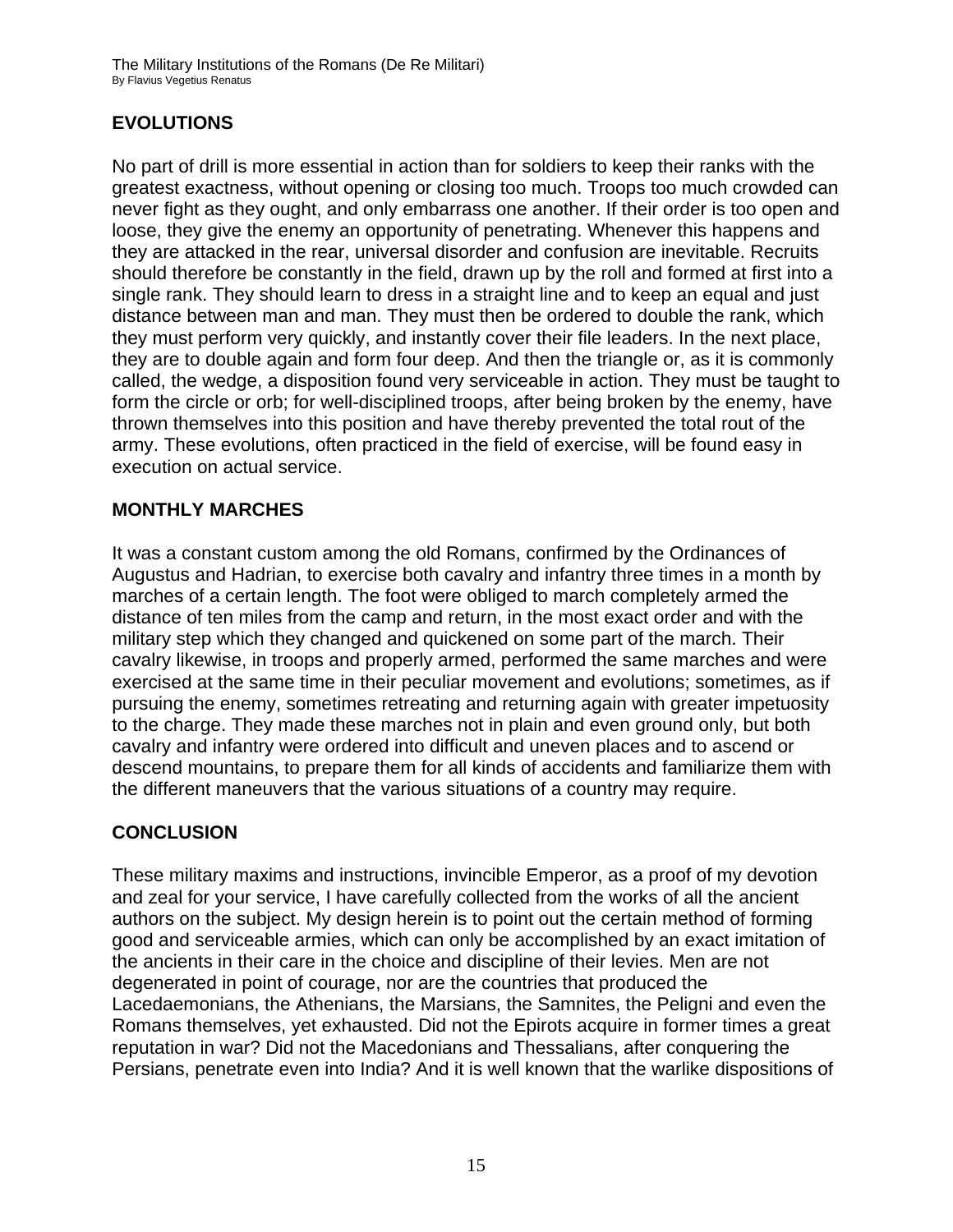## EVOLUTIONS

No part of drill is more essential in action than for soldiers to keep their ranks with the greatest exactness, without opening or closing too much. Troops too much crowded can never fight as they ought, and only embarrass one another. If their order is too open and loose, they give the enemy an opportunity of penetrating. Whenever this happens and they are attacked in the rear, universal disorder and confusion are inevitable. Recruits should therefore be constantly in the field, drawn up by the roll and formed at first into a single rank. They should learn to dress in a straight line and to keep an equal and just distance between man and man. They must then be ordered to double the rank, which they must perform very quickly, and instantly cover their file leaders. In the next place, they are to double again and form four deep. And then the triangle or, as it is commonly called, the wedge, a disposition found very serviceable in action. They must be taught to form the circle or orb; for well-disciplined troops, after being broken by the enemy, have thrown themselves into this position and have thereby prevented the total rout of the army. These evolutions, often practiced in the field of exercise, will be found easy in execution on actual service.

## MONTHLY MARCHES

It was a constant custom among the old Romans, confirmed by the Ordinances of Augustus and Hadrian, to exercise both cavalry and infantry three times in a month by marches of a certain length. The foot were obliged to march completely armed the distance of ten miles from the camp and return, in the most exact order and with the military step which they changed and quickened on some part of the march. Their cavalry likewise, in troops and properly armed, performed the same marches and were exercised at the same time in their peculiar movement and evolutions; sometimes, as if pursuing the enemy, sometimes retreating and returning again with greater impetuosity to the charge. They made these marches not in plain and even ground only, but both cavalry and infantry were ordered into difficult and uneven places and to ascend or descend mountains, to prepare them for all kinds of accidents and familiarize them with the different maneuvers that the various situations of a country may require.

## CONCLUSION

These military maxims and instructions, invincible Emperor, as a proof of my devotion and zeal for your service, I have carefully collected from the works of all the ancient authors on the subject. My design herein is to point out the certain method of forming good and serviceable armies, which can only be accomplished by an exact imitation of the ancients in their care in the choice and discipline of their levies. Men are not degenerated in point of courage, nor are the countries that produced the Lacedaemonians, the Athenians, the Marsians, the Samnites, the Peligni and even the Romans themselves, yet exhausted. Did not the Epirots acquire in former times a great reputation in war? Did not the Macedonians and Thessalians, after conquering the Persians, penetrate even into India? And it is well known that the warlike dispositions of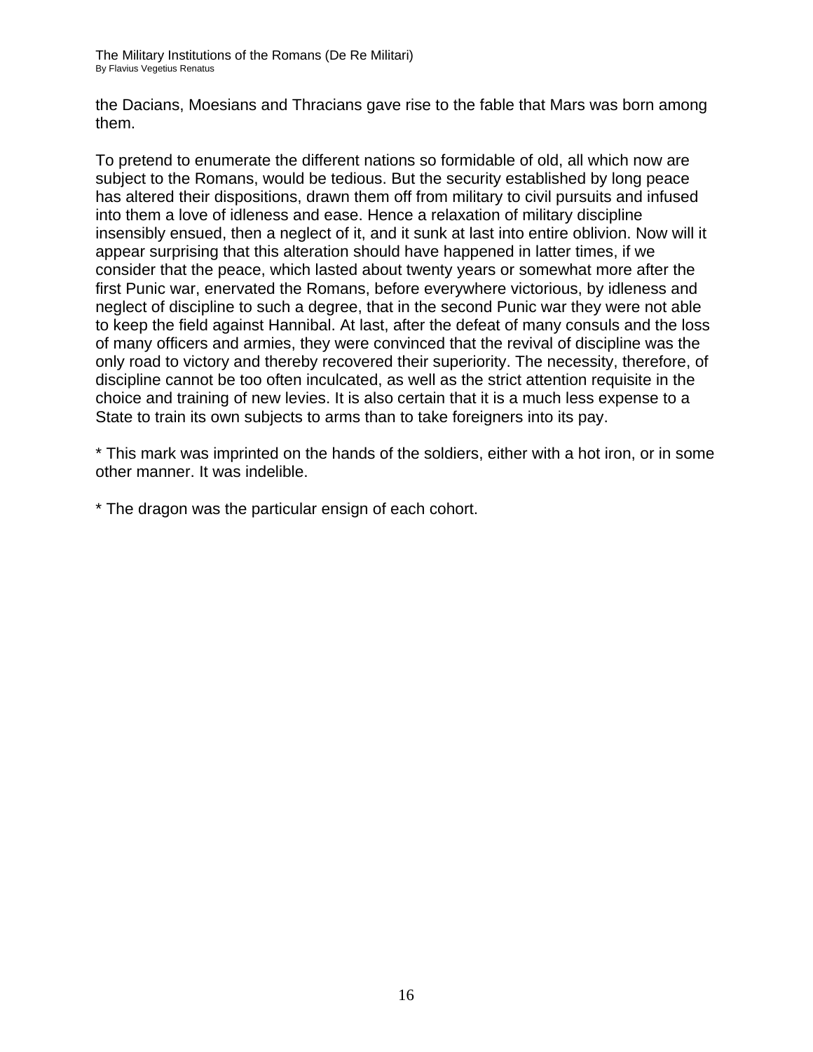the Dacians, Moesians and Thracians gave rise to the fable that Mars was born among them.

To pretend to enumerate the different nations so formidable of old, all which now are subject to the Romans, would be tedious. But the security established by long peace has altered their dispositions, drawn them off from military to civil pursuits and infused into them a love of idleness and ease. Hence a relaxation of military discipline insensibly ensued, then a neglect of it, and it sunk at last into entire oblivion. Now will it appear surprising that this alteration should have happened in latter times, if we consider that the peace, which lasted about twenty years or somewhat more after the first Punic war, enervated the Romans, before everywhere victorious, by idleness and neglect of discipline to such a degree, that in the second Punic war they were not able to keep the field against Hannibal. At last, after the defeat of many consuls and the loss of many officers and armies, they were convinced that the revival of discipline was the only road to victory and thereby recovered their superiority. The necessity, therefore, of discipline cannot be too often inculcated, as well as the strict attention requisite in the choice and training of new levies. It is also certain that it is a much less expense to a State to train its own subjects to arms than to take foreigners into its pay.

* This mark was imprinted on the hands of the soldiers, either with a hot iron, or in some other manner. It was indelible.

* The dragon was the particular ensign of each cohort.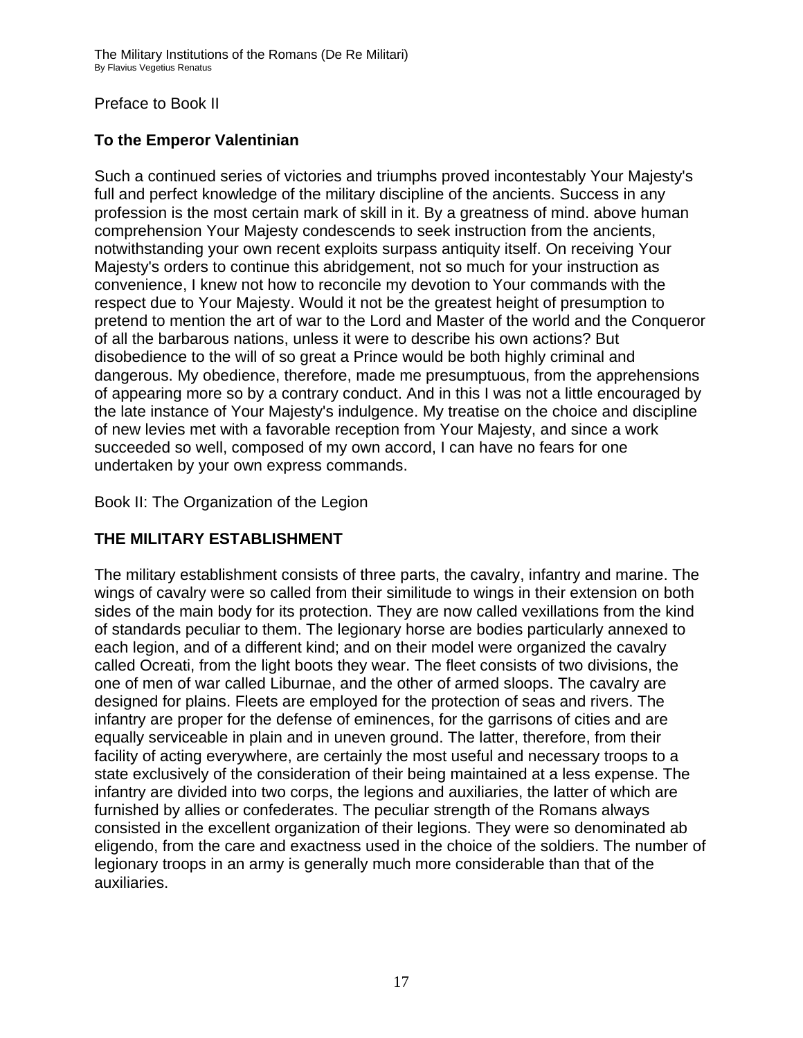Preface to Book II

## To the Emperor Valentinian

Such a continued series of victories and triumphs proved incontestably Your Majesty's full and perfect knowledge of the military discipline of the ancients. Success in any profession is the most certain mark of skill in it. By a greatness of mind. above human comprehension Your Majesty condescends to seek instruction from the ancients, notwithstanding your own recent exploits surpass antiquity itself. On receiving Your Majesty's orders to continue this abridgement, not so much for your instruction as convenience, I knew not how to reconcile my devotion to Your commands with the respect due to Your Majesty. Would it not be the greatest height of presumption to pretend to mention the art of war to the Lord and Master of the world and the Conqueror of all the barbarous nations, unless it were to describe his own actions? But disobedience to the will of so great a Prince would be both highly criminal and dangerous. My obedience, therefore, made me presumptuous, from the apprehensions of appearing more so by a contrary conduct. And in this I was not a little encouraged by the late instance of Your Majesty's indulgence. My treatise on the choice and discipline of new levies met with a favorable reception from Your Majesty, and since a work succeeded so well, composed of my own accord, I can have no fears for one undertaken by your own express commands.

Book II: The Organization of the Legion

## THE MILITARY ESTABLISHMENT

The military establishment consists of three parts, the cavalry, infantry and marine. The wings of cavalry were so called from their similitude to wings in their extension on both sides of the main body for its protection. They are now called vexillations from the kind of standards peculiar to them. The legionary horse are bodies particularly annexed to each legion, and of a different kind; and on their model were organized the cavalry called Ocreati, from the light boots they wear. The fleet consists of two divisions, the one of men of war called Liburnae, and the other of armed sloops. The cavalry are designed for plains. Fleets are employed for the protection of seas and rivers. The infantry are proper for the defense of eminences, for the garrisons of cities and are equally serviceable in plain and in uneven ground. The latter, therefore, from their facility of acting everywhere, are certainly the most useful and necessary troops to a state exclusively of the consideration of their being maintained at a less expense. The infantry are divided into two corps, the legions and auxiliaries, the latter of which are furnished by allies or confederates. The peculiar strength of the Romans always consisted in the excellent organization of their legions. They were so denominated ab eligendo, from the care and exactness used in the choice of the soldiers. The number of legionary troops in an army is generally much more considerable than that of the auxiliaries.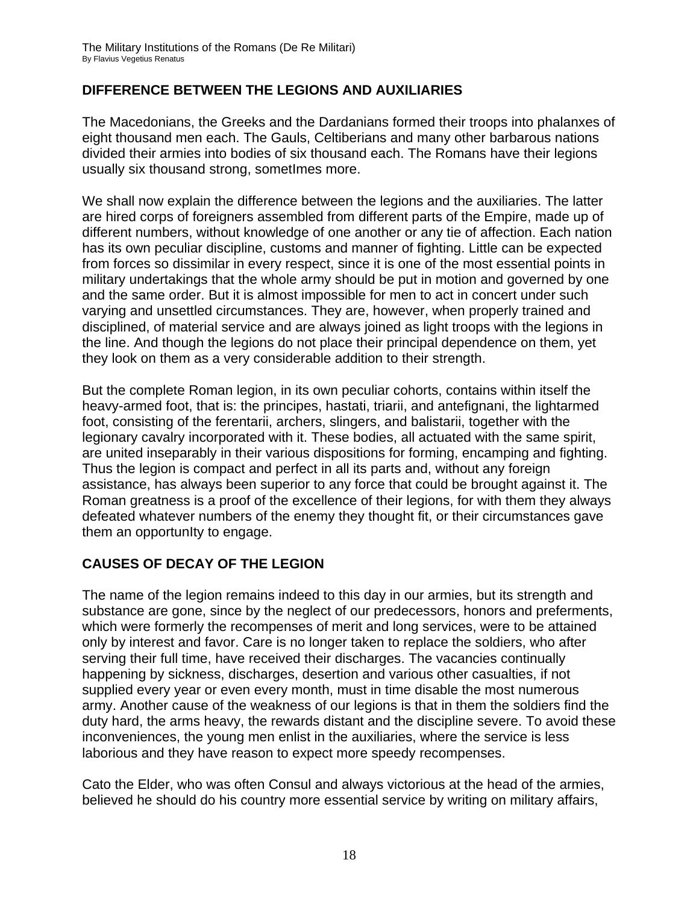## DIFFERENCE BETWEEN THE LEGIONS AND AUXILIARIES

The Macedonians, the Greeks and the Dardanians formed their troops into phalanxes of eight thousand men each. The Gauls, Celtiberians and many other barbarous nations divided their armies into bodies of six thousand each. The Romans have their legions usually six thousand strong, sometImes more.

We shall now explain the difference between the legions and the auxiliaries. The latter are hired corps of foreigners assembled from different parts of the Empire, made up of different numbers, without knowledge of one another or any tie of affection. Each nation has its own peculiar discipline, customs and manner of fighting. Little can be expected from forces so dissimilar in every respect, since it is one of the most essential points in military undertakings that the whole army should be put in motion and governed by one and the same order. But it is almost impossible for men to act in concert under such varying and unsettled circumstances. They are, however, when properly trained and disciplined, of material service and are always joined as light troops with the legions in the line. And though the legions do not place their principal dependence on them, yet they look on them as a very considerable addition to their strength.

But the complete Roman legion, in its own peculiar cohorts, contains within itself the heavy-armed foot, that is: the principes, hastati, triarii, and antefignani, the lightarmed foot, consisting of the ferentarii, archers, slingers, and balistarii, together with the legionary cavalry incorporated with it. These bodies, all actuated with the same spirit, are united inseparably in their various dispositions for forming, encamping and fighting. Thus the legion is compact and perfect in all its parts and, without any foreign assistance, has always been superior to any force that could be brought against it. The Roman greatness is a proof of the excellence of their legions, for with them they always defeated whatever numbers of the enemy they thought fit, or their circumstances gave them an opportunIty to engage.

## CAUSES OF DECAY OF THE LEGION

The name of the legion remains indeed to this day in our armies, but its strength and substance are gone, since by the neglect of our predecessors, honors and preferments, which were formerly the recompenses of merit and long services, were to be attained only by interest and favor. Care is no longer taken to replace the soldiers, who after serving their full time, have received their discharges. The vacancies continually happening by sickness, discharges, desertion and various other casualties, if not supplied every year or even every month, must in time disable the most numerous army. Another cause of the weakness of our legions is that in them the soldiers find the duty hard, the arms heavy, the rewards distant and the discipline severe. To avoid these inconveniences, the young men enlist in the auxiliaries, where the service is less laborious and they have reason to expect more speedy recompenses.

Cato the Elder, who was often Consul and always victorious at the head of the armies, believed he should do his country more essential service by writing on military affairs,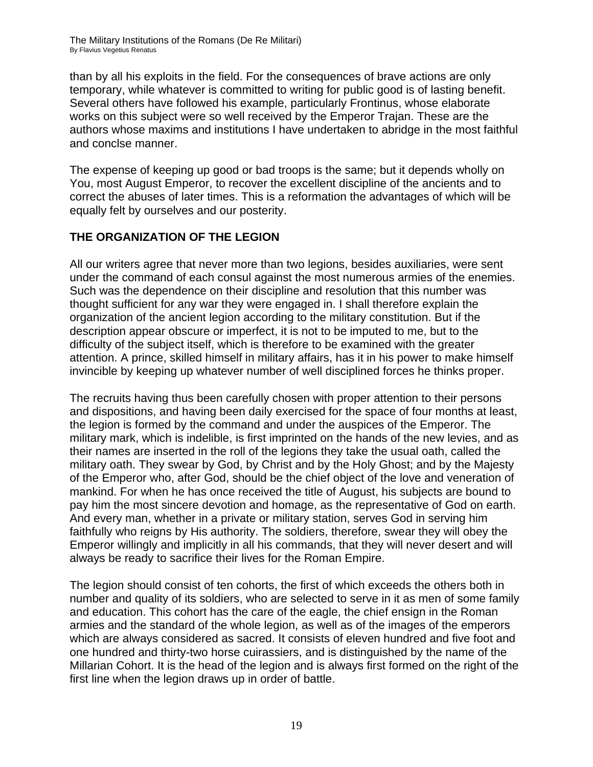than by all his exploits in the field. For the consequences of brave actions are only temporary, while whatever is committed to writing for public good is of lasting benefit. Several others have followed his example, particularly Frontinus, whose elaborate works on this subject were so well received by the Emperor Trajan. These are the authors whose maxims and institutions I have undertaken to abridge in the most faithful and conclse manner.

The expense of keeping up good or bad troops is the same; but it depends wholly on You, most August Emperor, to recover the excellent discipline of the ancients and to correct the abuses of later times. This is a reformation the advantages of which will be equally felt by ourselves and our posterity.

## THE ORGANIZATION OF THE LEGION

All our writers agree that never more than two legions, besides auxiliaries, were sent under the command of each consul against the most numerous armies of the enemies. Such was the dependence on their discipline and resolution that this number was thought sufficient for any war they were engaged in. I shall therefore explain the organization of the ancient legion according to the military constitution. But if the description appear obscure or imperfect, it is not to be imputed to me, but to the difficulty of the subject itself, which is therefore to be examined with the greater attention. A prince, skilled himself in military affairs, has it in his power to make himself invincible by keeping up whatever number of well disciplined forces he thinks proper.

The recruits having thus been carefully chosen with proper attention to their persons and dispositions, and having been daily exercised for the space of four months at least, the legion is formed by the command and under the auspices of the Emperor. The military mark, which is indelible, is first imprinted on the hands of the new levies, and as their names are inserted in the roll of the legions they take the usual oath, called the military oath. They swear by God, by Christ and by the Holy Ghost; and by the Majesty of the Emperor who, after God, should be the chief object of the love and veneration of mankind. For when he has once received the title of August, his subjects are bound to pay him the most sincere devotion and homage, as the representative of God on earth. And every man, whether in a private or military station, serves God in serving him faithfully who reigns by His authority. The soldiers, therefore, swear they will obey the Emperor willingly and implicitly in all his commands, that they will never desert and will always be ready to sacrifice their lives for the Roman Empire.

The legion should consist of ten cohorts, the first of which exceeds the others both in number and quality of its soldiers, who are selected to serve in it as men of some family and education. This cohort has the care of the eagle, the chief ensign in the Roman armies and the standard of the whole legion, as well as of the images of the emperors which are always considered as sacred. It consists of eleven hundred and five foot and one hundred and thirty-two horse cuirassiers, and is distinguished by the name of the Millarian Cohort. It is the head of the legion and is always first formed on the right of the first line when the legion draws up in order of battle.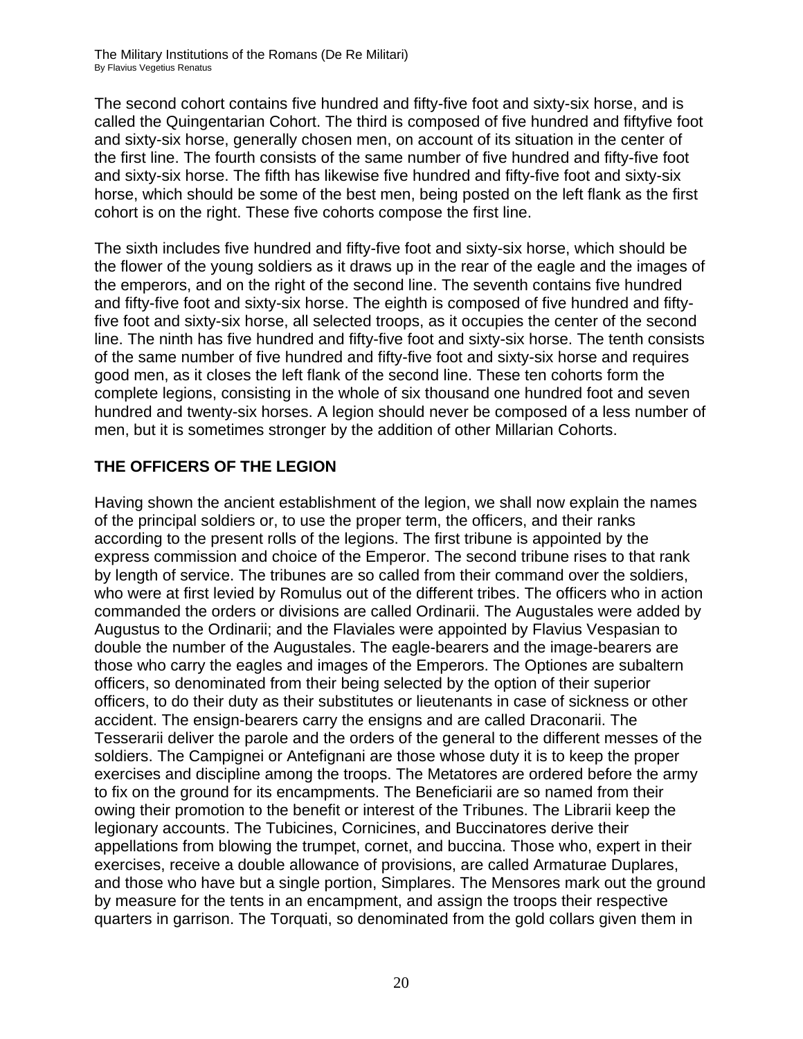The second cohort contains five hundred and fifty-five foot and sixty-six horse, and is called the Quingentarian Cohort. The third is composed of five hundred and fiftyfive foot and sixty-six horse, generally chosen men, on account of its situation in the center of the first line. The fourth consists of the same number of five hundred and fifty-five foot and sixty-six horse. The fifth has likewise five hundred and fifty-five foot and sixty-six horse, which should be some of the best men, being posted on the left flank as the first cohort is on the right. These five cohorts compose the first line.

The sixth includes five hundred and fifty-five foot and sixty-six horse, which should be the flower of the young soldiers as it draws up in the rear of the eagle and the images of the emperors, and on the right of the second line. The seventh contains five hundred and fifty-five foot and sixty-six horse. The eighth is composed of five hundred and fifty-five foot and sixty-six horse, all selected troops, as it occupies the center of the second line. The ninth has five hundred and fifty-five foot and sixty-six horse. The tenth consists of the same number of five hundred and fifty-five foot and sixty-six horse and requires good men, as it closes the left flank of the second line. These ten cohorts form the complete legions, consisting in the whole of six thousand one hundred foot and seven hundred and twenty-six horses. A legion should never be composed of a less number of men, but it is sometimes stronger by the addition of other Millarian Cohorts.

## THE OFFICERS OF THE LEGION

Having shown the ancient establishment of the legion, we shall now explain the names of the principal soldiers or, to use the proper term, the officers, and their ranks according to the present rolls of the legions. The first tribune is appointed by the express commission and choice of the Emperor. The second tribune rises to that rank by length of service. The tribunes are so called from their command over the soldiers, who were at first levied by Romulus out of the different tribes. The officers who in action commanded the orders or divisions are called Ordinarii. The Augustales were added by Augustus to the Ordinarii; and the Flaviales were appointed by Flavius Vespasian to double the number of the Augustales. The eagle-bearers and the image-bearers are those who carry the eagles and images of the Emperors. The Optiones are subaltern officers, so denominated from their being selected by the option of their superior officers, to do their duty as their substitutes or lieutenants in case of sickness or other accident. The ensign-bearers carry the ensigns and are called Draconarii. The Tesserarii deliver the parole and the orders of the general to the different messes of the soldiers. The Campignei or Antefignani are those whose duty it is to keep the proper exercises and discipline among the troops. The Metatores are ordered before the army to fix on the ground for its encampments. The Beneficiarii are so named from their owing their promotion to the benefit or interest of the Tribunes. The Librarii keep the legionary accounts. The Tubicines, Cornicines, and Buccinatores derive their appellations from blowing the trumpet, cornet, and buccina. Those who, expert in their exercises, receive a double allowance of provisions, are called Armaturae Duplares, and those who have but a single portion, Simplares. The Mensores mark out the ground by measure for the tents in an encampment, and assign the troops their respective quarters in garrison. The Torquati, so denominated from the gold collars given them in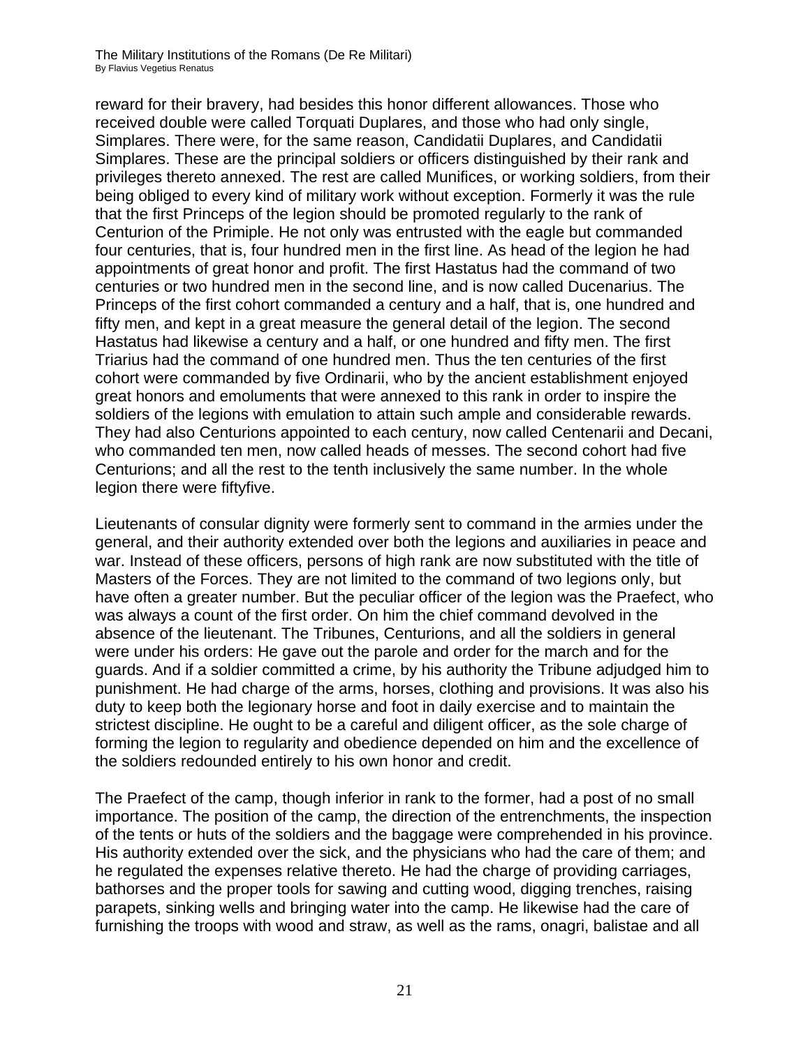reward for their bravery, had besides this honor different allowances. Those who received double were called Torquati Duplares, and those who had only single, Simplares. There were, for the same reason, Candidatii Duplares, and Candidatii Simplares. These are the principal soldiers or officers distinguished by their rank and privileges thereto annexed. The rest are called Munifices, or working soldiers, from their being obliged to every kind of military work without exception. Formerly it was the rule that the first Princeps of the legion should be promoted regularly to the rank of Centurion of the Primiple. He not only was entrusted with the eagle but commanded four centuries, that is, four hundred men in the first line. As head of the legion he had appointments of great honor and profit. The first Hastatus had the command of two centuries or two hundred men in the second line, and is now called Ducenarius. The Princeps of the first cohort commanded a century and a half, that is, one hundred and fifty men, and kept in a great measure the general detail of the legion. The second Hastatus had likewise a century and a half, or one hundred and fifty men. The first Triarius had the command of one hundred men. Thus the ten centuries of the first cohort were commanded by five Ordinarii, who by the ancient establishment enjoyed great honors and emoluments that were annexed to this rank in order to inspire the soldiers of the legions with emulation to attain such ample and considerable rewards. They had also Centurions appointed to each century, now called Centenarii and Decani, who commanded ten men, now called heads of messes. The second cohort had five Centurions; and all the rest to the tenth inclusively the same number. In the whole legion there were fiftyfive.

Lieutenants of consular dignity were formerly sent to command in the armies under the general, and their authority extended over both the legions and auxiliaries in peace and war. Instead of these officers, persons of high rank are now substituted with the title of Masters of the Forces. They are not limited to the command of two legions only, but have often a greater number. But the peculiar officer of the legion was the Praefect, who was always a count of the first order. On him the chief command devolved in the absence of the lieutenant. The Tribunes, Centurions, and all the soldiers in general were under his orders: He gave out the parole and order for the march and for the guards. And if a soldier committed a crime, by his authority the Tribune adjudged him to punishment. He had charge of the arms, horses, clothing and provisions. It was also his duty to keep both the legionary horse and foot in daily exercise and to maintain the strictest discipline. He ought to be a careful and diligent officer, as the sole charge of forming the legion to regularity and obedience depended on him and the excellence of the soldiers redounded entirely to his own honor and credit.

The Praefect of the camp, though inferior in rank to the former, had a post of no small importance. The position of the camp, the direction of the entrenchments, the inspection of the tents or huts of the soldiers and the baggage were comprehended in his province. His authority extended over the sick, and the physicians who had the care of them; and he regulated the expenses relative thereto. He had the charge of providing carriages, bathorses and the proper tools for sawing and cutting wood, digging trenches, raising parapets, sinking wells and bringing water into the camp. He likewise had the care of furnishing the troops with wood and straw, as well as the rams, onagri, balistae and all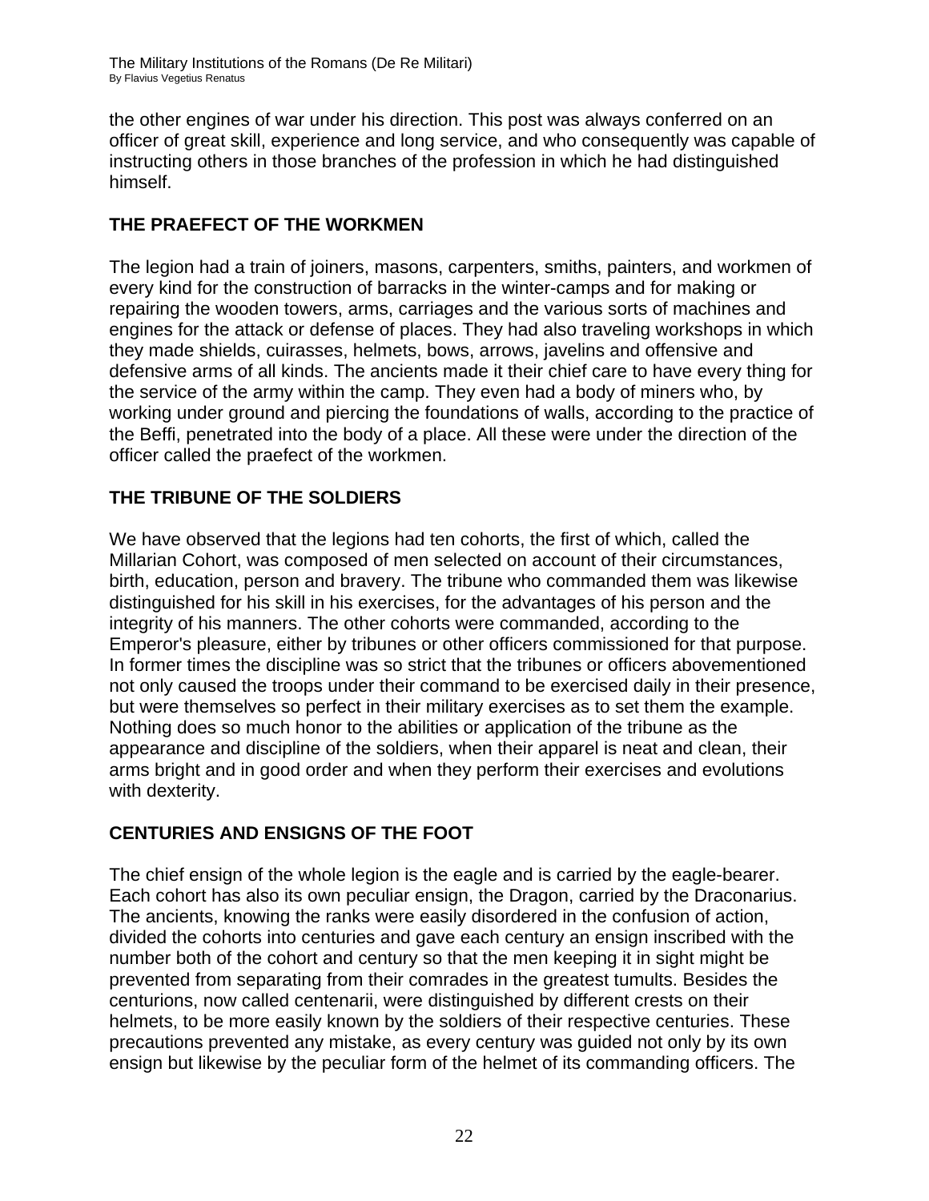the other engines of war under his direction. This post was always conferred on an officer of great skill, experience and long service, and who consequently was capable of instructing others in those branches of the profession in which he had distinguished himself.

### THE PRAEFECT OF THE WORKMEN

The legion had a train of joiners, masons, carpenters, smiths, painters, and workmen of every kind for the construction of barracks in the winter-camps and for making or repairing the wooden towers, arms, carriages and the various sorts of machines and engines for the attack or defense of places. They had also traveling workshops in which they made shields, cuirasses, helmets, bows, arrows, javelins and offensive and defensive arms of all kinds. The ancients made it their chief care to have every thing for the service of the army within the camp. They even had a body of miners who, by working under ground and piercing the foundations of walls, according to the practice of the Beffi, penetrated into the body of a place. All these were under the direction of the officer called the praefect of the workmen.

### THE TRIBUNE OF THE SOLDIERS

We have observed that the legions had ten cohorts, the first of which, called the Millarian Cohort, was composed of men selected on account of their circumstances, birth, education, person and bravery. The tribune who commanded them was likewise distinguished for his skill in his exercises, for the advantages of his person and the integrity of his manners. The other cohorts were commanded, according to the Emperor's pleasure, either by tribunes or other officers commissioned for that purpose. In former times the discipline was so strict that the tribunes or officers abovementioned not only caused the troops under their command to be exercised daily in their presence, but were themselves so perfect in their military exercises as to set them the example. Nothing does so much honor to the abilities or application of the tribune as the appearance and discipline of the soldiers, when their apparel is neat and clean, their arms bright and in good order and when they perform their exercises and evolutions with dexterity.

### CENTURIES AND ENSIGNS OF THE FOOT

The chief ensign of the whole legion is the eagle and is carried by the eagle-bearer. Each cohort has also its own peculiar ensign, the Dragon, carried by the Draconarius. The ancients, knowing the ranks were easily disordered in the confusion of action, divided the cohorts into centuries and gave each century an ensign inscribed with the number both of the cohort and century so that the men keeping it in sight might be prevented from separating from their comrades in the greatest tumults. Besides the centurions, now called centenarii, were distinguished by different crests on their helmets, to be more easily known by the soldiers of their respective centuries. These precautions prevented any mistake, as every century was guided not only by its own ensign but likewise by the peculiar form of the helmet of its commanding officers. The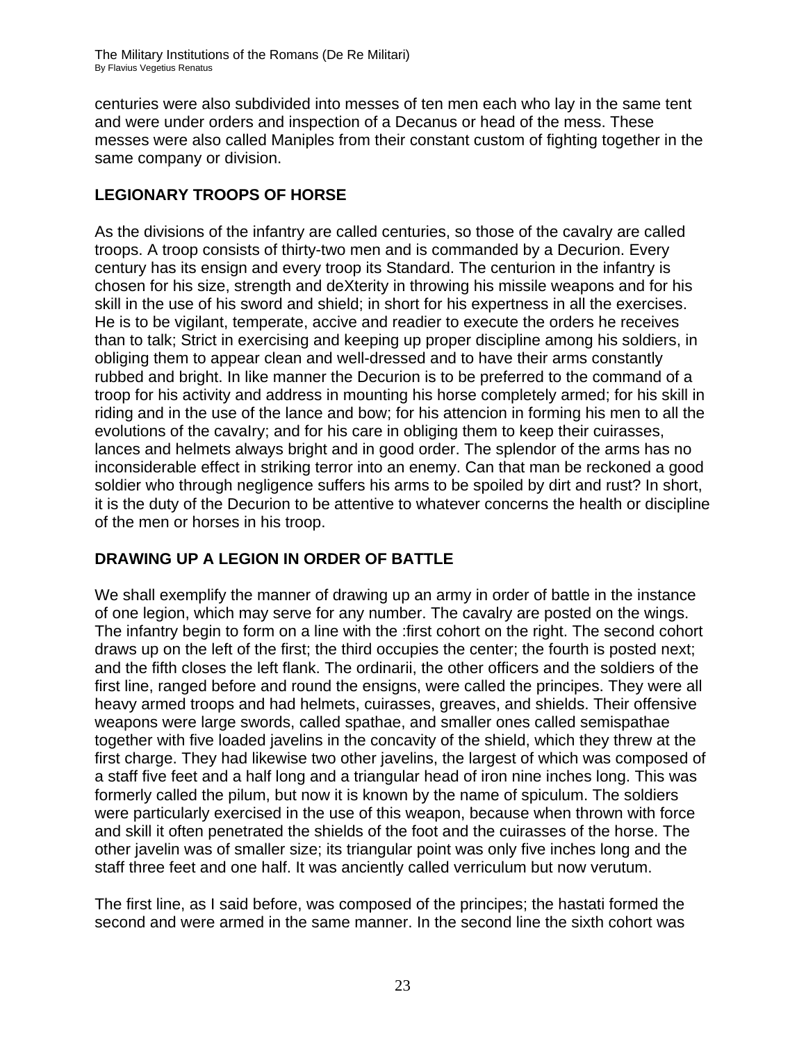centuries were also subdivided into messes of ten men each who lay in the same tent and were under orders and inspection of a Decanus or head of the mess. These messes were also called Maniples from their constant custom of fighting together in the same company or division.

## LEGIONARY TROOPS OF HORSE

As the divisions of the infantry are called centuries, so those of the cavalry are called troops. A troop consists of thirty-two men and is commanded by a Decurion. Every century has its ensign and every troop its Standard. The centurion in the infantry is chosen for his size, strength and deXterity in throwing his missile weapons and for his skill in the use of his sword and shield; in short for his expertness in all the exercises. He is to be vigilant, temperate, accive and readier to execute the orders he receives than to talk; Strict in exercising and keeping up proper discipline among his soldiers, in obliging them to appear clean and well-dressed and to have their arms constantly rubbed and bright. In like manner the Decurion is to be preferred to the command of a troop for his activity and address in mounting his horse completely armed; for his skill in riding and in the use of the lance and bow; for his attencion in forming his men to all the evolutions of the cavaIry; and for his care in obliging them to keep their cuirasses, lances and helmets always bright and in good order. The splendor of the arms has no inconsiderable effect in striking terror into an enemy. Can that man be reckoned a good soldier who through negligence suffers his arms to be spoiled by dirt and rust? In short, it is the duty of the Decurion to be attentive to whatever concerns the health or discipline of the men or horses in his troop.

## DRAWING UP A LEGION IN ORDER OF BATTLE

We shall exemplify the manner of drawing up an army in order of battle in the instance of one legion, which may serve for any number. The cavalry are posted on the wings. The infantry begin to form on a line with the :first cohort on the right. The second cohort draws up on the left of the first; the third occupies the center; the fourth is posted next; and the fifth closes the left flank. The ordinarii, the other officers and the soldiers of the first line, ranged before and round the ensigns, were called the principes. They were all heavy armed troops and had helmets, cuirasses, greaves, and shields. Their offensive weapons were large swords, called spathae, and smaller ones called semispathae together with five loaded javelins in the concavity of the shield, which they threw at the first charge. They had likewise two other javelins, the largest of which was composed of a staff five feet and a half long and a triangular head of iron nine inches long. This was formerly called the pilum, but now it is known by the name of spiculum. The soldiers were particularly exercised in the use of this weapon, because when thrown with force and skill it often penetrated the shields of the foot and the cuirasses of the horse. The other javelin was of smaller size; its triangular point was only five inches long and the staff three feet and one half. It was anciently called verriculum but now verutum.

The first line, as I said before, was composed of the principes; the hastati formed the second and were armed in the same manner. In the second line the sixth cohort was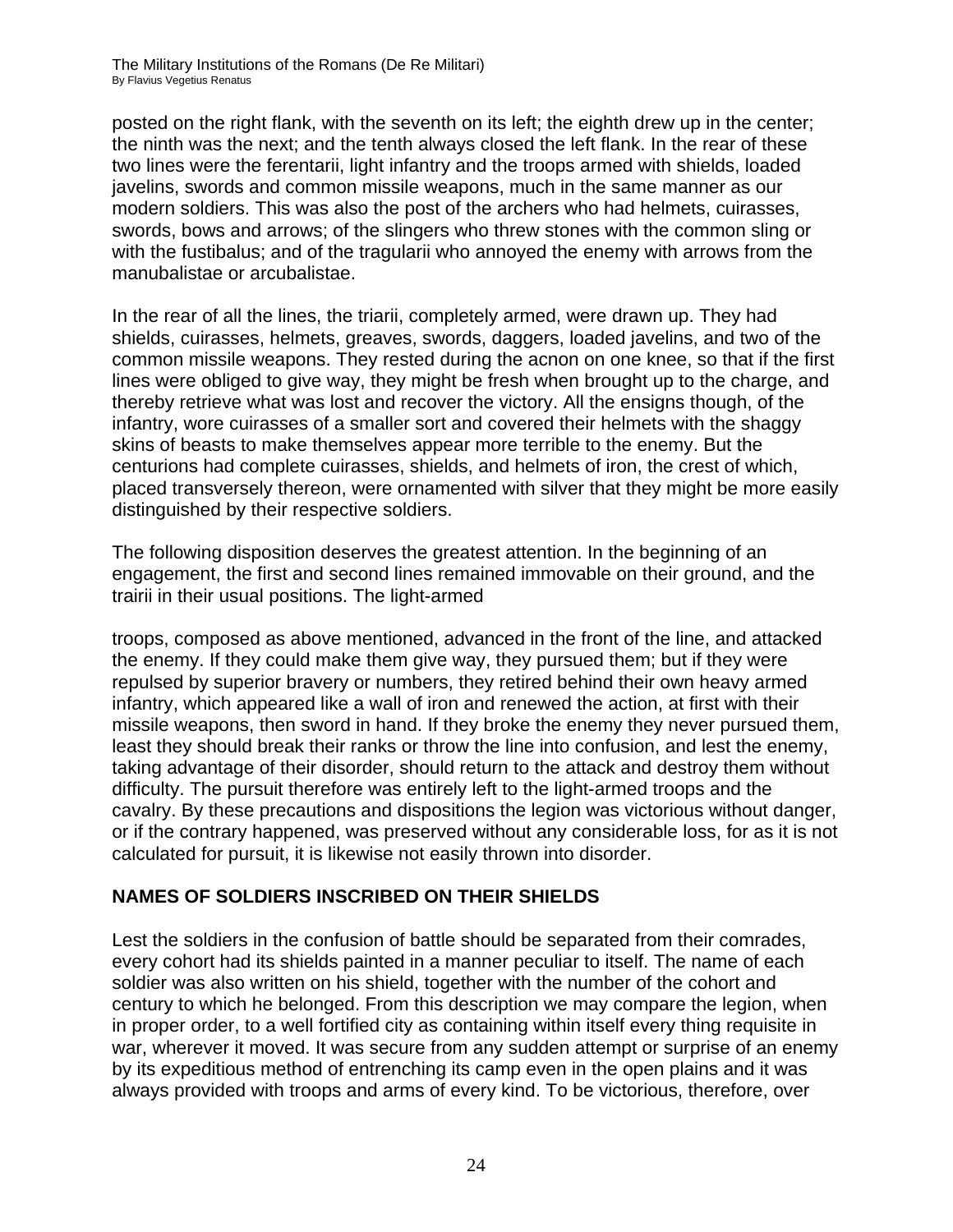posted on the right flank, with the seventh on its left; the eighth drew up in the center; the ninth was the next; and the tenth always closed the left flank. In the rear of these two lines were the ferentarii, light infantry and the troops armed with shields, loaded javelins, swords and common missile weapons, much in the same manner as our modern soldiers. This was also the post of the archers who had helmets, cuirasses, swords, bows and arrows; of the slingers who threw stones with the common sling or with the fustibalus; and of the tragularii who annoyed the enemy with arrows from the manubalistae or arcubalistae.

In the rear of all the lines, the triarii, completely armed, were drawn up. They had shields, cuirasses, helmets, greaves, swords, daggers, loaded javelins, and two of the common missile weapons. They rested during the acnon on one knee, so that if the first lines were obliged to give way, they might be fresh when brought up to the charge, and thereby retrieve what was lost and recover the victory. All the ensigns though, of the infantry, wore cuirasses of a smaller sort and covered their helmets with the shaggy skins of beasts to make themselves appear more terrible to the enemy. But the centurions had complete cuirasses, shields, and helmets of iron, the crest of which, placed transversely thereon, were ornamented with silver that they might be more easily distinguished by their respective soldiers.

The following disposition deserves the greatest attention. In the beginning of an engagement, the first and second lines remained immovable on their ground, and the trairii in their usual positions. The light-armed

troops, composed as above mentioned, advanced in the front of the line, and attacked the enemy. If they could make them give way, they pursued them; but if they were repulsed by superior bravery or numbers, they retired behind their own heavy armed infantry, which appeared like a wall of iron and renewed the action, at first with their missile weapons, then sword in hand. If they broke the enemy they never pursued them, least they should break their ranks or throw the line into confusion, and lest the enemy, taking advantage of their disorder, should return to the attack and destroy them without difficulty. The pursuit therefore was entirely left to the light-armed troops and the cavalry. By these precautions and dispositions the legion was victorious without danger, or if the contrary happened, was preserved without any considerable loss, for as it is not calculated for pursuit, it is likewise not easily thrown into disorder.

## NAMES OF SOLDIERS INSCRIBED ON THEIR SHIELDS

Lest the soldiers in the confusion of battle should be separated from their comrades, every cohort had its shields painted in a manner peculiar to itself. The name of each soldier was also written on his shield, together with the number of the cohort and century to which he belonged. From this description we may compare the legion, when in proper order, to a well fortified city as containing within itself every thing requisite in war, wherever it moved. It was secure from any sudden attempt or surprise of an enemy by its expeditious method of entrenching its camp even in the open plains and it was always provided with troops and arms of every kind. To be victorious, therefore, over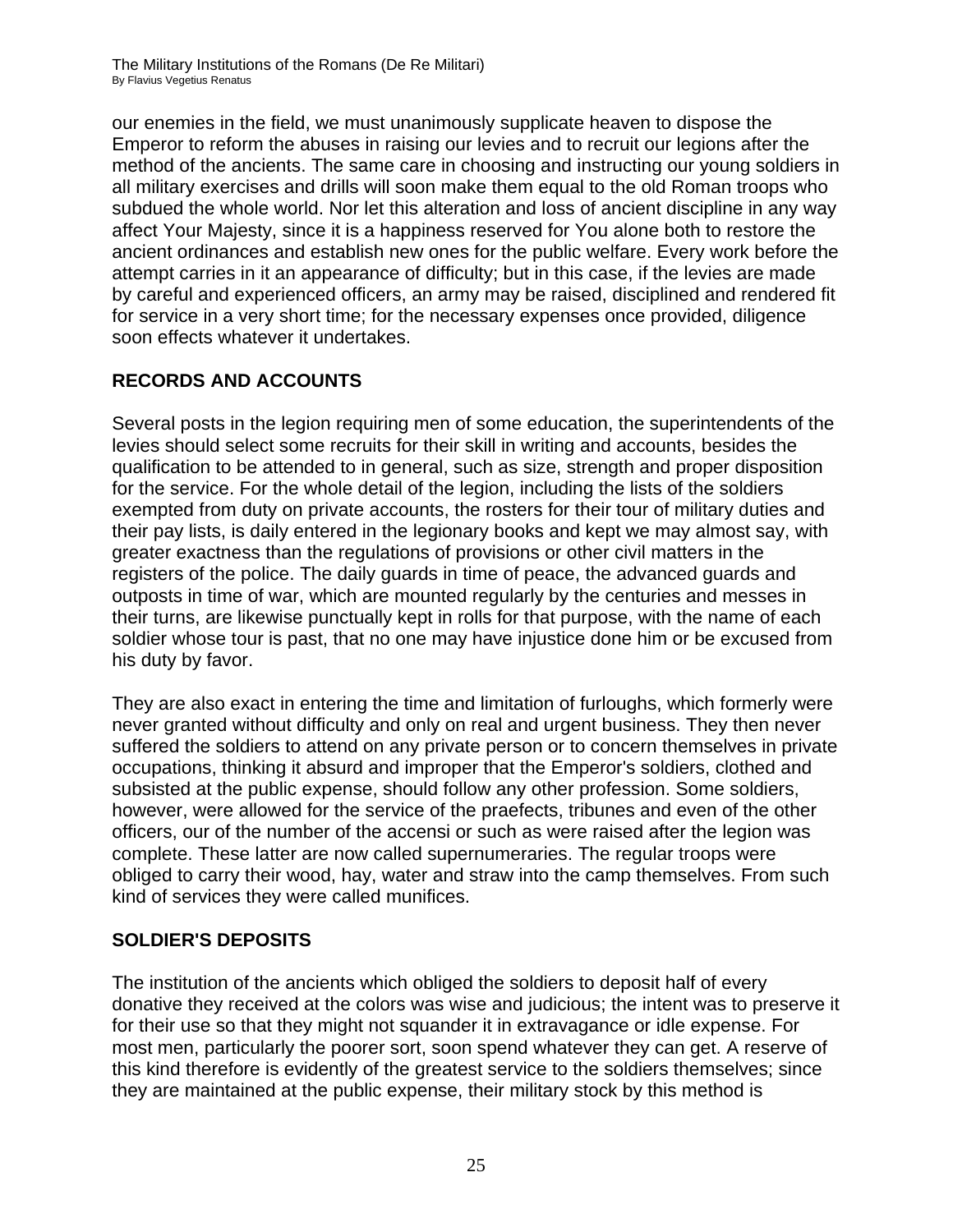our enemies in the field, we must unanimously supplicate heaven to dispose the Emperor to reform the abuses in raising our levies and to recruit our legions after the method of the ancients. The same care in choosing and instructing our young soldiers in all military exercises and drills will soon make them equal to the old Roman troops who subdued the whole world. Nor let this alteration and loss of ancient discipline in any way affect Your Majesty, since it is a happiness reserved for You alone both to restore the ancient ordinances and establish new ones for the public welfare. Every work before the attempt carries in it an appearance of difficulty; but in this case, if the levies are made by careful and experienced officers, an army may be raised, disciplined and rendered fit for service in a very short time; for the necessary expenses once provided, diligence soon effects whatever it undertakes.

## RECORDS AND ACCOUNTS

Several posts in the legion requiring men of some education, the superintendents of the levies should select some recruits for their skill in writing and accounts, besides the qualification to be attended to in general, such as size, strength and proper disposition for the service. For the whole detail of the legion, including the lists of the soldiers exempted from duty on private accounts, the rosters for their tour of military duties and their pay lists, is daily entered in the legionary books and kept we may almost say, with greater exactness than the regulations of provisions or other civil matters in the registers of the police. The daily guards in time of peace, the advanced guards and outposts in time of war, which are mounted regularly by the centuries and messes in their turns, are likewise punctually kept in rolls for that purpose, with the name of each soldier whose tour is past, that no one may have injustice done him or be excused from his duty by favor.

They are also exact in entering the time and limitation of furloughs, which formerly were never granted without difficulty and only on real and urgent business. They then never suffered the soldiers to attend on any private person or to concern themselves in private occupations, thinking it absurd and improper that the Emperor's soldiers, clothed and subsisted at the public expense, should follow any other profession. Some soldiers, however, were allowed for the service of the praefects, tribunes and even of the other officers, our of the number of the accensi or such as were raised after the legion was complete. These latter are now called supernumeraries. The regular troops were obliged to carry their wood, hay, water and straw into the camp themselves. From such kind of services they were called munifices.

## SOLDIER'S DEPOSITS

The institution of the ancients which obliged the soldiers to deposit half of every donative they received at the colors was wise and judicious; the intent was to preserve it for their use so that they might not squander it in extravagance or idle expense. For most men, particularly the poorer sort, soon spend whatever they can get. A reserve of this kind therefore is evidently of the greatest service to the soldiers themselves; since they are maintained at the public expense, their military stock by this method is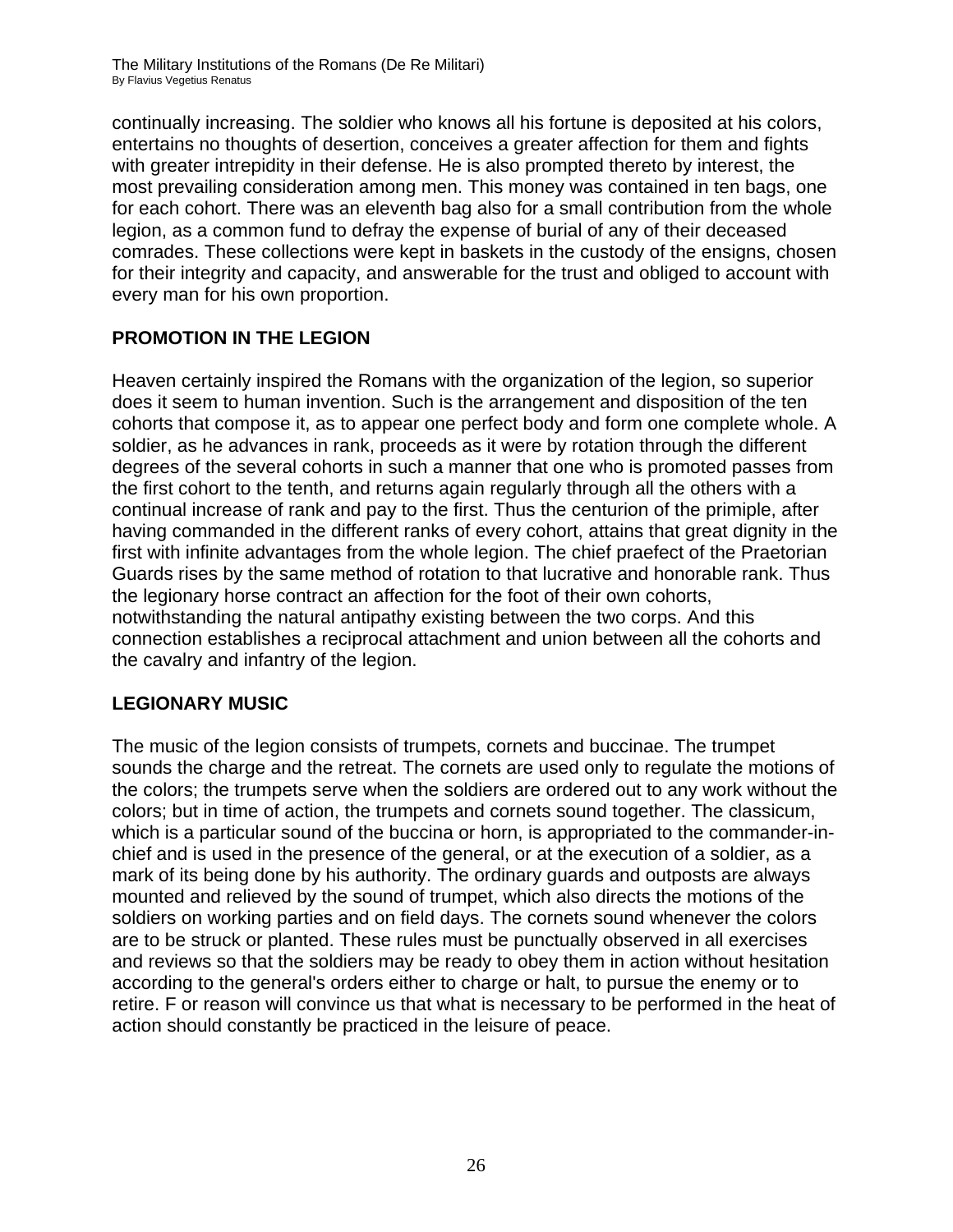continually increasing. The soldier who knows all his fortune is deposited at his colors, entertains no thoughts of desertion, conceives a greater affection for them and fights with greater intrepidity in their defense. He is also prompted thereto by interest, the most prevailing consideration among men. This money was contained in ten bags, one for each cohort. There was an eleventh bag also for a small contribution from the whole legion, as a common fund to defray the expense of burial of any of their deceased comrades. These collections were kept in baskets in the custody of the ensigns, chosen for their integrity and capacity, and answerable for the trust and obliged to account with every man for his own proportion.

## PROMOTION IN THE LEGION

Heaven certainly inspired the Romans with the organization of the legion, so superior does it seem to human invention. Such is the arrangement and disposition of the ten cohorts that compose it, as to appear one perfect body and form one complete whole. A soldier, as he advances in rank, proceeds as it were by rotation through the different degrees of the several cohorts in such a manner that one who is promoted passes from the first cohort to the tenth, and returns again regularly through all the others with a continual increase of rank and pay to the first. Thus the centurion of the primiple, after having commanded in the different ranks of every cohort, attains that great dignity in the first with infinite advantages from the whole legion. The chief praefect of the Praetorian Guards rises by the same method of rotation to that lucrative and honorable rank. Thus the legionary horse contract an affection for the foot of their own cohorts, notwithstanding the natural antipathy existing between the two corps. And this connection establishes a reciprocal attachment and union between all the cohorts and the cavalry and infantry of the legion.

## LEGIONARY MUSIC

The music of the legion consists of trumpets, cornets and buccinae. The trumpet sounds the charge and the retreat. The cornets are used only to regulate the motions of the colors; the trumpets serve when the soldiers are ordered out to any work without the colors; but in time of action, the trumpets and cornets sound together. The classicum, which is a particular sound of the buccina or horn, is appropriated to the commander-in-chief and is used in the presence of the general, or at the execution of a soldier, as a mark of its being done by his authority. The ordinary guards and outposts are always mounted and relieved by the sound of trumpet, which also directs the motions of the soldiers on working parties and on field days. The cornets sound whenever the colors are to be struck or planted. These rules must be punctually observed in all exercises and reviews so that the soldiers may be ready to obey them in action without hesitation according to the general's orders either to charge or halt, to pursue the enemy or to retire. F or reason will convince us that what is necessary to be performed in the heat of action should constantly be practiced in the leisure of peace.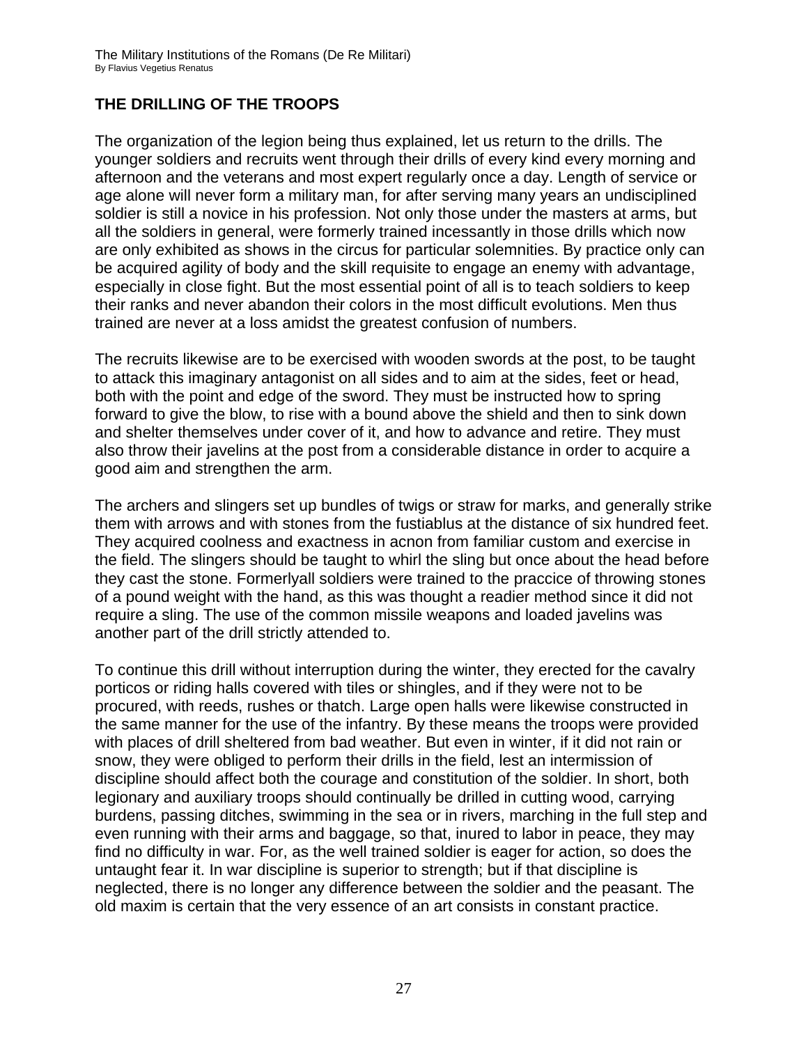## THE DRILLING OF THE TROOPS

The organization of the legion being thus explained, let us return to the drills. The younger soldiers and recruits went through their drills of every kind every morning and afternoon and the veterans and most expert regularly once a day. Length of service or age alone will never form a military man, for after serving many years an undisciplined soldier is still a novice in his profession. Not only those under the masters at arms, but all the soldiers in general, were formerly trained incessantly in those drills which now are only exhibited as shows in the circus for particular solemnities. By practice only can be acquired agility of body and the skill requisite to engage an enemy with advantage, especially in close fight. But the most essential point of all is to teach soldiers to keep their ranks and never abandon their colors in the most difficult evolutions. Men thus trained are never at a loss amidst the greatest confusion of numbers.

The recruits likewise are to be exercised with wooden swords at the post, to be taught to attack this imaginary antagonist on all sides and to aim at the sides, feet or head, both with the point and edge of the sword. They must be instructed how to spring forward to give the blow, to rise with a bound above the shield and then to sink down and shelter themselves under cover of it, and how to advance and retire. They must also throw their javelins at the post from a considerable distance in order to acquire a good aim and strengthen the arm.

The archers and slingers set up bundles of twigs or straw for marks, and generally strike them with arrows and with stones from the fustiablus at the distance of six hundred feet. They acquired coolness and exactness in acnon from familiar custom and exercise in the field. The slingers should be taught to whirl the sling but once about the head before they cast the stone. Formerlyall soldiers were trained to the praccice of throwing stones of a pound weight with the hand, as this was thought a readier method since it did not require a sling. The use of the common missile weapons and loaded javelins was another part of the drill strictly attended to.

To continue this drill without interruption during the winter, they erected for the cavalry porticos or riding halls covered with tiles or shingles, and if they were not to be procured, with reeds, rushes or thatch. Large open halls were likewise constructed in the same manner for the use of the infantry. By these means the troops were provided with places of drill sheltered from bad weather. But even in winter, if it did not rain or snow, they were obliged to perform their drills in the field, lest an intermission of discipline should affect both the courage and constitution of the soldier. In short, both legionary and auxiliary troops should continually be drilled in cutting wood, carrying burdens, passing ditches, swimming in the sea or in rivers, marching in the full step and even running with their arms and baggage, so that, inured to labor in peace, they may find no difficulty in war. For, as the well trained soldier is eager for action, so does the untaught fear it. In war discipline is superior to strength; but if that discipline is neglected, there is no longer any difference between the soldier and the peasant. The old maxim is certain that the very essence of an art consists in constant practice.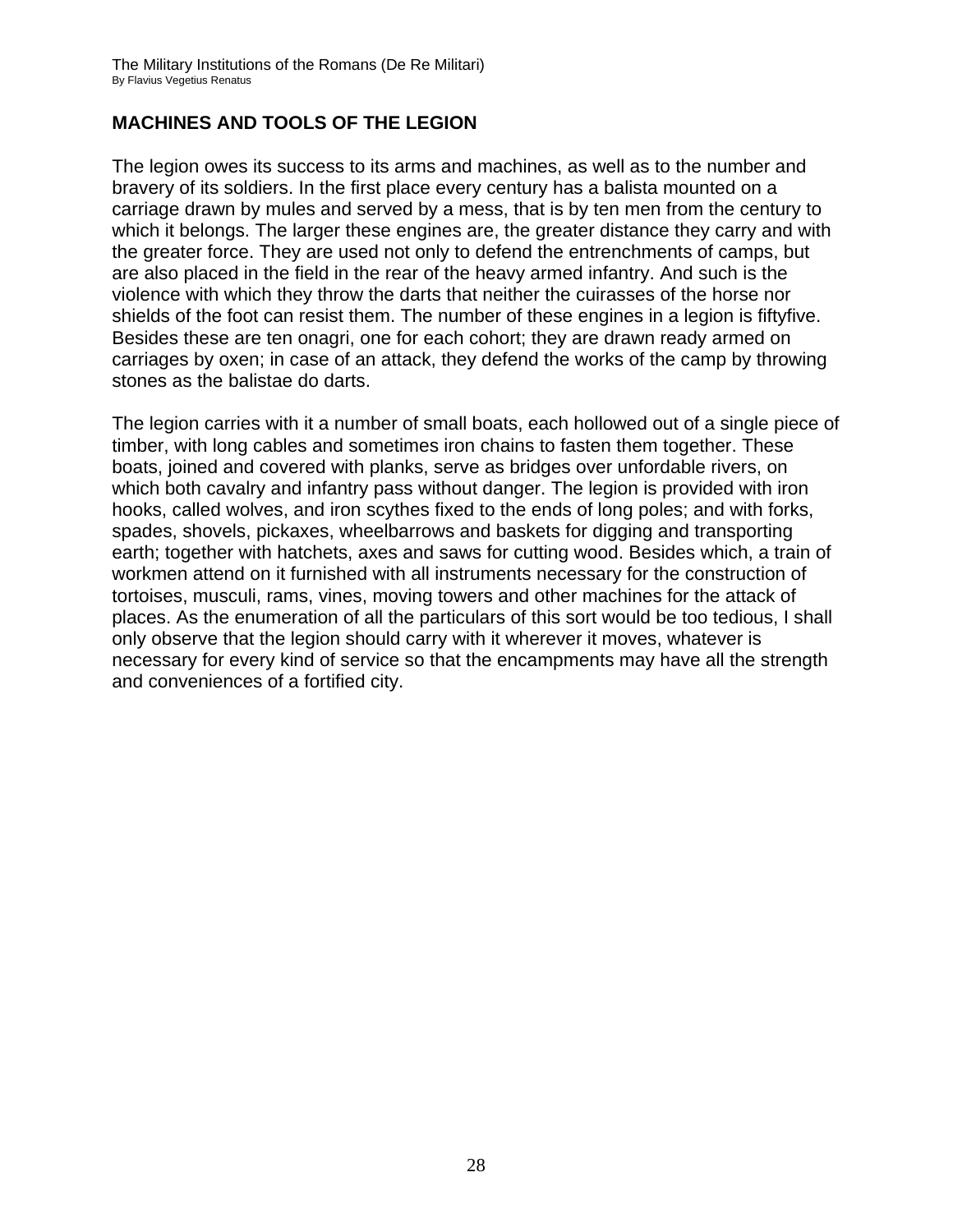## MACHINES AND TOOLS OF THE LEGION

The legion owes its success to its arms and machines, as well as to the number and bravery of its soldiers. In the first place every century has a balista mounted on a carriage drawn by mules and served by a mess, that is by ten men from the century to which it belongs. The larger these engines are, the greater distance they carry and with the greater force. They are used not only to defend the entrenchments of camps, but are also placed in the field in the rear of the heavy armed infantry. And such is the violence with which they throw the darts that neither the cuirasses of the horse nor shields of the foot can resist them. The number of these engines in a legion is fiftyfive. Besides these are ten onagri, one for each cohort; they are drawn ready armed on carriages by oxen; in case of an attack, they defend the works of the camp by throwing stones as the balistae do darts.

The legion carries with it a number of small boats, each hollowed out of a single piece of timber, with long cables and sometimes iron chains to fasten them together. These boats, joined and covered with planks, serve as bridges over unfordable rivers, on which both cavalry and infantry pass without danger. The legion is provided with iron hooks, called wolves, and iron scythes fixed to the ends of long poles; and with forks, spades, shovels, pickaxes, wheelbarrows and baskets for digging and transporting earth; together with hatchets, axes and saws for cutting wood. Besides which, a train of workmen attend on it furnished with all instruments necessary for the construction of tortoises, musculi, rams, vines, moving towers and other machines for the attack of places. As the enumeration of all the particulars of this sort would be too tedious, I shall only observe that the legion should carry with it wherever it moves, whatever is necessary for every kind of service so that the encampments may have all the strength and conveniences of a fortified city.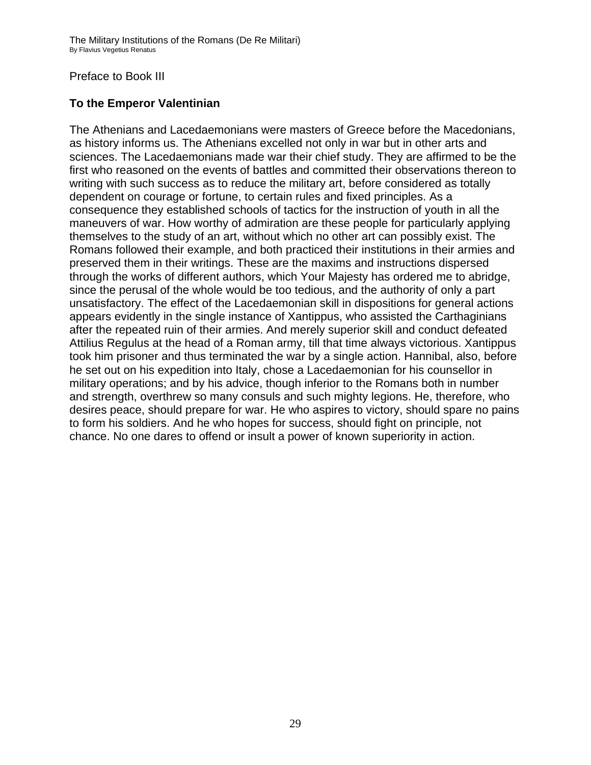Preface to Book III

## To the Emperor Valentinian

The Athenians and Lacedaemonians were masters of Greece before the Macedonians, as history informs us. The Athenians excelled not only in war but in other arts and sciences. The Lacedaemonians made war their chief study. They are affirmed to be the first who reasoned on the events of battles and committed their observations thereon to writing with such success as to reduce the military art, before considered as totally dependent on courage or fortune, to certain rules and fixed principles. As a consequence they established schools of tactics for the instruction of youth in all the maneuvers of war. How worthy of admiration are these people for particularly applying themselves to the study of an art, without which no other art can possibly exist. The Romans followed their example, and both practiced their institutions in their armies and preserved them in their writings. These are the maxims and instructions dispersed through the works of different authors, which Your Majesty has ordered me to abridge, since the perusal of the whole would be too tedious, and the authority of only a part unsatisfactory. The effect of the Lacedaemonian skill in dispositions for general actions appears evidently in the single instance of Xantippus, who assisted the Carthaginians after the repeated ruin of their armies. And merely superior skill and conduct defeated Attilius Regulus at the head of a Roman army, till that time always victorious. Xantippus took him prisoner and thus terminated the war by a single action. Hannibal, also, before he set out on his expedition into Italy, chose a Lacedaemonian for his counsellor in military operations; and by his advice, though inferior to the Romans both in number and strength, overthrew so many consuls and such mighty legions. He, therefore, who desires peace, should prepare for war. He who aspires to victory, should spare no pains to form his soldiers. And he who hopes for success, should fight on principle, not chance. No one dares to offend or insult a power of known superiority in action.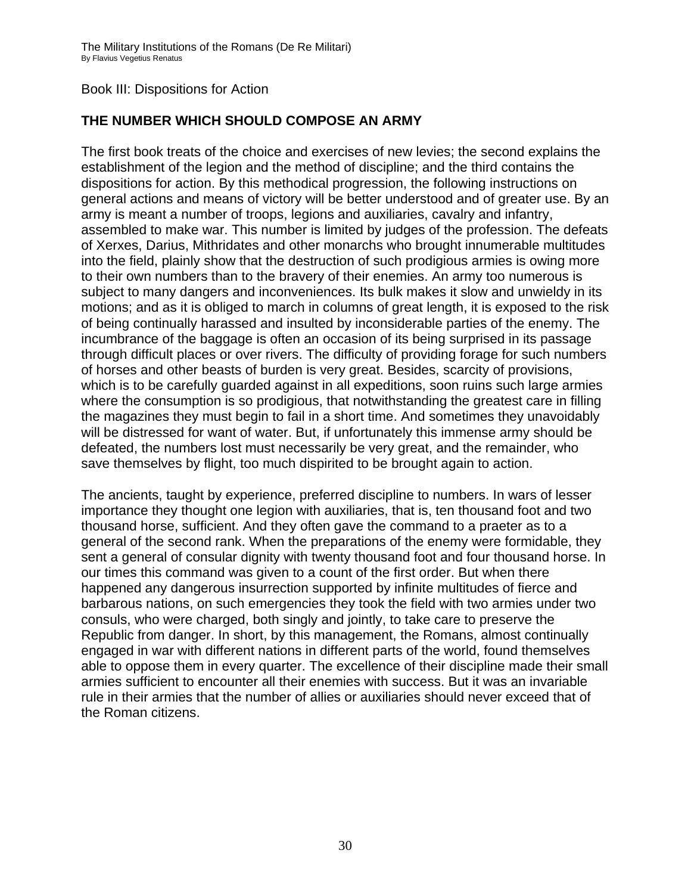Book III: Dispositions for Action

## THE NUMBER WHICH SHOULD COMPOSE AN ARMY

The first book treats of the choice and exercises of new levies; the second explains the establishment of the legion and the method of discipline; and the third contains the dispositions for action. By this methodical progression, the following instructions on general actions and means of victory will be better understood and of greater use. By an army is meant a number of troops, legions and auxiliaries, cavalry and infantry, assembled to make war. This number is limited by judges of the profession. The defeats of Xerxes, Darius, Mithridates and other monarchs who brought innumerable multitudes into the field, plainly show that the destruction of such prodigious armies is owing more to their own numbers than to the bravery of their enemies. An army too numerous is subject to many dangers and inconveniences. Its bulk makes it slow and unwieldy in its motions; and as it is obliged to march in columns of great length, it is exposed to the risk of being continually harassed and insulted by inconsiderable parties of the enemy. The incumbrance of the baggage is often an occasion of its being surprised in its passage through difficult places or over rivers. The difficulty of providing forage for such numbers of horses and other beasts of burden is very great. Besides, scarcity of provisions, which is to be carefully guarded against in all expeditions, soon ruins such large armies where the consumption is so prodigious, that notwithstanding the greatest care in filling the magazines they must begin to fail in a short time. And sometimes they unavoidably will be distressed for want of water. But, if unfortunately this immense army should be defeated, the numbers lost must necessarily be very great, and the remainder, who save themselves by flight, too much dispirited to be brought again to action.

The ancients, taught by experience, preferred discipline to numbers. In wars of lesser importance they thought one legion with auxiliaries, that is, ten thousand foot and two thousand horse, sufficient. And they often gave the command to a praeter as to a general of the second rank. When the preparations of the enemy were formidable, they sent a general of consular dignity with twenty thousand foot and four thousand horse. In our times this command was given to a count of the first order. But when there happened any dangerous insurrection supported by infinite multitudes of fierce and barbarous nations, on such emergencies they took the field with two armies under two consuls, who were charged, both singly and jointly, to take care to preserve the Republic from danger. In short, by this management, the Romans, almost continually engaged in war with different nations in different parts of the world, found themselves able to oppose them in every quarter. The excellence of their discipline made their small armies sufficient to encounter all their enemies with success. But it was an invariable rule in their armies that the number of allies or auxiliaries should never exceed that of the Roman citizens.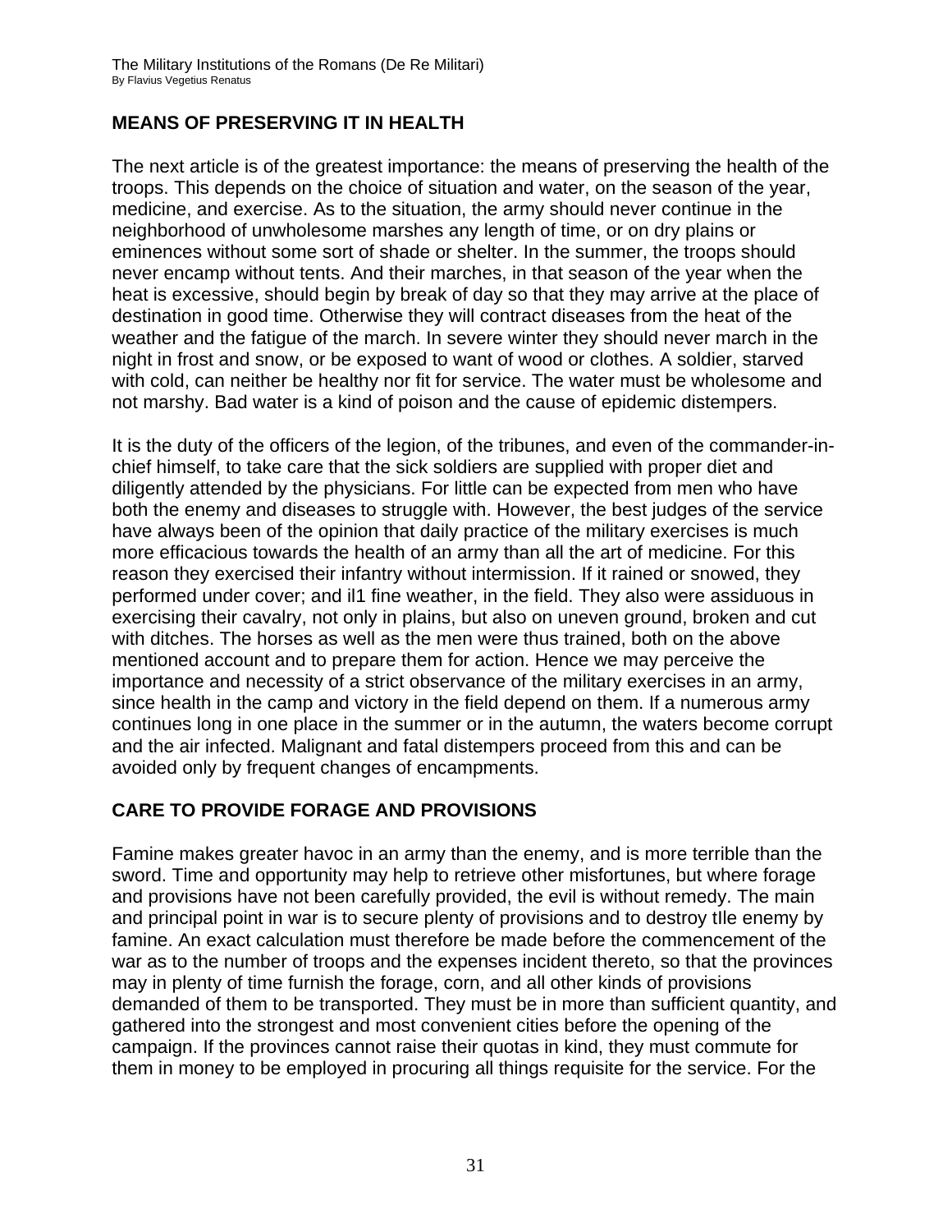## MEANS OF PRESERVING IT IN HEALTH

The next article is of the greatest importance: the means of preserving the health of the troops. This depends on the choice of situation and water, on the season of the year, medicine, and exercise. As to the situation, the army should never continue in the neighborhood of unwholesome marshes any length of time, or on dry plains or eminences without some sort of shade or shelter. In the summer, the troops should never encamp without tents. And their marches, in that season of the year when the heat is excessive, should begin by break of day so that they may arrive at the place of destination in good time. Otherwise they will contract diseases from the heat of the weather and the fatigue of the march. In severe winter they should never march in the night in frost and snow, or be exposed to want of wood or clothes. A soldier, starved with cold, can neither be healthy nor fit for service. The water must be wholesome and not marshy. Bad water is a kind of poison and the cause of epidemic distempers.

It is the duty of the officers of the legion, of the tribunes, and even of the commander-in-chief himself, to take care that the sick soldiers are supplied with proper diet and diligently attended by the physicians. For little can be expected from men who have both the enemy and diseases to struggle with. However, the best judges of the service have always been of the opinion that daily practice of the military exercises is much more efficacious towards the health of an army than all the art of medicine. For this reason they exercised their infantry without intermission. If it rained or snowed, they performed under cover; and il1 fine weather, in the field. They also were assiduous in exercising their cavalry, not only in plains, but also on uneven ground, broken and cut with ditches. The horses as well as the men were thus trained, both on the above mentioned account and to prepare them for action. Hence we may perceive the importance and necessity of a strict observance of the military exercises in an army, since health in the camp and victory in the field depend on them. If a numerous army continues long in one place in the summer or in the autumn, the waters become corrupt and the air infected. Malignant and fatal distempers proceed from this and can be avoided only by frequent changes of encampments.

## CARE TO PROVIDE FORAGE AND PROVISIONS

Famine makes greater havoc in an army than the enemy, and is more terrible than the sword. Time and opportunity may help to retrieve other misfortunes, but where forage and provisions have not been carefully provided, the evil is without remedy. The main and principal point in war is to secure plenty of provisions and to destroy tIle enemy by famine. An exact calculation must therefore be made before the commencement of the war as to the number of troops and the expenses incident thereto, so that the provinces may in plenty of time furnish the forage, corn, and all other kinds of provisions demanded of them to be transported. They must be in more than sufficient quantity, and gathered into the strongest and most convenient cities before the opening of the campaign. If the provinces cannot raise their quotas in kind, they must commute for them in money to be employed in procuring all things requisite for the service. For the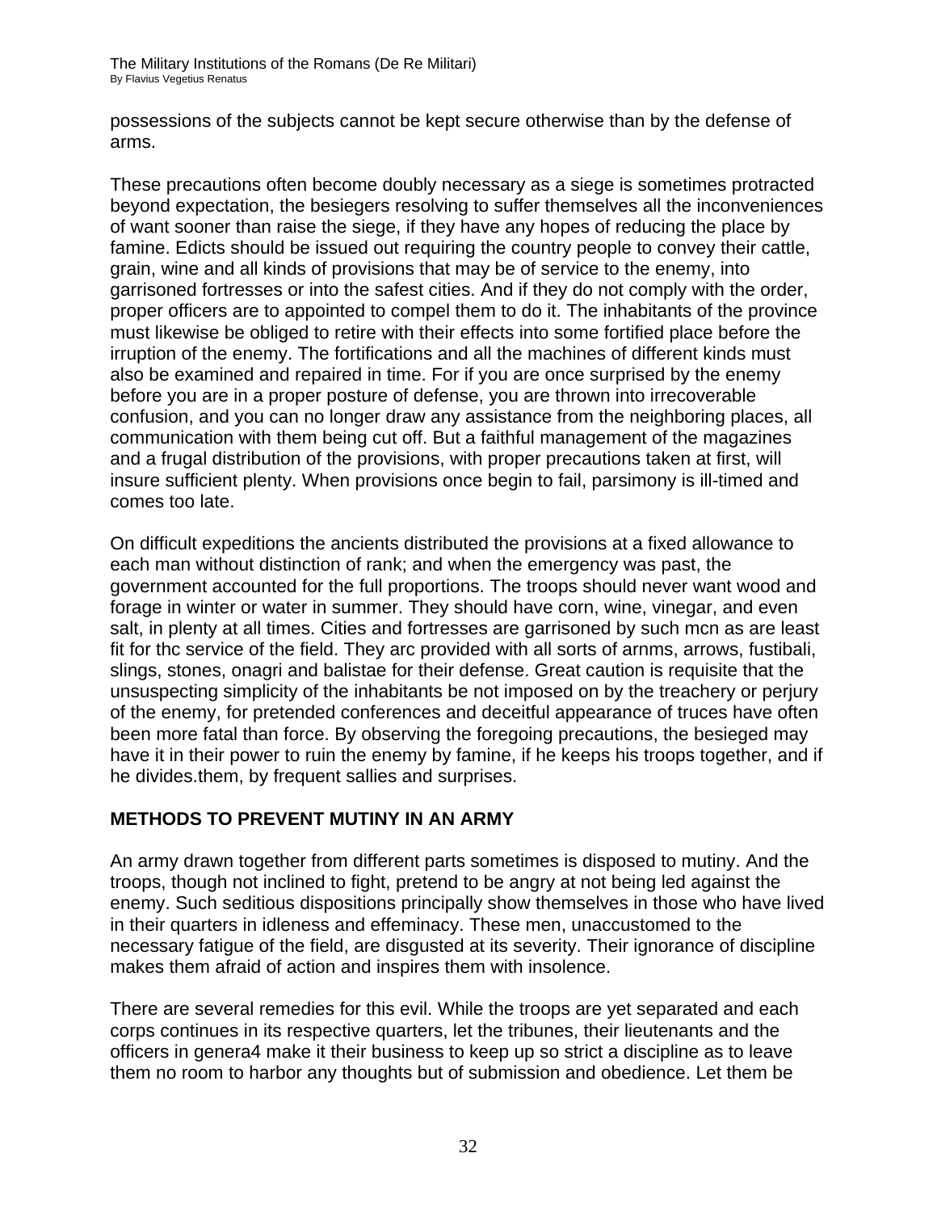possessions of the subjects cannot be kept secure otherwise than by the defense of arms.

These precautions often become doubly necessary as a siege is sometimes protracted beyond expectation, the besiegers resolving to suffer themselves all the inconveniences of want sooner than raise the siege, if they have any hopes of reducing the place by famine. Edicts should be issued out requiring the country people to convey their cattle, grain, wine and all kinds of provisions that may be of service to the enemy, into garrisoned fortresses or into the safest cities. And if they do not comply with the order, proper officers are to appointed to compel them to do it. The inhabitants of the province must likewise be obliged to retire with their effects into some fortified place before the irruption of the enemy. The fortifications and all the machines of different kinds must also be examined and repaired in time. For if you are once surprised by the enemy before you are in a proper posture of defense, you are thrown into irrecoverable confusion, and you can no longer draw any assistance from the neighboring places, all communication with them being cut off. But a faithful management of the magazines and a frugal distribution of the provisions, with proper precautions taken at first, will insure sufficient plenty. When provisions once begin to fail, parsimony is ill-timed and comes too late.

On difficult expeditions the ancients distributed the provisions at a fixed allowance to each man without distinction of rank; and when the emergency was past, the government accounted for the full proportions. The troops should never want wood and forage in winter or water in summer. They should have corn, wine, vinegar, and even salt, in plenty at all times. Cities and fortresses are garrisoned by such mcn as are least fit for thc service of the field. They arc provided with all sorts of arnms, arrows, fustibali, slings, stones, onagri and balistae for their defense. Great caution is requisite that the unsuspecting simplicity of the inhabitants be not imposed on by the treachery or perjury of the enemy, for pretended conferences and deceitful appearance of truces have often been more fatal than force. By observing the foregoing precautions, the besieged may have it in their power to ruin the enemy by famine, if he keeps his troops together, and if he divides.them, by frequent sallies and surprises.

## METHODS TO PREVENT MUTINY IN AN ARMY

An army drawn together from different parts sometimes is disposed to mutiny. And the troops, though not inclined to fight, pretend to be angry at not being led against the enemy. Such seditious dispositions principally show themselves in those who have lived in their quarters in idleness and effeminacy. These men, unaccustomed to the necessary fatigue of the field, are disgusted at its severity. Their ignorance of discipline makes them afraid of action and inspires them with insolence.

There are several remedies for this evil. While the troops are yet separated and each corps continues in its respective quarters, let the tribunes, their lieutenants and the officers in genera4 make it their business to keep up so strict a discipline as to leave them no room to harbor any thoughts but of submission and obedience. Let them be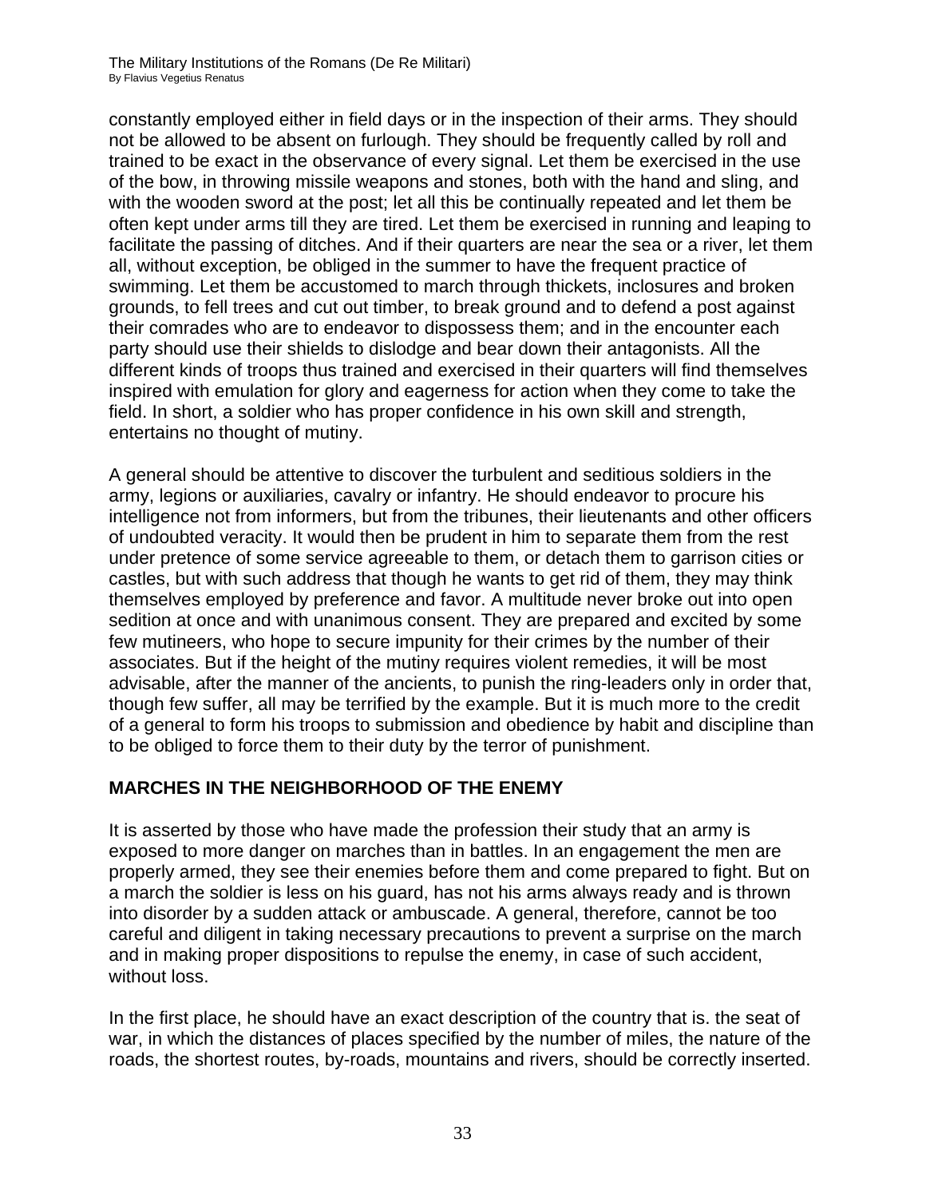constantly employed either in field days or in the inspection of their arms. They should not be allowed to be absent on furlough. They should be frequently called by roll and trained to be exact in the observance of every signal. Let them be exercised in the use of the bow, in throwing missile weapons and stones, both with the hand and sling, and with the wooden sword at the post; let all this be continually repeated and let them be often kept under arms till they are tired. Let them be exercised in running and leaping to facilitate the passing of ditches. And if their quarters are near the sea or a river, let them all, without exception, be obliged in the summer to have the frequent practice of swimming. Let them be accustomed to march through thickets, inclosures and broken grounds, to fell trees and cut out timber, to break ground and to defend a post against their comrades who are to endeavor to dispossess them; and in the encounter each party should use their shields to dislodge and bear down their antagonists. All the different kinds of troops thus trained and exercised in their quarters will find themselves inspired with emulation for glory and eagerness for action when they come to take the field. In short, a soldier who has proper confidence in his own skill and strength, entertains no thought of mutiny.

A general should be attentive to discover the turbulent and seditious soldiers in the army, legions or auxiliaries, cavalry or infantry. He should endeavor to procure his intelligence not from informers, but from the tribunes, their lieutenants and other officers of undoubted veracity. It would then be prudent in him to separate them from the rest under pretence of some service agreeable to them, or detach them to garrison cities or castles, but with such address that though he wants to get rid of them, they may think themselves employed by preference and favor. A multitude never broke out into open sedition at once and with unanimous consent. They are prepared and excited by some few mutineers, who hope to secure impunity for their crimes by the number of their associates. But if the height of the mutiny requires violent remedies, it will be most advisable, after the manner of the ancients, to punish the ring-leaders only in order that, though few suffer, all may be terrified by the example. But it is much more to the credit of a general to form his troops to submission and obedience by habit and discipline than to be obliged to force them to their duty by the terror of punishment.

## MARCHES IN THE NEIGHBORHOOD OF THE ENEMY

It is asserted by those who have made the profession their study that an army is exposed to more danger on marches than in battles. In an engagement the men are properly armed, they see their enemies before them and come prepared to fight. But on a march the soldier is less on his guard, has not his arms always ready and is thrown into disorder by a sudden attack or ambuscade. A general, therefore, cannot be too careful and diligent in taking necessary precautions to prevent a surprise on the march and in making proper dispositions to repulse the enemy, in case of such accident, without loss.

In the first place, he should have an exact description of the country that is. the seat of war, in which the distances of places specified by the number of miles, the nature of the roads, the shortest routes, by-roads, mountains and rivers, should be correctly inserted.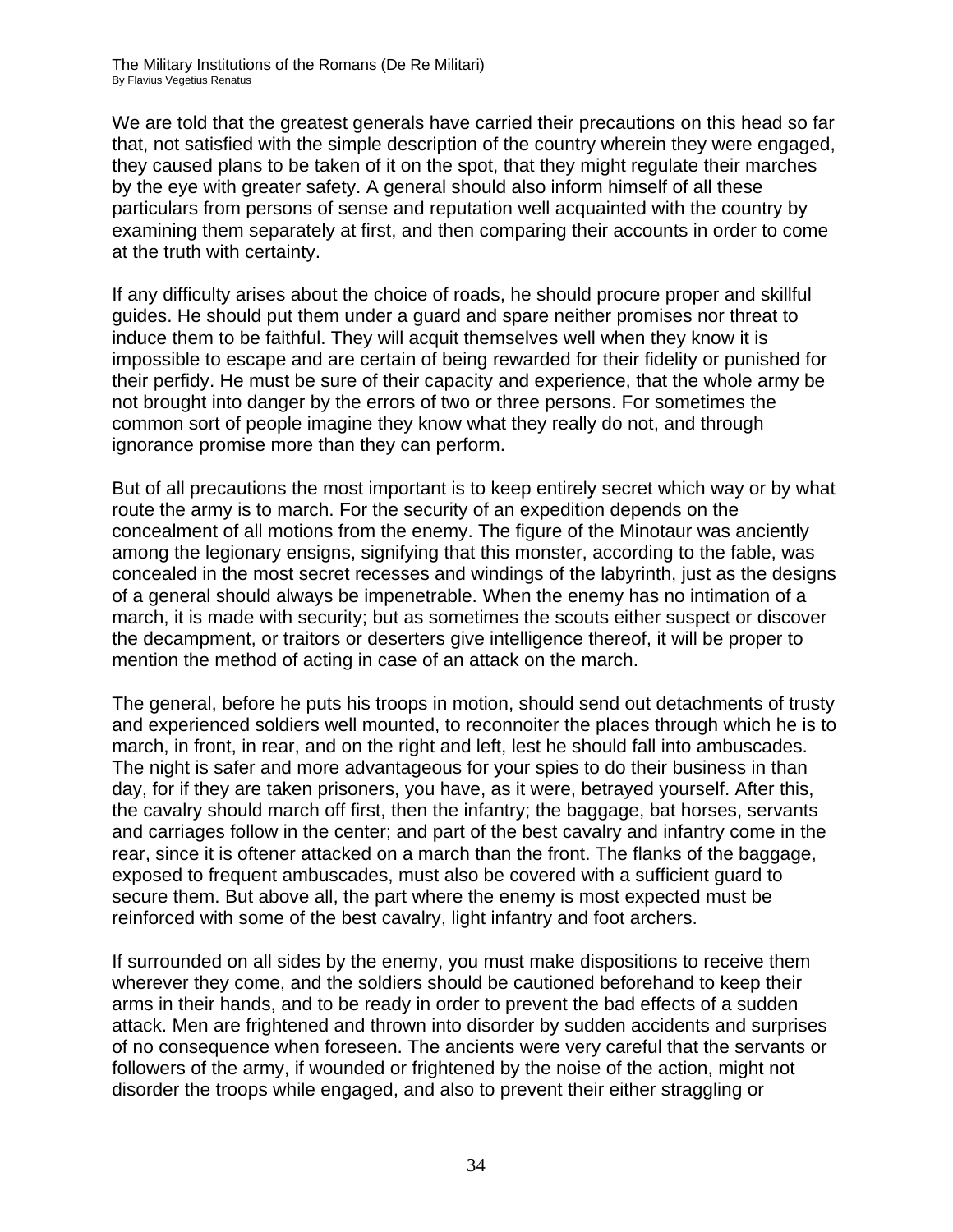We are told that the greatest generals have carried their precautions on this head so far that, not satisfied with the simple description of the country wherein they were engaged, they caused plans to be taken of it on the spot, that they might regulate their marches by the eye with greater safety. A general should also inform himself of all these particulars from persons of sense and reputation well acquainted with the country by examining them separately at first, and then comparing their accounts in order to come at the truth with certainty.

If any difficulty arises about the choice of roads, he should procure proper and skillful guides. He should put them under a guard and spare neither promises nor threat to induce them to be faithful. They will acquit themselves well when they know it is impossible to escape and are certain of being rewarded for their fidelity or punished for their perfidy. He must be sure of their capacity and experience, that the whole army be not brought into danger by the errors of two or three persons. For sometimes the common sort of people imagine they know what they really do not, and through ignorance promise more than they can perform.

But of all precautions the most important is to keep entirely secret which way or by what route the army is to march. For the security of an expedition depends on the concealment of all motions from the enemy. The figure of the Minotaur was anciently among the legionary ensigns, signifying that this monster, according to the fable, was concealed in the most secret recesses and windings of the labyrinth, just as the designs of a general should always be impenetrable. When the enemy has no intimation of a march, it is made with security; but as sometimes the scouts either suspect or discover the decampment, or traitors or deserters give intelligence thereof, it will be proper to mention the method of acting in case of an attack on the march.

The general, before he puts his troops in motion, should send out detachments of trusty and experienced soldiers well mounted, to reconnoiter the places through which he is to march, in front, in rear, and on the right and left, lest he should fall into ambuscades. The night is safer and more advantageous for your spies to do their business in than day, for if they are taken prisoners, you have, as it were, betrayed yourself. After this, the cavalry should march off first, then the infantry; the baggage, bat horses, servants and carriages follow in the center; and part of the best cavalry and infantry come in the rear, since it is oftener attacked on a march than the front. The flanks of the baggage, exposed to frequent ambuscades, must also be covered with a sufficient guard to secure them. But above all, the part where the enemy is most expected must be reinforced with some of the best cavalry, light infantry and foot archers.

If surrounded on all sides by the enemy, you must make dispositions to receive them wherever they come, and the soldiers should be cautioned beforehand to keep their arms in their hands, and to be ready in order to prevent the bad effects of a sudden attack. Men are frightened and thrown into disorder by sudden accidents and surprises of no consequence when foreseen. The ancients were very careful that the servants or followers of the army, if wounded or frightened by the noise of the action, might not disorder the troops while engaged, and also to prevent their either straggling or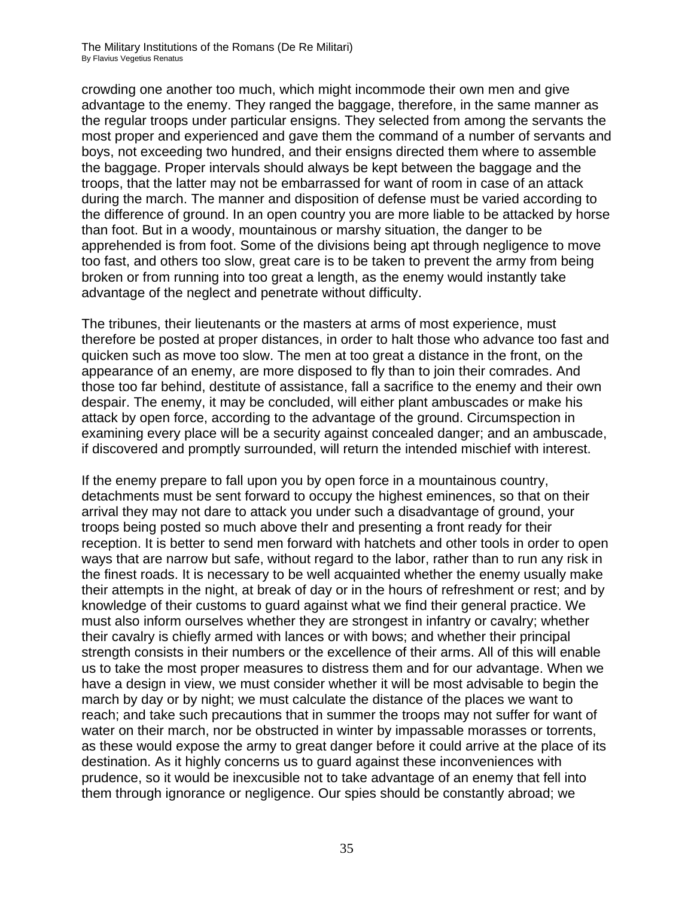crowding one another too much, which might incommode their own men and give advantage to the enemy. They ranged the baggage, therefore, in the same manner as the regular troops under particular ensigns. They selected from among the servants the most proper and experienced and gave them the command of a number of servants and boys, not exceeding two hundred, and their ensigns directed them where to assemble the baggage. Proper intervals should always be kept between the baggage and the troops, that the latter may not be embarrassed for want of room in case of an attack during the march. The manner and disposition of defense must be varied according to the difference of ground. In an open country you are more liable to be attacked by horse than foot. But in a woody, mountainous or marshy situation, the danger to be apprehended is from foot. Some of the divisions being apt through negligence to move too fast, and others too slow, great care is to be taken to prevent the army from being broken or from running into too great a length, as the enemy would instantly take advantage of the neglect and penetrate without difficulty.

The tribunes, their lieutenants or the masters at arms of most experience, must therefore be posted at proper distances, in order to halt those who advance too fast and quicken such as move too slow. The men at too great a distance in the front, on the appearance of an enemy, are more disposed to fly than to join their comrades. And those too far behind, destitute of assistance, fall a sacrifice to the enemy and their own despair. The enemy, it may be concluded, will either plant ambuscades or make his attack by open force, according to the advantage of the ground. Circumspection in examining every place will be a security against concealed danger; and an ambuscade, if discovered and promptly surrounded, will return the intended mischief with interest.

If the enemy prepare to fall upon you by open force in a mountainous country, detachments must be sent forward to occupy the highest eminences, so that on their arrival they may not dare to attack you under such a disadvantage of ground, your troops being posted so much above theIr and presenting a front ready for their reception. It is better to send men forward with hatchets and other tools in order to open ways that are narrow but safe, without regard to the labor, rather than to run any risk in the finest roads. It is necessary to be well acquainted whether the enemy usually make their attempts in the night, at break of day or in the hours of refreshment or rest; and by knowledge of their customs to guard against what we find their general practice. We must also inform ourselves whether they are strongest in infantry or cavalry; whether their cavalry is chiefly armed with lances or with bows; and whether their principal strength consists in their numbers or the excellence of their arms. All of this will enable us to take the most proper measures to distress them and for our advantage. When we have a design in view, we must consider whether it will be most advisable to begin the march by day or by night; we must calculate the distance of the places we want to reach; and take such precautions that in summer the troops may not suffer for want of water on their march, nor be obstructed in winter by impassable morasses or torrents, as these would expose the army to great danger before it could arrive at the place of its destination. As it highly concerns us to guard against these inconveniences with prudence, so it would be inexcusible not to take advantage of an enemy that fell into them through ignorance or negligence. Our spies should be constantly abroad; we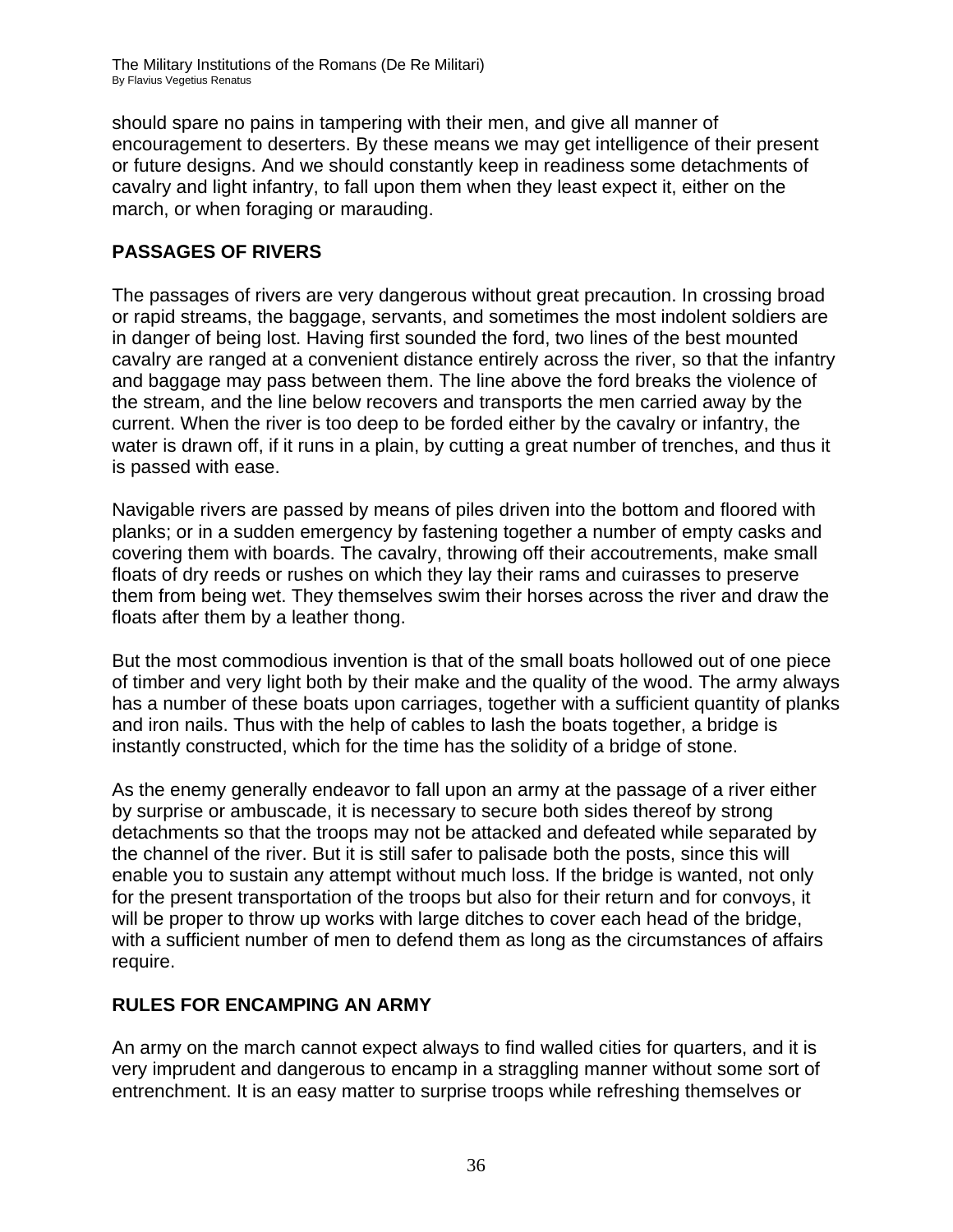should spare no pains in tampering with their men, and give all manner of encouragement to deserters. By these means we may get intelligence of their present or future designs. And we should constantly keep in readiness some detachments of cavalry and light infantry, to fall upon them when they least expect it, either on the march, or when foraging or marauding.

## PASSAGES OF RIVERS

The passages of rivers are very dangerous without great precaution. In crossing broad or rapid streams, the baggage, servants, and sometimes the most indolent soldiers are in danger of being lost. Having first sounded the ford, two lines of the best mounted cavalry are ranged at a convenient distance entirely across the river, so that the infantry and baggage may pass between them. The line above the ford breaks the violence of the stream, and the line below recovers and transports the men carried away by the current. When the river is too deep to be forded either by the cavalry or infantry, the water is drawn off, if it runs in a plain, by cutting a great number of trenches, and thus it is passed with ease.

Navigable rivers are passed by means of piles driven into the bottom and floored with planks; or in a sudden emergency by fastening together a number of empty casks and covering them with boards. The cavalry, throwing off their accoutrements, make small floats of dry reeds or rushes on which they lay their rams and cuirasses to preserve them from being wet. They themselves swim their horses across the river and draw the floats after them by a leather thong.

But the most commodious invention is that of the small boats hollowed out of one piece of timber and very light both by their make and the quality of the wood. The army always has a number of these boats upon carriages, together with a sufficient quantity of planks and iron nails. Thus with the help of cables to lash the boats together, a bridge is instantly constructed, which for the time has the solidity of a bridge of stone.

As the enemy generally endeavor to fall upon an army at the passage of a river either by surprise or ambuscade, it is necessary to secure both sides thereof by strong detachments so that the troops may not be attacked and defeated while separated by the channel of the river. But it is still safer to palisade both the posts, since this will enable you to sustain any attempt without much loss. If the bridge is wanted, not only for the present transportation of the troops but also for their return and for convoys, it will be proper to throw up works with large ditches to cover each head of the bridge, with a sufficient number of men to defend them as long as the circumstances of affairs require.

## RULES FOR ENCAMPING AN ARMY

An army on the march cannot expect always to find walled cities for quarters, and it is very imprudent and dangerous to encamp in a straggling manner without some sort of entrenchment. It is an easy matter to surprise troops while refreshing themselves or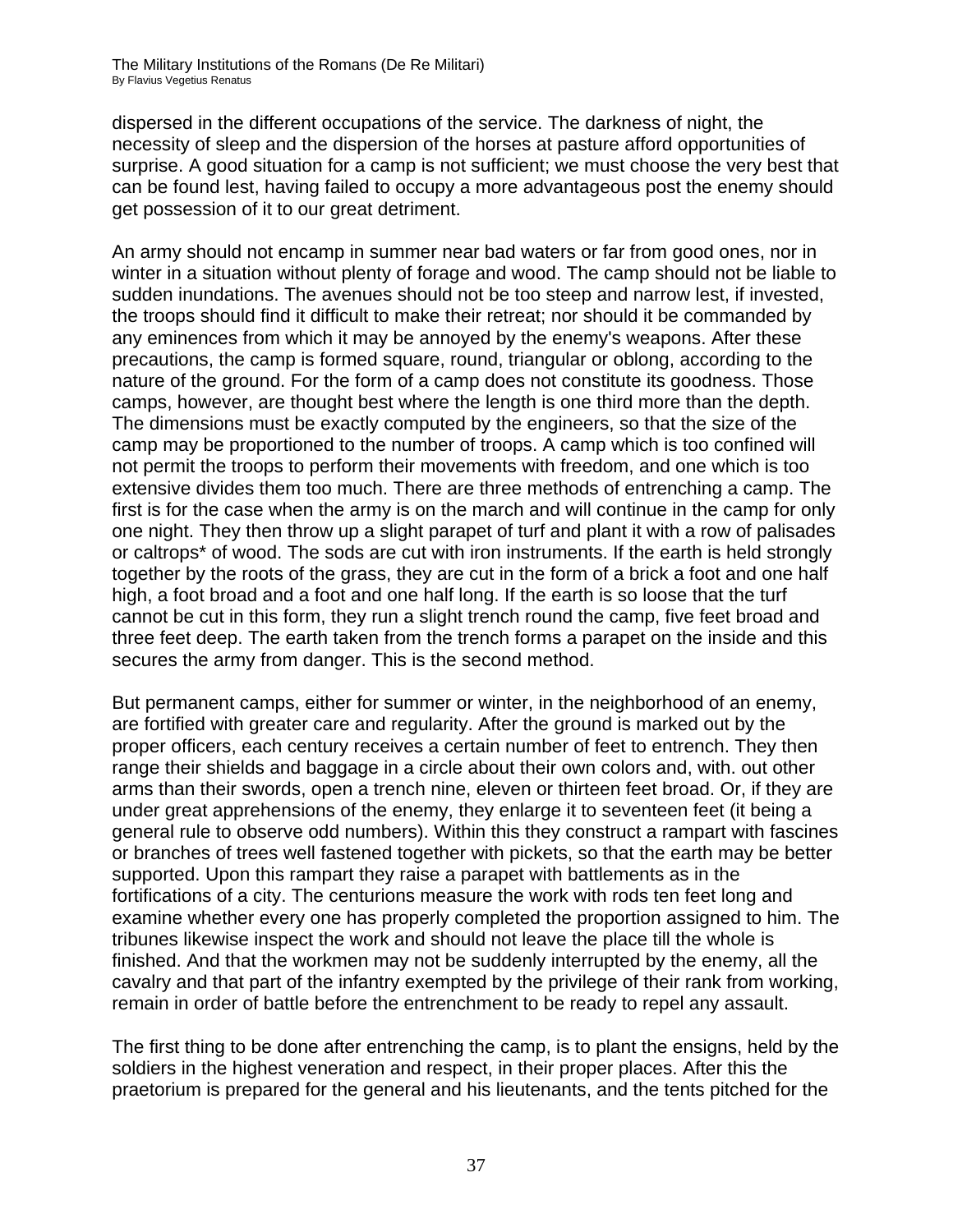dispersed in the different occupations of the service. The darkness of night, the necessity of sleep and the dispersion of the horses at pasture afford opportunities of surprise. A good situation for a camp is not sufficient; we must choose the very best that can be found lest, having failed to occupy a more advantageous post the enemy should get possession of it to our great detriment.

An army should not encamp in summer near bad waters or far from good ones, nor in winter in a situation without plenty of forage and wood. The camp should not be liable to sudden inundations. The avenues should not be too steep and narrow lest, if invested, the troops should find it difficult to make their retreat; nor should it be commanded by any eminences from which it may be annoyed by the enemy's weapons. After these precautions, the camp is formed square, round, triangular or oblong, according to the nature of the ground. For the form of a camp does not constitute its goodness. Those camps, however, are thought best where the length is one third more than the depth. The dimensions must be exactly computed by the engineers, so that the size of the camp may be proportioned to the number of troops. A camp which is too confined will not permit the troops to perform their movements with freedom, and one which is too extensive divides them too much. There are three methods of entrenching a camp. The first is for the case when the army is on the march and will continue in the camp for only one night. They then throw up a slight parapet of turf and plant it with a row of palisades or caltrops* of wood. The sods are cut with iron instruments. If the earth is held strongly together by the roots of the grass, they are cut in the form of a brick a foot and one half high, a foot broad and a foot and one half long. If the earth is so loose that the turf cannot be cut in this form, they run a slight trench round the camp, five feet broad and three feet deep. The earth taken from the trench forms a parapet on the inside and this secures the army from danger. This is the second method.

But permanent camps, either for summer or winter, in the neighborhood of an enemy, are fortified with greater care and regularity. After the ground is marked out by the proper officers, each century receives a certain number of feet to entrench. They then range their shields and baggage in a circle about their own colors and, with. out other arms than their swords, open a trench nine, eleven or thirteen feet broad. Or, if they are under great apprehensions of the enemy, they enlarge it to seventeen feet (it being a general rule to observe odd numbers). Within this they construct a rampart with fascines or branches of trees well fastened together with pickets, so that the earth may be better supported. Upon this rampart they raise a parapet with battlements as in the fortifications of a city. The centurions measure the work with rods ten feet long and examine whether every one has properly completed the proportion assigned to him. The tribunes likewise inspect the work and should not leave the place till the whole is finished. And that the workmen may not be suddenly interrupted by the enemy, all the cavalry and that part of the infantry exempted by the privilege of their rank from working, remain in order of battle before the entrenchment to be ready to repel any assault.

The first thing to be done after entrenching the camp, is to plant the ensigns, held by the soldiers in the highest veneration and respect, in their proper places. After this the praetorium is prepared for the general and his lieutenants, and the tents pitched for the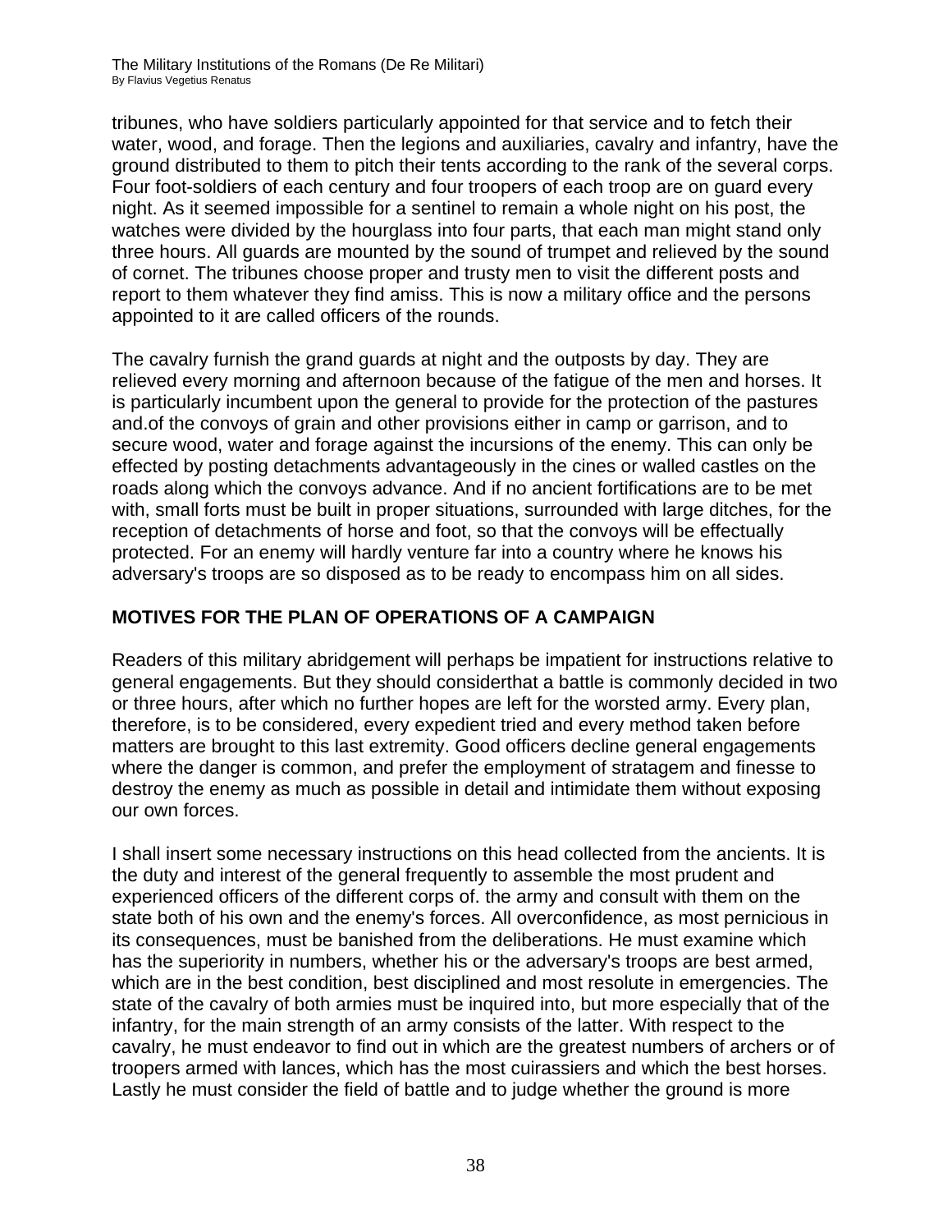tribunes, who have soldiers particularly appointed for that service and to fetch their water, wood, and forage. Then the legions and auxiliaries, cavalry and infantry, have the ground distributed to them to pitch their tents according to the rank of the several corps. Four foot-soldiers of each century and four troopers of each troop are on guard every night. As it seemed impossible for a sentinel to remain a whole night on his post, the watches were divided by the hourglass into four parts, that each man might stand only three hours. All guards are mounted by the sound of trumpet and relieved by the sound of cornet. The tribunes choose proper and trusty men to visit the different posts and report to them whatever they find amiss. This is now a military office and the persons appointed to it are called officers of the rounds.

The cavalry furnish the grand guards at night and the outposts by day. They are relieved every morning and afternoon because of the fatigue of the men and horses. It is particularly incumbent upon the general to provide for the protection of the pastures and.of the convoys of grain and other provisions either in camp or garrison, and to secure wood, water and forage against the incursions of the enemy. This can only be effected by posting detachments advantageously in the cines or walled castles on the roads along which the convoys advance. And if no ancient fortifications are to be met with, small forts must be built in proper situations, surrounded with large ditches, for the reception of detachments of horse and foot, so that the convoys will be effectually protected. For an enemy will hardly venture far into a country where he knows his adversary's troops are so disposed as to be ready to encompass him on all sides.

## MOTIVES FOR THE PLAN OF OPERATIONS OF A CAMPAIGN

Readers of this military abridgement will perhaps be impatient for instructions relative to general engagements. But they should considerthat a battle is commonly decided in two or three hours, after which no further hopes are left for the worsted army. Every plan, therefore, is to be considered, every expedient tried and every method taken before matters are brought to this last extremity. Good officers decline general engagements where the danger is common, and prefer the employment of stratagem and finesse to destroy the enemy as much as possible in detail and intimidate them without exposing our own forces.

I shall insert some necessary instructions on this head collected from the ancients. It is the duty and interest of the general frequently to assemble the most prudent and experienced officers of the different corps of. the army and consult with them on the state both of his own and the enemy's forces. All overconfidence, as most pernicious in its consequences, must be banished from the deliberations. He must examine which has the superiority in numbers, whether his or the adversary's troops are best armed, which are in the best condition, best disciplined and most resolute in emergencies. The state of the cavalry of both armies must be inquired into, but more especially that of the infantry, for the main strength of an army consists of the latter. With respect to the cavalry, he must endeavor to find out in which are the greatest numbers of archers or of troopers armed with lances, which has the most cuirassiers and which the best horses. Lastly he must consider the field of battle and to judge whether the ground is more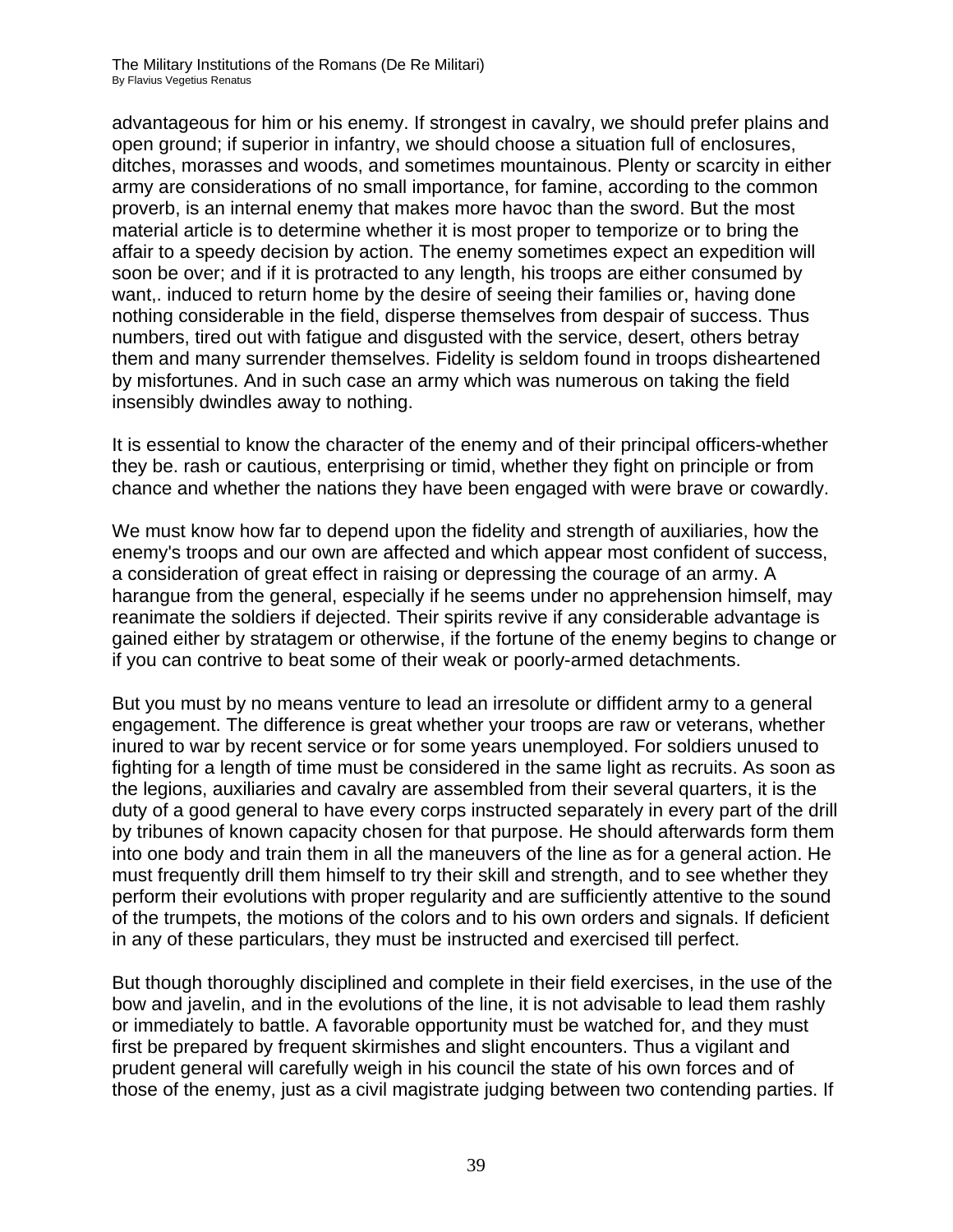advantageous for him or his enemy. If strongest in cavalry, we should prefer plains and open ground; if superior in infantry, we should choose a situation full of enclosures, ditches, morasses and woods, and sometimes mountainous. Plenty or scarcity in either army are considerations of no small importance, for famine, according to the common proverb, is an internal enemy that makes more havoc than the sword. But the most material article is to determine whether it is most proper to temporize or to bring the affair to a speedy decision by action. The enemy sometimes expect an expedition will soon be over; and if it is protracted to any length, his troops are either consumed by want,. induced to return home by the desire of seeing their families or, having done nothing considerable in the field, disperse themselves from despair of success. Thus numbers, tired out with fatigue and disgusted with the service, desert, others betray them and many surrender themselves. Fidelity is seldom found in troops disheartened by misfortunes. And in such case an army which was numerous on taking the field insensibly dwindles away to nothing.

It is essential to know the character of the enemy and of their principal officers-whether they be. rash or cautious, enterprising or timid, whether they fight on principle or from chance and whether the nations they have been engaged with were brave or cowardly.

We must know how far to depend upon the fidelity and strength of auxiliaries, how the enemy's troops and our own are affected and which appear most confident of success, a consideration of great effect in raising or depressing the courage of an army. A harangue from the general, especially if he seems under no apprehension himself, may reanimate the soldiers if dejected. Their spirits revive if any considerable advantage is gained either by stratagem or otherwise, if the fortune of the enemy begins to change or if you can contrive to beat some of their weak or poorly-armed detachments.

But you must by no means venture to lead an irresolute or diffident army to a general engagement. The difference is great whether your troops are raw or veterans, whether inured to war by recent service or for some years unemployed. For soldiers unused to fighting for a length of time must be considered in the same light as recruits. As soon as the legions, auxiliaries and cavalry are assembled from their several quarters, it is the duty of a good general to have every corps instructed separately in every part of the drill by tribunes of known capacity chosen for that purpose. He should afterwards form them into one body and train them in all the maneuvers of the line as for a general action. He must frequently drill them himself to try their skill and strength, and to see whether they perform their evolutions with proper regularity and are sufficiently attentive to the sound of the trumpets, the motions of the colors and to his own orders and signals. If deficient in any of these particulars, they must be instructed and exercised till perfect.

But though thoroughly disciplined and complete in their field exercises, in the use of the bow and javelin, and in the evolutions of the line, it is not advisable to lead them rashly or immediately to battle. A favorable opportunity must be watched for, and they must first be prepared by frequent skirmishes and slight encounters. Thus a vigilant and prudent general will carefully weigh in his council the state of his own forces and of those of the enemy, just as a civil magistrate judging between two contending parties. If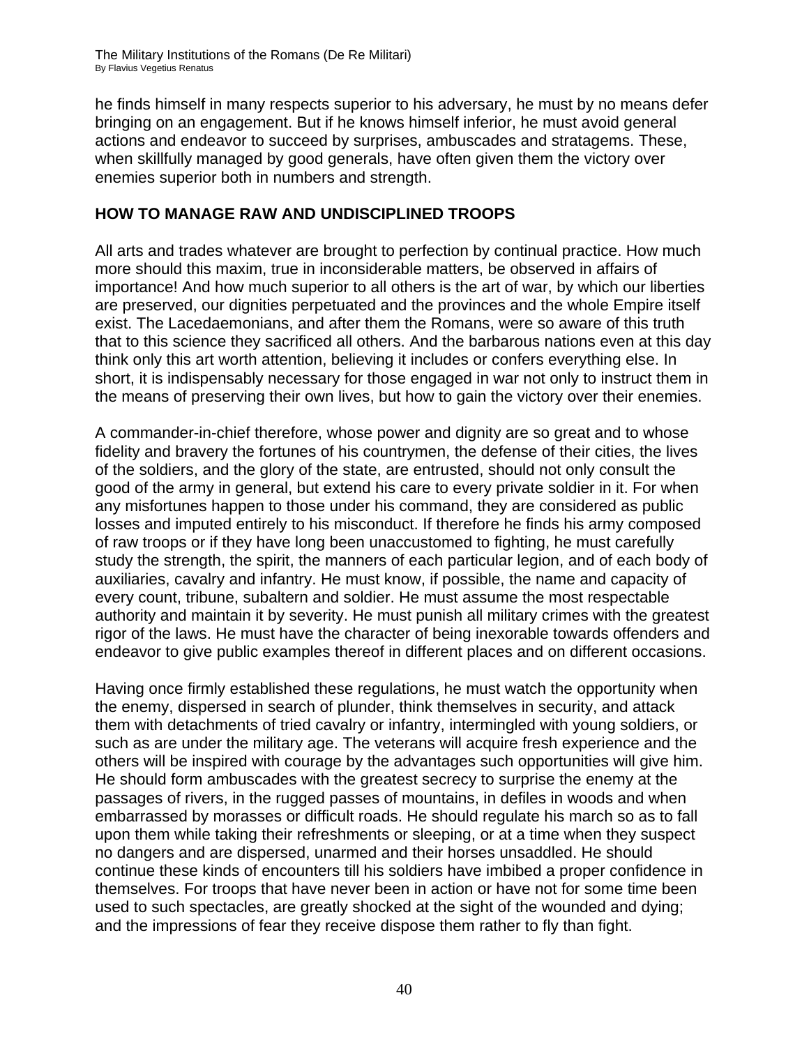he finds himself in many respects superior to his adversary, he must by no means defer bringing on an engagement. But if he knows himself inferior, he must avoid general actions and endeavor to succeed by surprises, ambuscades and stratagems. These, when skillfully managed by good generals, have often given them the victory over enemies superior both in numbers and strength.

## HOW TO MANAGE RAW AND UNDISCIPLINED TROOPS

All arts and trades whatever are brought to perfection by continual practice. How much more should this maxim, true in inconsiderable matters, be observed in affairs of importance! And how much superior to all others is the art of war, by which our liberties are preserved, our dignities perpetuated and the provinces and the whole Empire itself exist. The Lacedaemonians, and after them the Romans, were so aware of this truth that to this science they sacrificed all others. And the barbarous nations even at this day think only this art worth attention, believing it includes or confers everything else. In short, it is indispensably necessary for those engaged in war not only to instruct them in the means of preserving their own lives, but how to gain the victory over their enemies.

A commander-in-chief therefore, whose power and dignity are so great and to whose fidelity and bravery the fortunes of his countrymen, the defense of their cities, the lives of the soldiers, and the glory of the state, are entrusted, should not only consult the good of the army in general, but extend his care to every private soldier in it. For when any misfortunes happen to those under his command, they are considered as public losses and imputed entirely to his misconduct. If therefore he finds his army composed of raw troops or if they have long been unaccustomed to fighting, he must carefully study the strength, the spirit, the manners of each particular legion, and of each body of auxiliaries, cavalry and infantry. He must know, if possible, the name and capacity of every count, tribune, subaltern and soldier. He must assume the most respectable authority and maintain it by severity. He must punish all military crimes with the greatest rigor of the laws. He must have the character of being inexorable towards offenders and endeavor to give public examples thereof in different places and on different occasions.

Having once firmly established these regulations, he must watch the opportunity when the enemy, dispersed in search of plunder, think themselves in security, and attack them with detachments of tried cavalry or infantry, intermingled with young soldiers, or such as are under the military age. The veterans will acquire fresh experience and the others will be inspired with courage by the advantages such opportunities will give him. He should form ambuscades with the greatest secrecy to surprise the enemy at the passages of rivers, in the rugged passes of mountains, in defiles in woods and when embarrassed by morasses or difficult roads. He should regulate his march so as to fall upon them while taking their refreshments or sleeping, or at a time when they suspect no dangers and are dispersed, unarmed and their horses unsaddled. He should continue these kinds of encounters till his soldiers have imbibed a proper confidence in themselves. For troops that have never been in action or have not for some time been used to such spectacles, are greatly shocked at the sight of the wounded and dying; and the impressions of fear they receive dispose them rather to fly than fight.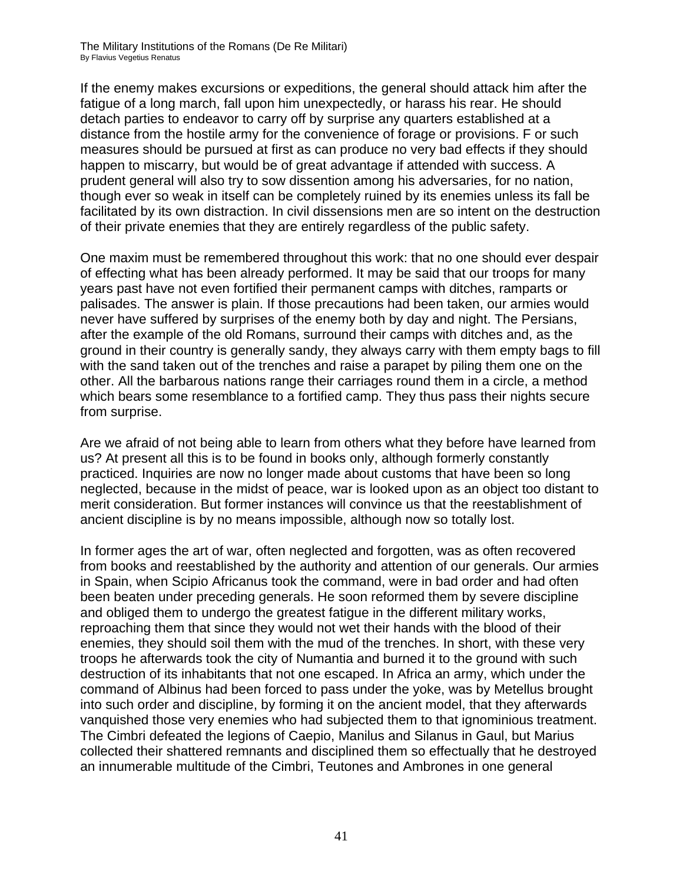If the enemy makes excursions or expeditions, the general should attack him after the fatigue of a long march, fall upon him unexpectedly, or harass his rear. He should detach parties to endeavor to carry off by surprise any quarters established at a distance from the hostile army for the convenience of forage or provisions. F or such measures should be pursued at first as can produce no very bad effects if they should happen to miscarry, but would be of great advantage if attended with success. A prudent general will also try to sow dissention among his adversaries, for no nation, though ever so weak in itself can be completely ruined by its enemies unless its fall be facilitated by its own distraction. In civil dissensions men are so intent on the destruction of their private enemies that they are entirely regardless of the public safety.

One maxim must be remembered throughout this work: that no one should ever despair of effecting what has been already performed. It may be said that our troops for many years past have not even fortified their permanent camps with ditches, ramparts or palisades. The answer is plain. If those precautions had been taken, our armies would never have suffered by surprises of the enemy both by day and night. The Persians, after the example of the old Romans, surround their camps with ditches and, as the ground in their country is generally sandy, they always carry with them empty bags to fill with the sand taken out of the trenches and raise a parapet by piling them one on the other. All the barbarous nations range their carriages round them in a circle, a method which bears some resemblance to a fortified camp. They thus pass their nights secure from surprise.

Are we afraid of not being able to learn from others what they before have learned from us? At present all this is to be found in books only, although formerly constantly practiced. Inquiries are now no longer made about customs that have been so long neglected, because in the midst of peace, war is looked upon as an object too distant to merit consideration. But former instances will convince us that the reestablishment of ancient discipline is by no means impossible, although now so totally lost.

In former ages the art of war, often neglected and forgotten, was as often recovered from books and reestablished by the authority and attention of our generals. Our armies in Spain, when Scipio Africanus took the command, were in bad order and had often been beaten under preceding generals. He soon reformed them by severe discipline and obliged them to undergo the greatest fatigue in the different military works, reproaching them that since they would not wet their hands with the blood of their enemies, they should soil them with the mud of the trenches. In short, with these very troops he afterwards took the city of Numantia and burned it to the ground with such destruction of its inhabitants that not one escaped. In Africa an army, which under the command of Albinus had been forced to pass under the yoke, was by Metellus brought into such order and discipline, by forming it on the ancient model, that they afterwards vanquished those very enemies who had subjected them to that ignominious treatment. The Cimbri defeated the legions of Caepio, Manilus and Silanus in Gaul, but Marius collected their shattered remnants and disciplined them so effectually that he destroyed an innumerable multitude of the Cimbri, Teutones and Ambrones in one general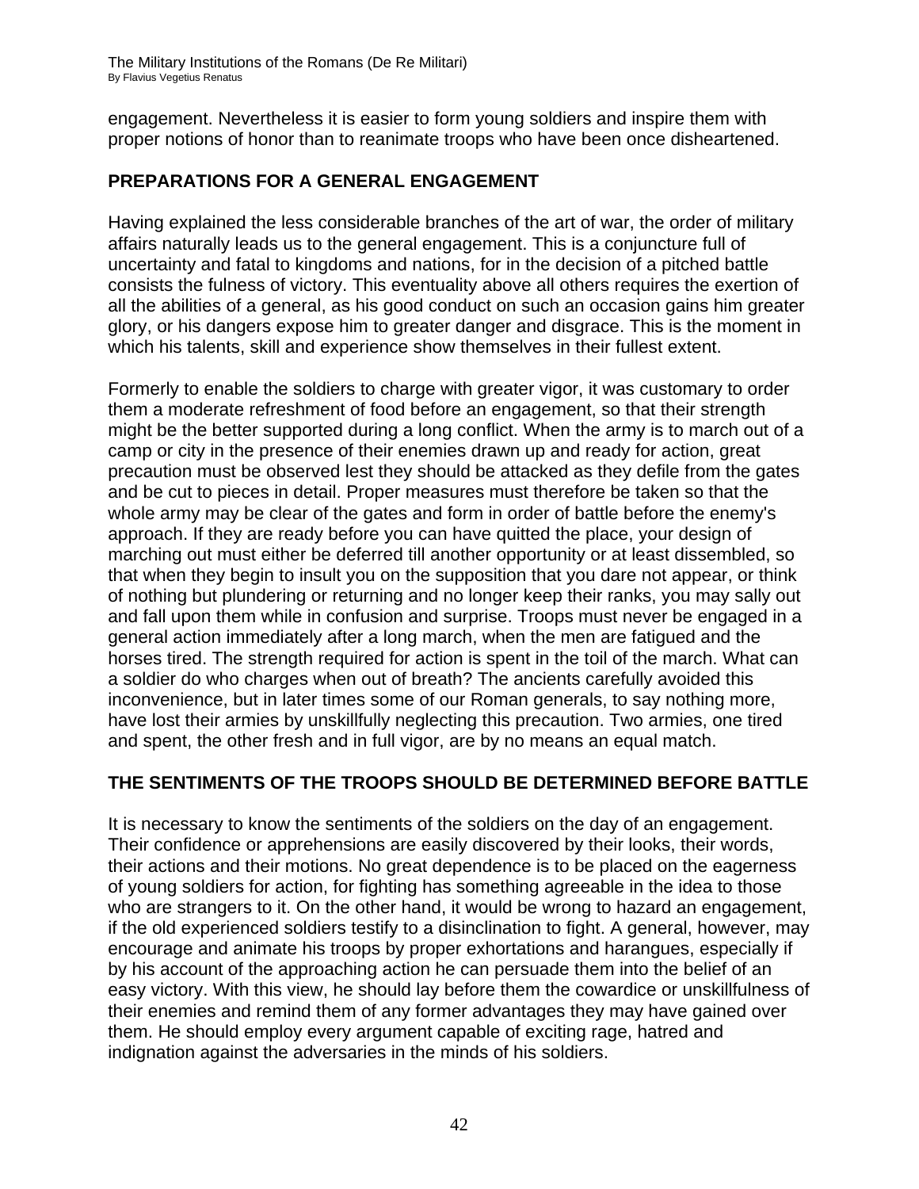engagement. Nevertheless it is easier to form young soldiers and inspire them with proper notions of honor than to reanimate troops who have been once disheartened.

## PREPARATIONS FOR A GENERAL ENGAGEMENT

Having explained the less considerable branches of the art of war, the order of military affairs naturally leads us to the general engagement. This is a conjuncture full of uncertainty and fatal to kingdoms and nations, for in the decision of a pitched battle consists the fulness of victory. This eventuality above all others requires the exertion of all the abilities of a general, as his good conduct on such an occasion gains him greater glory, or his dangers expose him to greater danger and disgrace. This is the moment in which his talents, skill and experience show themselves in their fullest extent.

Formerly to enable the soldiers to charge with greater vigor, it was customary to order them a moderate refreshment of food before an engagement, so that their strength might be the better supported during a long conflict. When the army is to march out of a camp or city in the presence of their enemies drawn up and ready for action, great precaution must be observed lest they should be attacked as they defile from the gates and be cut to pieces in detail. Proper measures must therefore be taken so that the whole army may be clear of the gates and form in order of battle before the enemy's approach. If they are ready before you can have quitted the place, your design of marching out must either be deferred till another opportunity or at least dissembled, so that when they begin to insult you on the supposition that you dare not appear, or think of nothing but plundering or returning and no longer keep their ranks, you may sally out and fall upon them while in confusion and surprise. Troops must never be engaged in a general action immediately after a long march, when the men are fatigued and the horses tired. The strength required for action is spent in the toil of the march. What can a soldier do who charges when out of breath? The ancients carefully avoided this inconvenience, but in later times some of our Roman generals, to say nothing more, have lost their armies by unskillfully neglecting this precaution. Two armies, one tired and spent, the other fresh and in full vigor, are by no means an equal match.

## THE SENTIMENTS OF THE TROOPS SHOULD BE DETERMINED BEFORE BATTLE

It is necessary to know the sentiments of the soldiers on the day of an engagement. Their confidence or apprehensions are easily discovered by their looks, their words, their actions and their motions. No great dependence is to be placed on the eagerness of young soldiers for action, for fighting has something agreeable in the idea to those who are strangers to it. On the other hand, it would be wrong to hazard an engagement, if the old experienced soldiers testify to a disinclination to fight. A general, however, may encourage and animate his troops by proper exhortations and harangues, especially if by his account of the approaching action he can persuade them into the belief of an easy victory. With this view, he should lay before them the cowardice or unskillfulness of their enemies and remind them of any former advantages they may have gained over them. He should employ every argument capable of exciting rage, hatred and indignation against the adversaries in the minds of his soldiers.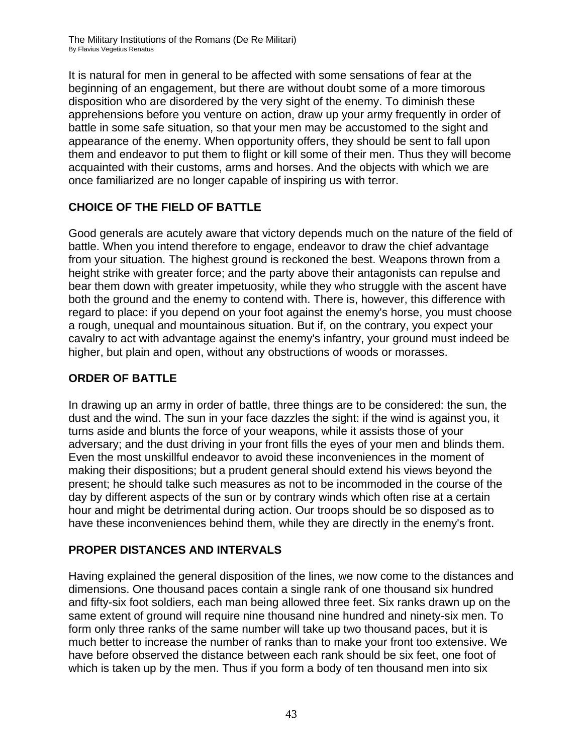It is natural for men in general to be affected with some sensations of fear at the beginning of an engagement, but there are without doubt some of a more timorous disposition who are disordered by the very sight of the enemy. To diminish these apprehensions before you venture on action, draw up your army frequently in order of battle in some safe situation, so that your men may be accustomed to the sight and appearance of the enemy. When opportunity offers, they should be sent to fall upon them and endeavor to put them to flight or kill some of their men. Thus they will become acquainted with their customs, arms and horses. And the objects with which we are once familiarized are no longer capable of inspiring us with terror.

## CHOICE OF THE FIELD OF BATTLE

Good generals are acutely aware that victory depends much on the nature of the field of battle. When you intend therefore to engage, endeavor to draw the chief advantage from your situation. The highest ground is reckoned the best. Weapons thrown from a height strike with greater force; and the party above their antagonists can repulse and bear them down with greater impetuosity, while they who struggle with the ascent have both the ground and the enemy to contend with. There is, however, this difference with regard to place: if you depend on your foot against the enemy's horse, you must choose a rough, unequal and mountainous situation. But if, on the contrary, you expect your cavalry to act with advantage against the enemy's infantry, your ground must indeed be higher, but plain and open, without any obstructions of woods or morasses.

## ORDER OF BATTLE

In drawing up an army in order of battle, three things are to be considered: the sun, the dust and the wind. The sun in your face dazzles the sight: if the wind is against you, it turns aside and blunts the force of your weapons, while it assists those of your adversary; and the dust driving in your front fills the eyes of your men and blinds them. Even the most unskillful endeavor to avoid these inconveniences in the moment of making their dispositions; but a prudent general should extend his views beyond the present; he should talke such measures as not to be incommoded in the course of the day by different aspects of the sun or by contrary winds which often rise at a certain hour and might be detrimental during action. Our troops should be so disposed as to have these inconveniences behind them, while they are directly in the enemy's front.

## PROPER DISTANCES AND INTERVALS

Having explained the general disposition of the lines, we now come to the distances and dimensions. One thousand paces contain a single rank of one thousand six hundred and fifty-six foot soldiers, each man being allowed three feet. Six ranks drawn up on the same extent of ground will require nine thousand nine hundred and ninety-six men. To form only three ranks of the same number will take up two thousand paces, but it is much better to increase the number of ranks than to make your front too extensive. We have before observed the distance between each rank should be six feet, one foot of which is taken up by the men. Thus if you form a body of ten thousand men into six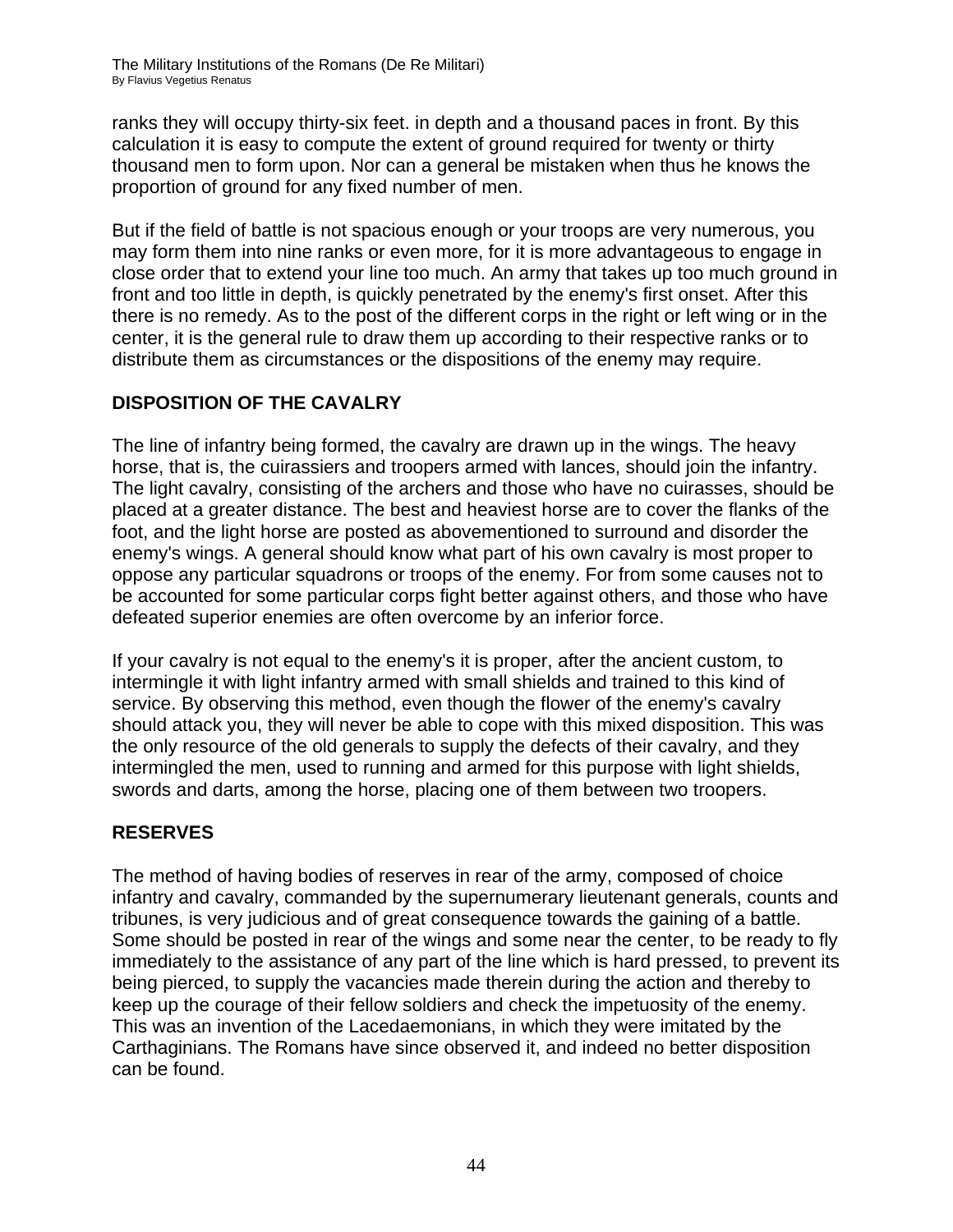ranks they will occupy thirty-six feet. in depth and a thousand paces in front. By this calculation it is easy to compute the extent of ground required for twenty or thirty thousand men to form upon. Nor can a general be mistaken when thus he knows the proportion of ground for any fixed number of men.

But if the field of battle is not spacious enough or your troops are very numerous, you may form them into nine ranks or even more, for it is more advantageous to engage in close order that to extend your line too much. An army that takes up too much ground in front and too little in depth, is quickly penetrated by the enemy's first onset. After this there is no remedy. As to the post of the different corps in the right or left wing or in the center, it is the general rule to draw them up according to their respective ranks or to distribute them as circumstances or the dispositions of the enemy may require.

## DISPOSITION OF THE CAVALRY

The line of infantry being formed, the cavalry are drawn up in the wings. The heavy horse, that is, the cuirassiers and troopers armed with lances, should join the infantry. The light cavalry, consisting of the archers and those who have no cuirasses, should be placed at a greater distance. The best and heaviest horse are to cover the flanks of the foot, and the light horse are posted as abovementioned to surround and disorder the enemy's wings. A general should know what part of his own cavalry is most proper to oppose any particular squadrons or troops of the enemy. For from some causes not to be accounted for some particular corps fight better against others, and those who have defeated superior enemies are often overcome by an inferior force.

If your cavalry is not equal to the enemy's it is proper, after the ancient custom, to intermingle it with light infantry armed with small shields and trained to this kind of service. By observing this method, even though the flower of the enemy's cavalry should attack you, they will never be able to cope with this mixed disposition. This was the only resource of the old generals to supply the defects of their cavalry, and they intermingled the men, used to running and armed for this purpose with light shields, swords and darts, among the horse, placing one of them between two troopers.

## RESERVES

The method of having bodies of reserves in rear of the army, composed of choice infantry and cavalry, commanded by the supernumerary lieutenant generals, counts and tribunes, is very judicious and of great consequence towards the gaining of a battle. Some should be posted in rear of the wings and some near the center, to be ready to fly immediately to the assistance of any part of the line which is hard pressed, to prevent its being pierced, to supply the vacancies made therein during the action and thereby to keep up the courage of their fellow soldiers and check the impetuosity of the enemy. This was an invention of the Lacedaemonians, in which they were imitated by the Carthaginians. The Romans have since observed it, and indeed no better disposition can be found.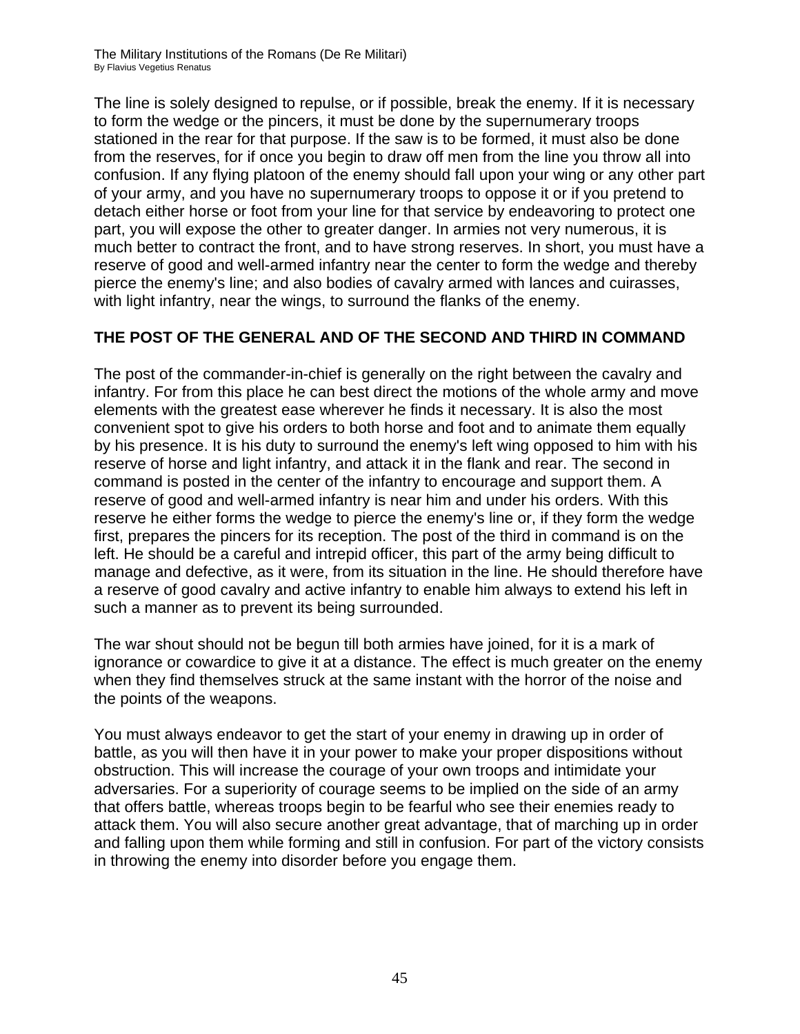The line is solely designed to repulse, or if possible, break the enemy. If it is necessary to form the wedge or the pincers, it must be done by the supernumerary troops stationed in the rear for that purpose. If the saw is to be formed, it must also be done from the reserves, for if once you begin to draw off men from the line you throw all into confusion. If any flying platoon of the enemy should fall upon your wing or any other part of your army, and you have no supernumerary troops to oppose it or if you pretend to detach either horse or foot from your line for that service by endeavoring to protect one part, you will expose the other to greater danger. In armies not very numerous, it is much better to contract the front, and to have strong reserves. In short, you must have a reserve of good and well-armed infantry near the center to form the wedge and thereby pierce the enemy's line; and also bodies of cavalry armed with lances and cuirasses, with light infantry, near the wings, to surround the flanks of the enemy.

### THE POST OF THE GENERAL AND OF THE SECOND AND THIRD IN COMMAND

The post of the commander-in-chief is generally on the right between the cavalry and infantry. For from this place he can best direct the motions of the whole army and move elements with the greatest ease wherever he finds it necessary. It is also the most convenient spot to give his orders to both horse and foot and to animate them equally by his presence. It is his duty to surround the enemy's left wing opposed to him with his reserve of horse and light infantry, and attack it in the flank and rear. The second in command is posted in the center of the infantry to encourage and support them. A reserve of good and well-armed infantry is near him and under his orders. With this reserve he either forms the wedge to pierce the enemy's line or, if they form the wedge first, prepares the pincers for its reception. The post of the third in command is on the left. He should be a careful and intrepid officer, this part of the army being difficult to manage and defective, as it were, from its situation in the line. He should therefore have a reserve of good cavalry and active infantry to enable him always to extend his left in such a manner as to prevent its being surrounded.

The war shout should not be begun till both armies have joined, for it is a mark of ignorance or cowardice to give it at a distance. The effect is much greater on the enemy when they find themselves struck at the same instant with the horror of the noise and the points of the weapons.

You must always endeavor to get the start of your enemy in drawing up in order of battle, as you will then have it in your power to make your proper dispositions without obstruction. This will increase the courage of your own troops and intimidate your adversaries. For a superiority of courage seems to be implied on the side of an army that offers battle, whereas troops begin to be fearful who see their enemies ready to attack them. You will also secure another great advantage, that of marching up in order and falling upon them while forming and still in confusion. For part of the victory consists in throwing the enemy into disorder before you engage them.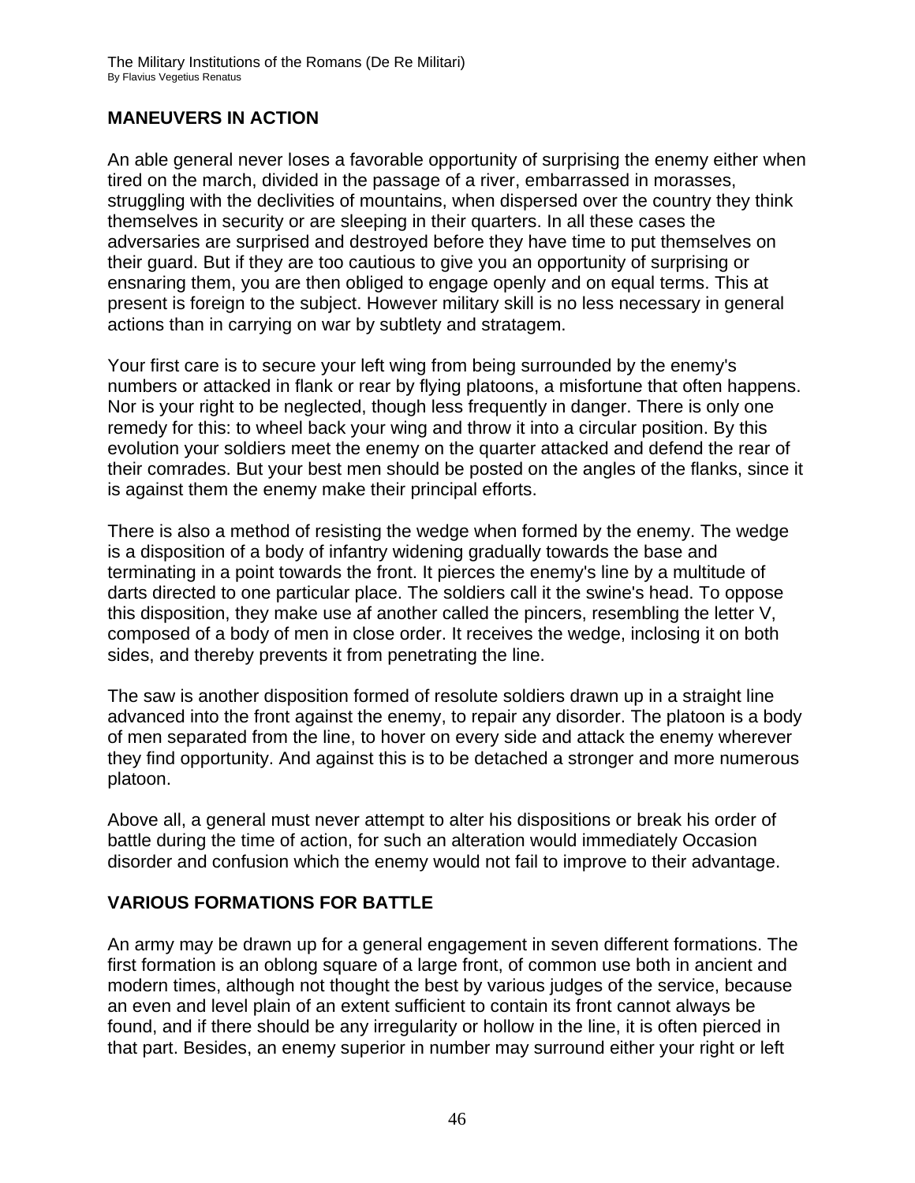## MANEUVERS IN ACTION

An able general never loses a favorable opportunity of surprising the enemy either when tired on the march, divided in the passage of a river, embarrassed in morasses, struggling with the declivities of mountains, when dispersed over the country they think themselves in security or are sleeping in their quarters. In all these cases the adversaries are surprised and destroyed before they have time to put themselves on their guard. But if they are too cautious to give you an opportunity of surprising or ensnaring them, you are then obliged to engage openly and on equal terms. This at present is foreign to the subject. However military skill is no less necessary in general actions than in carrying on war by subtlety and stratagem.

Your first care is to secure your left wing from being surrounded by the enemy's numbers or attacked in flank or rear by flying platoons, a misfortune that often happens. Nor is your right to be neglected, though less frequently in danger. There is only one remedy for this: to wheel back your wing and throw it into a circular position. By this evolution your soldiers meet the enemy on the quarter attacked and defend the rear of their comrades. But your best men should be posted on the angles of the flanks, since it is against them the enemy make their principal efforts.

There is also a method of resisting the wedge when formed by the enemy. The wedge is a disposition of a body of infantry widening gradually towards the base and terminating in a point towards the front. It pierces the enemy's line by a multitude of darts directed to one particular place. The soldiers call it the swine's head. To oppose this disposition, they make use af another called the pincers, resembling the letter V, composed of a body of men in close order. It receives the wedge, inclosing it on both sides, and thereby prevents it from penetrating the line.

The saw is another disposition formed of resolute soldiers drawn up in a straight line advanced into the front against the enemy, to repair any disorder. The platoon is a body of men separated from the line, to hover on every side and attack the enemy wherever they find opportunity. And against this is to be detached a stronger and more numerous platoon.

Above all, a general must never attempt to alter his dispositions or break his order of battle during the time of action, for such an alteration would immediately Occasion disorder and confusion which the enemy would not fail to improve to their advantage.

## VARIOUS FORMATIONS FOR BATTLE

An army may be drawn up for a general engagement in seven different formations. The first formation is an oblong square of a large front, of common use both in ancient and modern times, although not thought the best by various judges of the service, because an even and level plain of an extent sufficient to contain its front cannot always be found, and if there should be any irregularity or hollow in the line, it is often pierced in that part. Besides, an enemy superior in number may surround either your right or left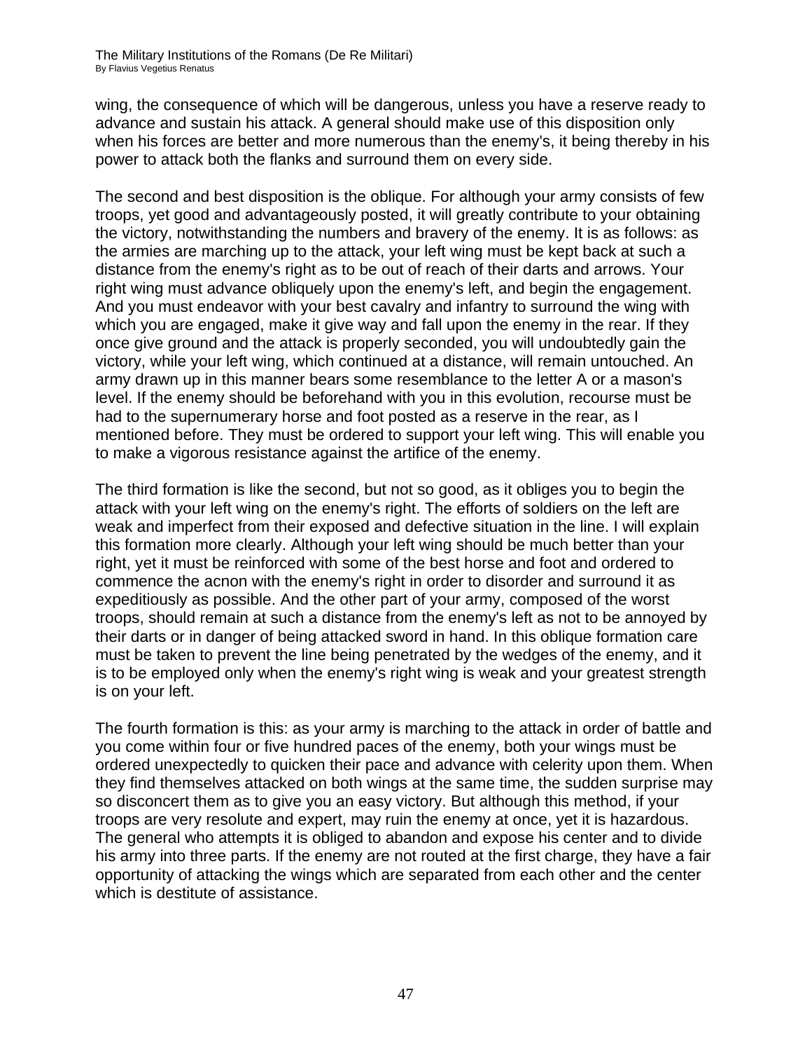wing, the consequence of which will be dangerous, unless you have a reserve ready to advance and sustain his attack. A general should make use of this disposition only when his forces are better and more numerous than the enemy's, it being thereby in his power to attack both the flanks and surround them on every side.

The second and best disposition is the oblique. For although your army consists of few troops, yet good and advantageously posted, it will greatly contribute to your obtaining the victory, notwithstanding the numbers and bravery of the enemy. It is as follows: as the armies are marching up to the attack, your left wing must be kept back at such a distance from the enemy's right as to be out of reach of their darts and arrows. Your right wing must advance obliquely upon the enemy's left, and begin the engagement. And you must endeavor with your best cavalry and infantry to surround the wing with which you are engaged, make it give way and fall upon the enemy in the rear. If they once give ground and the attack is properly seconded, you will undoubtedly gain the victory, while your left wing, which continued at a distance, will remain untouched. An army drawn up in this manner bears some resemblance to the letter A or a mason's level. If the enemy should be beforehand with you in this evolution, recourse must be had to the supernumerary horse and foot posted as a reserve in the rear, as I mentioned before. They must be ordered to support your left wing. This will enable you to make a vigorous resistance against the artifice of the enemy.

The third formation is like the second, but not so good, as it obliges you to begin the attack with your left wing on the enemy's right. The efforts of soldiers on the left are weak and imperfect from their exposed and defective situation in the line. I will explain this formation more clearly. Although your left wing should be much better than your right, yet it must be reinforced with some of the best horse and foot and ordered to commence the acnon with the enemy's right in order to disorder and surround it as expeditiously as possible. And the other part of your army, composed of the worst troops, should remain at such a distance from the enemy's left as not to be annoyed by their darts or in danger of being attacked sword in hand. In this oblique formation care must be taken to prevent the line being penetrated by the wedges of the enemy, and it is to be employed only when the enemy's right wing is weak and your greatest strength is on your left.

The fourth formation is this: as your army is marching to the attack in order of battle and you come within four or five hundred paces of the enemy, both your wings must be ordered unexpectedly to quicken their pace and advance with celerity upon them. When they find themselves attacked on both wings at the same time, the sudden surprise may so disconcert them as to give you an easy victory. But although this method, if your troops are very resolute and expert, may ruin the enemy at once, yet it is hazardous. The general who attempts it is obliged to abandon and expose his center and to divide his army into three parts. If the enemy are not routed at the first charge, they have a fair opportunity of attacking the wings which are separated from each other and the center which is destitute of assistance.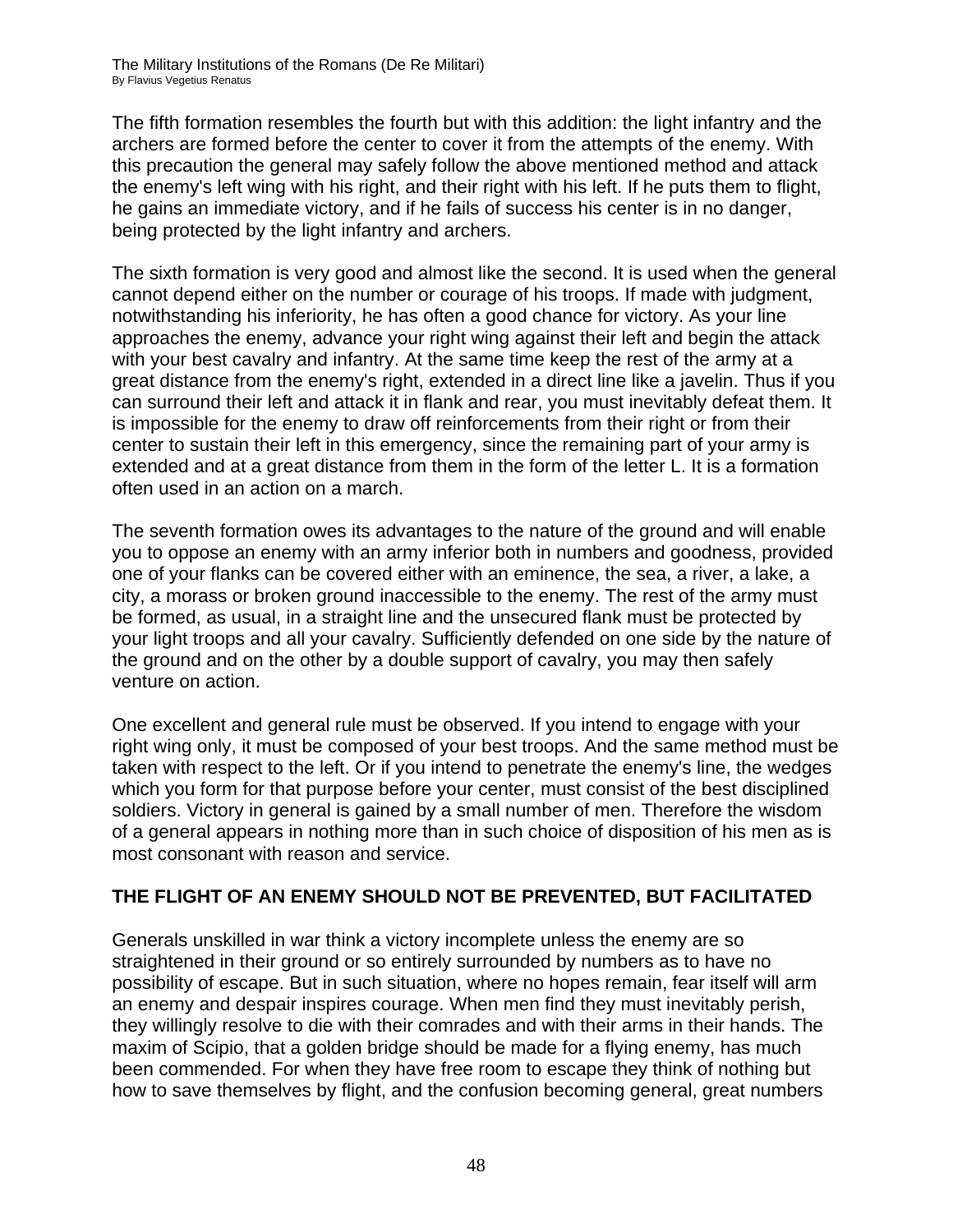The fifth formation resembles the fourth but with this addition: the light infantry and the archers are formed before the center to cover it from the attempts of the enemy. With this precaution the general may safely follow the above mentioned method and attack the enemy's left wing with his right, and their right with his left. If he puts them to flight, he gains an immediate victory, and if he fails of success his center is in no danger, being protected by the light infantry and archers.

The sixth formation is very good and almost like the second. It is used when the general cannot depend either on the number or courage of his troops. If made with judgment, notwithstanding his inferiority, he has often a good chance for victory. As your line approaches the enemy, advance your right wing against their left and begin the attack with your best cavalry and infantry. At the same time keep the rest of the army at a great distance from the enemy's right, extended in a direct line like a javelin. Thus if you can surround their left and attack it in flank and rear, you must inevitably defeat them. It is impossible for the enemy to draw off reinforcements from their right or from their center to sustain their left in this emergency, since the remaining part of your army is extended and at a great distance from them in the form of the letter L. It is a formation often used in an action on a march.

The seventh formation owes its advantages to the nature of the ground and will enable you to oppose an enemy with an army inferior both in numbers and goodness, provided one of your flanks can be covered either with an eminence, the sea, a river, a lake, a city, a morass or broken ground inaccessible to the enemy. The rest of the army must be formed, as usual, in a straight line and the unsecured flank must be protected by your light troops and all your cavalry. Sufficiently defended on one side by the nature of the ground and on the other by a double support of cavalry, you may then safely venture on action.

One excellent and general rule must be observed. If you intend to engage with your right wing only, it must be composed of your best troops. And the same method must be taken with respect to the left. Or if you intend to penetrate the enemy's line, the wedges which you form for that purpose before your center, must consist of the best disciplined soldiers. Victory in general is gained by a small number of men. Therefore the wisdom of a general appears in nothing more than in such choice of disposition of his men as is most consonant with reason and service.

## THE FLIGHT OF AN ENEMY SHOULD NOT BE PREVENTED, BUT FACILITATED

Generals unskilled in war think a victory incomplete unless the enemy are so straightened in their ground or so entirely surrounded by numbers as to have no possibility of escape. But in such situation, where no hopes remain, fear itself will arm an enemy and despair inspires courage. When men find they must inevitably perish, they willingly resolve to die with their comrades and with their arms in their hands. The maxim of Scipio, that a golden bridge should be made for a flying enemy, has much been commended. For when they have free room to escape they think of nothing but how to save themselves by flight, and the confusion becoming general, great numbers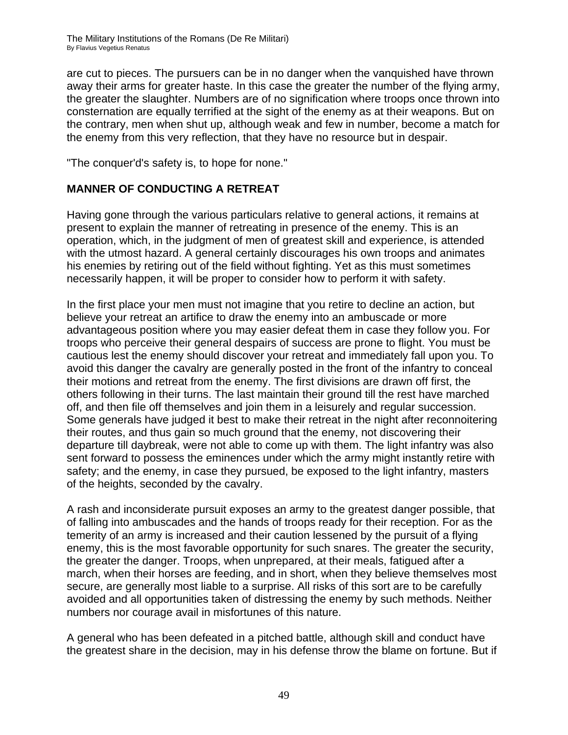are cut to pieces. The pursuers can be in no danger when the vanquished have thrown away their arms for greater haste. In this case the greater the number of the flying army, the greater the slaughter. Numbers are of no signification where troops once thrown into consternation are equally terrified at the sight of the enemy as at their weapons. But on the contrary, men when shut up, although weak and few in number, become a match for the enemy from this very reflection, that they have no resource but in despair.

"The conquer'd's safety is, to hope for none."

### MANNER OF CONDUCTING A RETREAT

Having gone through the various particulars relative to general actions, it remains at present to explain the manner of retreating in presence of the enemy. This is an operation, which, in the judgment of men of greatest skill and experience, is attended with the utmost hazard. A general certainly discourages his own troops and animates his enemies by retiring out of the field without fighting. Yet as this must sometimes necessarily happen, it will be proper to consider how to perform it with safety.

In the first place your men must not imagine that you retire to decline an action, but believe your retreat an artifice to draw the enemy into an ambuscade or more advantageous position where you may easier defeat them in case they follow you. For troops who perceive their general despairs of success are prone to flight. You must be cautious lest the enemy should discover your retreat and immediately fall upon you. To avoid this danger the cavalry are generally posted in the front of the infantry to conceal their motions and retreat from the enemy. The first divisions are drawn off first, the others following in their turns. The last maintain their ground till the rest have marched off, and then file off themselves and join them in a leisurely and regular succession. Some generals have judged it best to make their retreat in the night after reconnoitering their routes, and thus gain so much ground that the enemy, not discovering their departure till daybreak, were not able to come up with them. The light infantry was also sent forward to possess the eminences under which the army might instantly retire with safety; and the enemy, in case they pursued, be exposed to the light infantry, masters of the heights, seconded by the cavalry.

A rash and inconsiderate pursuit exposes an army to the greatest danger possible, that of falling into ambuscades and the hands of troops ready for their reception. For as the temerity of an army is increased and their caution lessened by the pursuit of a flying enemy, this is the most favorable opportunity for such snares. The greater the security, the greater the danger. Troops, when unprepared, at their meals, fatigued after a march, when their horses are feeding, and in short, when they believe themselves most secure, are generally most liable to a surprise. All risks of this sort are to be carefully avoided and all opportunities taken of distressing the enemy by such methods. Neither numbers nor courage avail in misfortunes of this nature.

A general who has been defeated in a pitched battle, although skill and conduct have the greatest share in the decision, may in his defense throw the blame on fortune. But if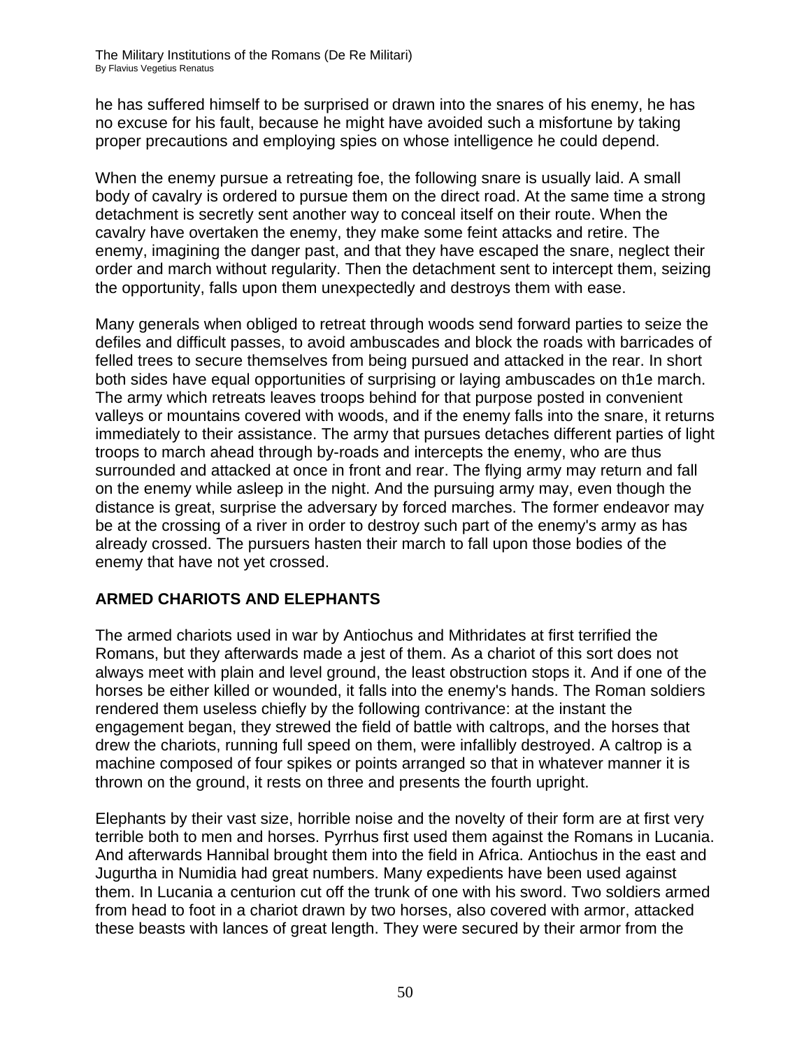he has suffered himself to be surprised or drawn into the snares of his enemy, he has no excuse for his fault, because he might have avoided such a misfortune by taking proper precautions and employing spies on whose intelligence he could depend.

When the enemy pursue a retreating foe, the following snare is usually laid. A small body of cavalry is ordered to pursue them on the direct road. At the same time a strong detachment is secretly sent another way to conceal itself on their route. When the cavalry have overtaken the enemy, they make some feint attacks and retire. The enemy, imagining the danger past, and that they have escaped the snare, neglect their order and march without regularity. Then the detachment sent to intercept them, seizing the opportunity, falls upon them unexpectedly and destroys them with ease.

Many generals when obliged to retreat through woods send forward parties to seize the defiles and difficult passes, to avoid ambuscades and block the roads with barricades of felled trees to secure themselves from being pursued and attacked in the rear. In short both sides have equal opportunities of surprising or laying ambuscades on th1e march. The army which retreats leaves troops behind for that purpose posted in convenient valleys or mountains covered with woods, and if the enemy falls into the snare, it returns immediately to their assistance. The army that pursues detaches different parties of light troops to march ahead through by-roads and intercepts the enemy, who are thus surrounded and attacked at once in front and rear. The flying army may return and fall on the enemy while asleep in the night. And the pursuing army may, even though the distance is great, surprise the adversary by forced marches. The former endeavor may be at the crossing of a river in order to destroy such part of the enemy's army as has already crossed. The pursuers hasten their march to fall upon those bodies of the enemy that have not yet crossed.

## ARMED CHARIOTS AND ELEPHANTS

The armed chariots used in war by Antiochus and Mithridates at first terrified the Romans, but they afterwards made a jest of them. As a chariot of this sort does not always meet with plain and level ground, the least obstruction stops it. And if one of the horses be either killed or wounded, it falls into the enemy's hands. The Roman soldiers rendered them useless chiefly by the following contrivance: at the instant the engagement began, they strewed the field of battle with caltrops, and the horses that drew the chariots, running full speed on them, were infallibly destroyed. A caltrop is a machine composed of four spikes or points arranged so that in whatever manner it is thrown on the ground, it rests on three and presents the fourth upright.

Elephants by their vast size, horrible noise and the novelty of their form are at first very terrible both to men and horses. Pyrrhus first used them against the Romans in Lucania. And afterwards Hannibal brought them into the field in Africa. Antiochus in the east and Jugurtha in Numidia had great numbers. Many expedients have been used against them. In Lucania a centurion cut off the trunk of one with his sword. Two soldiers armed from head to foot in a chariot drawn by two horses, also covered with armor, attacked these beasts with lances of great length. They were secured by their armor from the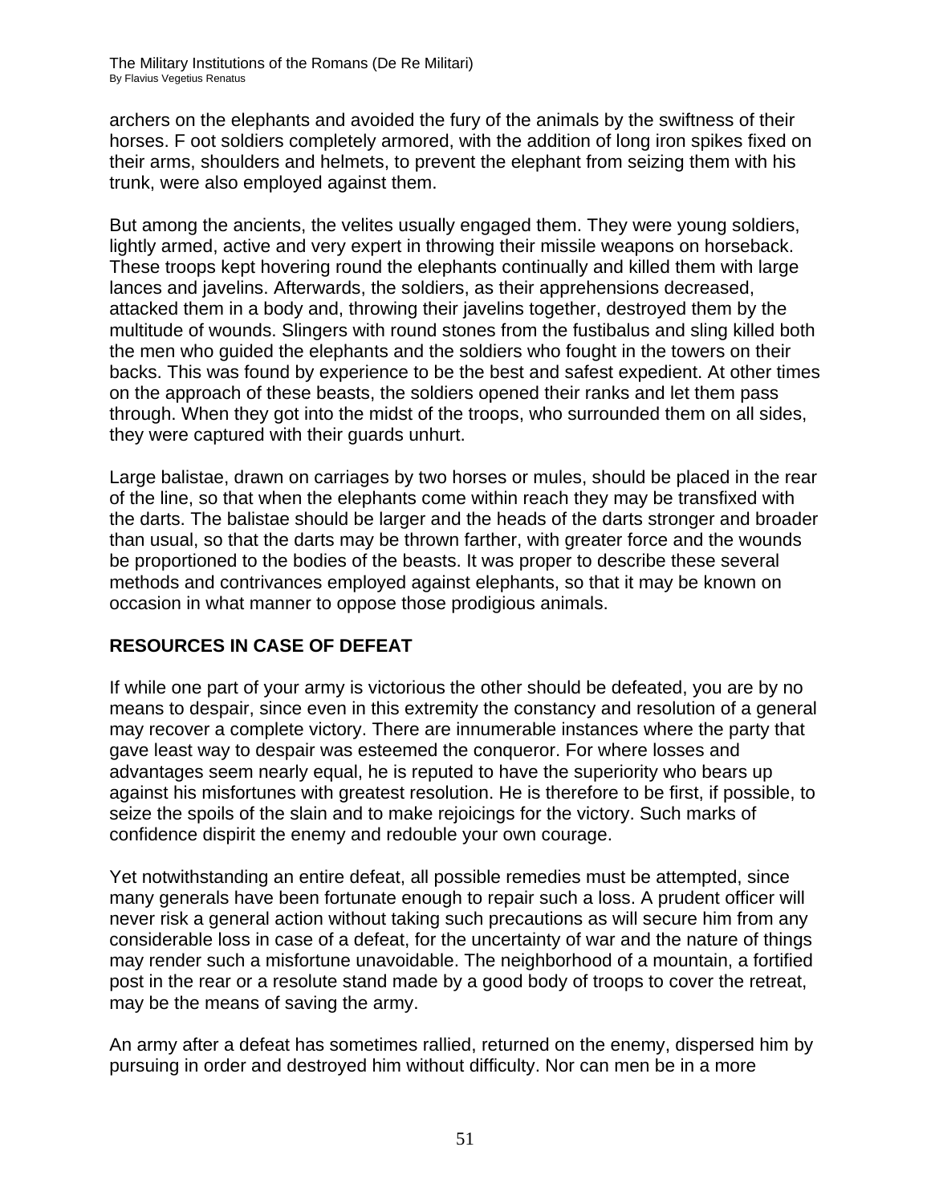archers on the elephants and avoided the fury of the animals by the swiftness of their horses. F oot soldiers completely armored, with the addition of long iron spikes fixed on their arms, shoulders and helmets, to prevent the elephant from seizing them with his trunk, were also employed against them.

But among the ancients, the velites usually engaged them. They were young soldiers, lightly armed, active and very expert in throwing their missile weapons on horseback. These troops kept hovering round the elephants continually and killed them with large lances and javelins. Afterwards, the soldiers, as their apprehensions decreased, attacked them in a body and, throwing their javelins together, destroyed them by the multitude of wounds. Slingers with round stones from the fustibalus and sling killed both the men who guided the elephants and the soldiers who fought in the towers on their backs. This was found by experience to be the best and safest expedient. At other times on the approach of these beasts, the soldiers opened their ranks and let them pass through. When they got into the midst of the troops, who surrounded them on all sides, they were captured with their guards unhurt.

Large balistae, drawn on carriages by two horses or mules, should be placed in the rear of the line, so that when the elephants come within reach they may be transfixed with the darts. The balistae should be larger and the heads of the darts stronger and broader than usual, so that the darts may be thrown farther, with greater force and the wounds be proportioned to the bodies of the beasts. It was proper to describe these several methods and contrivances employed against elephants, so that it may be known on occasion in what manner to oppose those prodigious animals.

## RESOURCES IN CASE OF DEFEAT

If while one part of your army is victorious the other should be defeated, you are by no means to despair, since even in this extremity the constancy and resolution of a general may recover a complete victory. There are innumerable instances where the party that gave least way to despair was esteemed the conqueror. For where losses and advantages seem nearly equal, he is reputed to have the superiority who bears up against his misfortunes with greatest resolution. He is therefore to be first, if possible, to seize the spoils of the slain and to make rejoicings for the victory. Such marks of confidence dispirit the enemy and redouble your own courage.

Yet notwithstanding an entire defeat, all possible remedies must be attempted, since many generals have been fortunate enough to repair such a loss. A prudent officer will never risk a general action without taking such precautions as will secure him from any considerable loss in case of a defeat, for the uncertainty of war and the nature of things may render such a misfortune unavoidable. The neighborhood of a mountain, a fortified post in the rear or a resolute stand made by a good body of troops to cover the retreat, may be the means of saving the army.

An army after a defeat has sometimes rallied, returned on the enemy, dispersed him by pursuing in order and destroyed him without difficulty. Nor can men be in a more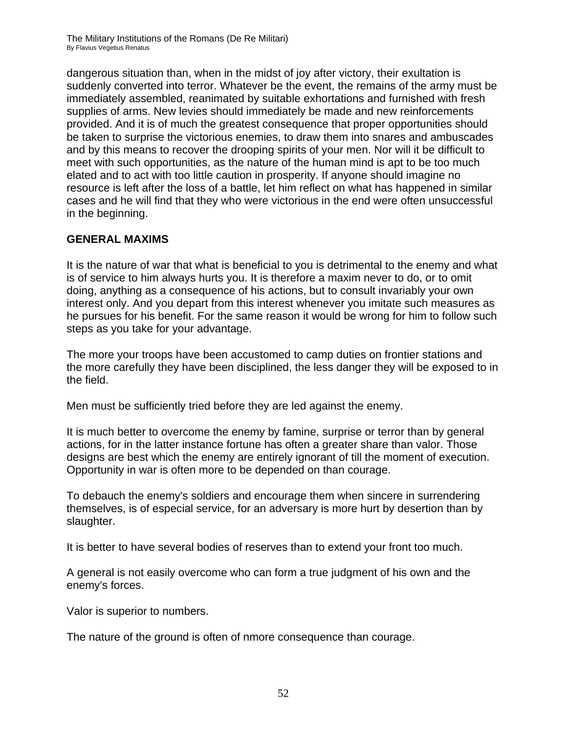dangerous situation than, when in the midst of joy after victory, their exultation is suddenly converted into terror. Whatever be the event, the remains of the army must be immediately assembled, reanimated by suitable exhortations and furnished with fresh supplies of arms. New levies should immediately be made and new reinforcements provided. And it is of much the greatest consequence that proper opportunities should be taken to surprise the victorious enemies, to draw them into snares and ambuscades and by this means to recover the drooping spirits of your men. Nor will it be difficult to meet with such opportunities, as the nature of the human mind is apt to be too much elated and to act with too little caution in prosperity. If anyone should imagine no resource is left after the loss of a battle, let him reflect on what has happened in similar cases and he will find that they who were victorious in the end were often unsuccessful in the beginning.

## GENERAL MAXIMS

It is the nature of war that what is beneficial to you is detrimental to the enemy and what is of service to him always hurts you. It is therefore a maxim never to do, or to omit doing, anything as a consequence of his actions, but to consult invariably your own interest only. And you depart from this interest whenever you imitate such measures as he pursues for his benefit. For the same reason it would be wrong for him to follow such steps as you take for your advantage.

The more your troops have been accustomed to camp duties on frontier stations and the more carefully they have been disciplined, the less danger they will be exposed to in the field.

Men must be sufficiently tried before they are led against the enemy.

It is much better to overcome the enemy by famine, surprise or terror than by general actions, for in the latter instance fortune has often a greater share than valor. Those designs are best which the enemy are entirely ignorant of till the moment of execution. Opportunity in war is often more to be depended on than courage.

To debauch the enemy's soldiers and encourage them when sincere in surrendering themselves, is of especial service, for an adversary is more hurt by desertion than by slaughter.

It is better to have several bodies of reserves than to extend your front too much.

A general is not easily overcome who can form a true judgment of his own and the enemy's forces.

Valor is superior to numbers.

The nature of the ground is often of nmore consequence than courage.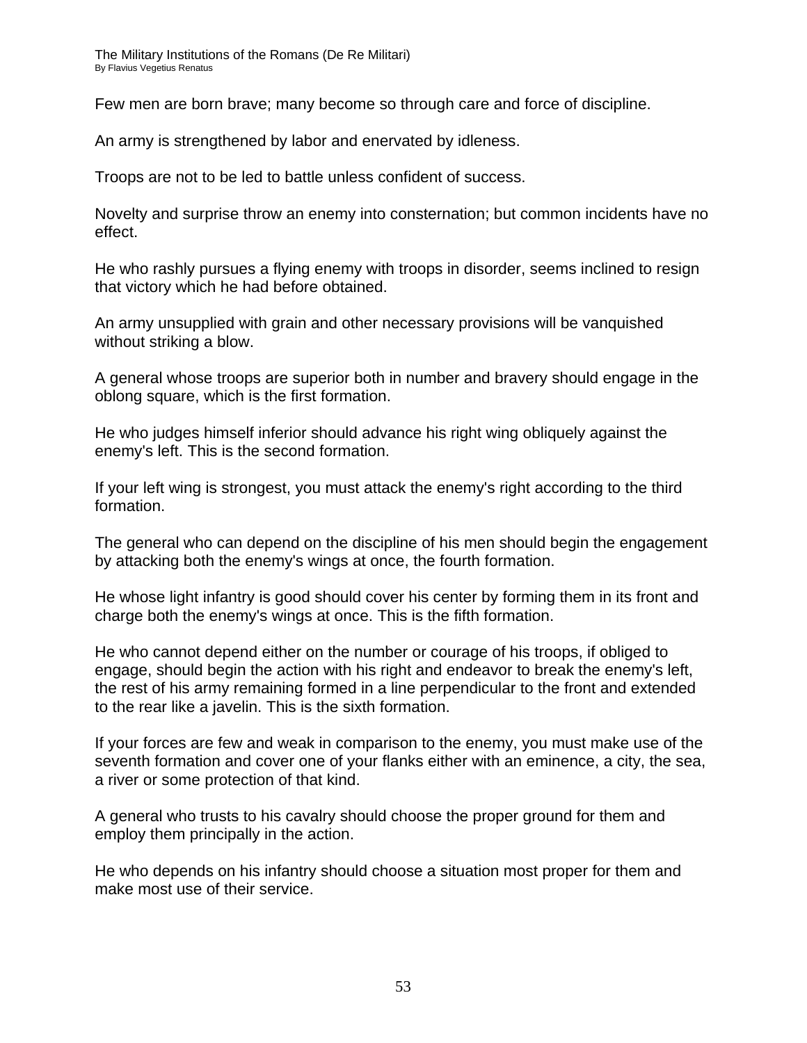Few men are born brave; many become so through care and force of discipline.

An army is strengthened by labor and enervated by idleness.

Troops are not to be led to battle unless confident of success.

Novelty and surprise throw an enemy into consternation; but common incidents have no effect.

He who rashly pursues a flying enemy with troops in disorder, seems inclined to resign that victory which he had before obtained.

An army unsupplied with grain and other necessary provisions will be vanquished without striking a blow.

A general whose troops are superior both in number and bravery should engage in the oblong square, which is the first formation.

He who judges himself inferior should advance his right wing obliquely against the enemy's left. This is the second formation.

If your left wing is strongest, you must attack the enemy's right according to the third formation.

The general who can depend on the discipline of his men should begin the engagement by attacking both the enemy's wings at once, the fourth formation.

He whose light infantry is good should cover his center by forming them in its front and charge both the enemy's wings at once. This is the fifth formation.

He who cannot depend either on the number or courage of his troops, if obliged to engage, should begin the action with his right and endeavor to break the enemy's left, the rest of his army remaining formed in a line perpendicular to the front and extended to the rear like a javelin. This is the sixth formation.

If your forces are few and weak in comparison to the enemy, you must make use of the seventh formation and cover one of your flanks either with an eminence, a city, the sea, a river or some protection of that kind.

A general who trusts to his cavalry should choose the proper ground for them and employ them principally in the action.

He who depends on his infantry should choose a situation most proper for them and make most use of their service.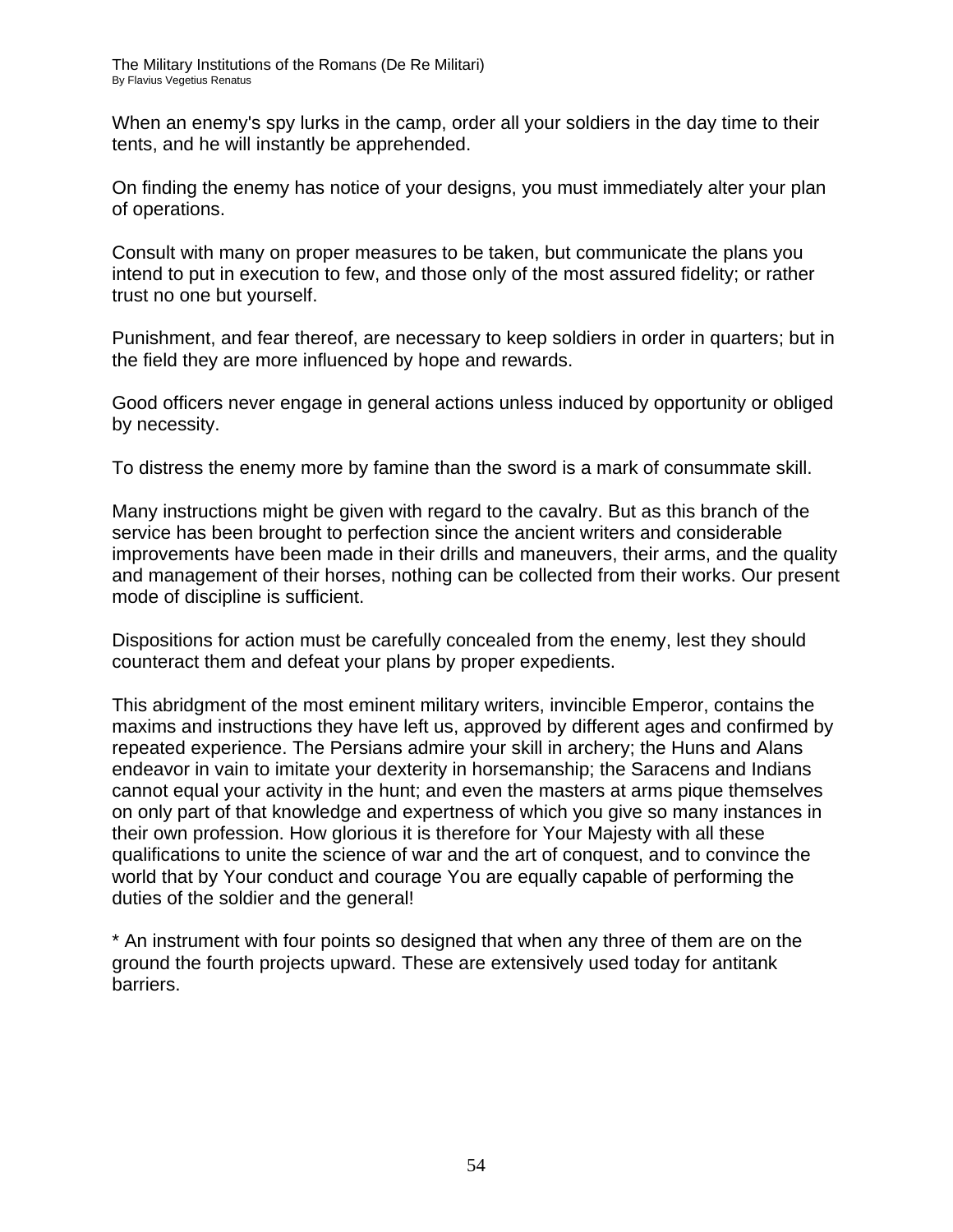When an enemy's spy lurks in the camp, order all your soldiers in the day time to their tents, and he will instantly be apprehended.

On finding the enemy has notice of your designs, you must immediately alter your plan of operations.

Consult with many on proper measures to be taken, but communicate the plans you intend to put in execution to few, and those only of the most assured fidelity; or rather trust no one but yourself.

Punishment, and fear thereof, are necessary to keep soldiers in order in quarters; but in the field they are more influenced by hope and rewards.

Good officers never engage in general actions unless induced by opportunity or obliged by necessity.

To distress the enemy more by famine than the sword is a mark of consummate skill.

Many instructions might be given with regard to the cavalry. But as this branch of the service has been brought to perfection since the ancient writers and considerable improvements have been made in their drills and maneuvers, their arms, and the quality and management of their horses, nothing can be collected from their works. Our present mode of discipline is sufficient.

Dispositions for action must be carefully concealed from the enemy, lest they should counteract them and defeat your plans by proper expedients.

This abridgment of the most eminent military writers, invincible Emperor, contains the maxims and instructions they have left us, approved by different ages and confirmed by repeated experience. The Persians admire your skill in archery; the Huns and Alans endeavor in vain to imitate your dexterity in horsemanship; the Saracens and Indians cannot equal your activity in the hunt; and even the masters at arms pique themselves on only part of that knowledge and expertness of which you give so many instances in their own profession. How glorious it is therefore for Your Majesty with all these qualifications to unite the science of war and the art of conquest, and to convince the world that by Your conduct and courage You are equally capable of performing the duties of the soldier and the general!

* An instrument with four points so designed that when any three of them are on the ground the fourth projects upward. These are extensively used today for antitank barriers.